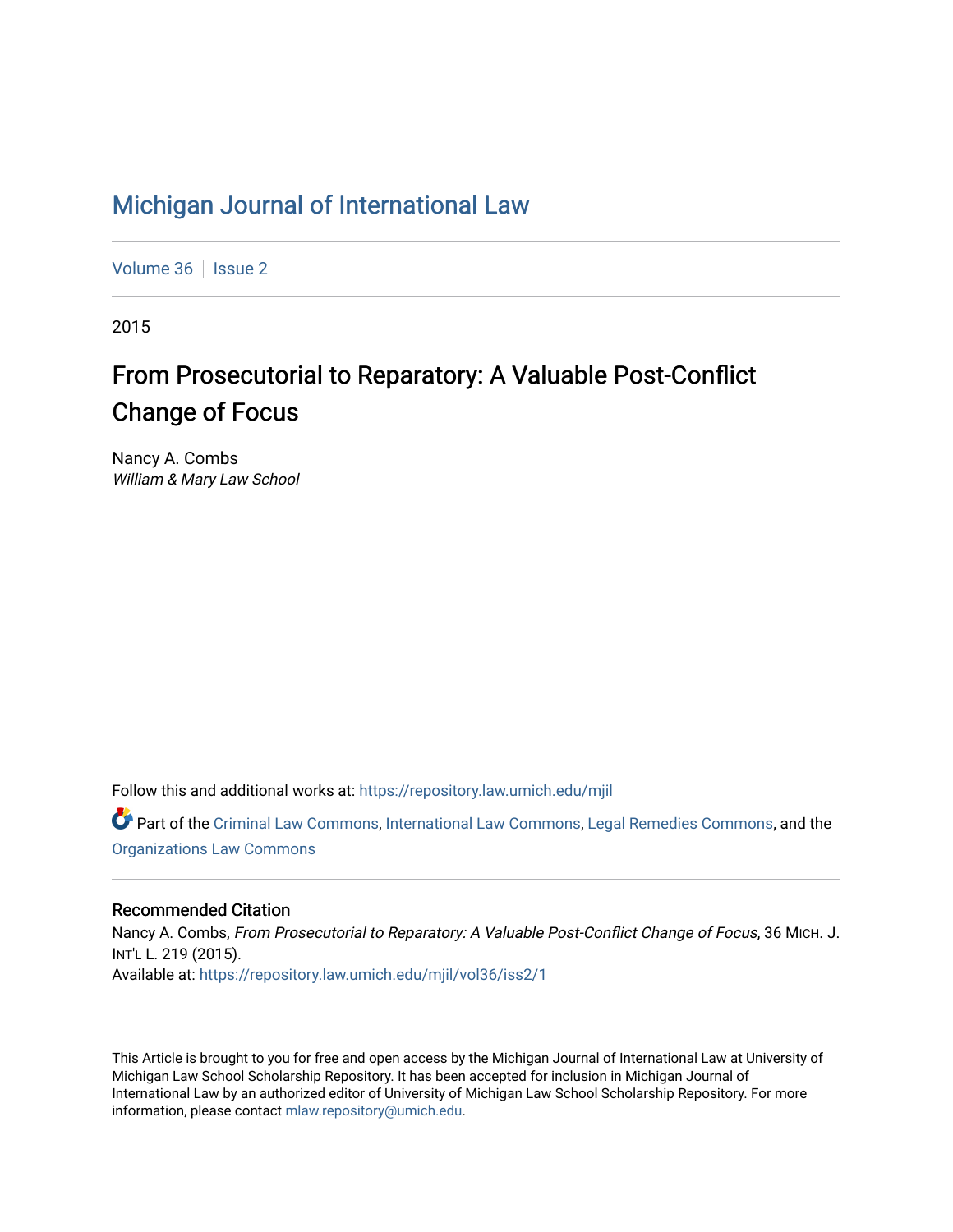# Michigan Journal of International Law

Volume 36 | Issue 2

2015

## From Prosecutorial to Reparatory: A Valuable Post-Conflict Change of Focus

Nancy A. Combs
*William & Mary Law School*

Follow this and additional works at: https://repository.law.umich.edu/mjil

Part of the Criminal Law Commons, International Law Commons, Legal Remedies Commons, and the Organizations Law Commons

### Recommended Citation

Nancy A. Combs, *From Prosecutorial to Reparatory: A Valuable Post-Conflict Change of Focus*, 36 MICH. J. INT'L L. 219 (2015).
Available at: https://repository.law.umich.edu/mjil/vol36/iss2/1

This Article is brought to you for free and open access by the Michigan Journal of International Law at University of Michigan Law School Scholarship Repository. It has been accepted for inclusion in Michigan Journal of International Law by an authorized editor of University of Michigan Law School Scholarship Repository. For more information, please contact mlaw.repository@umich.edu.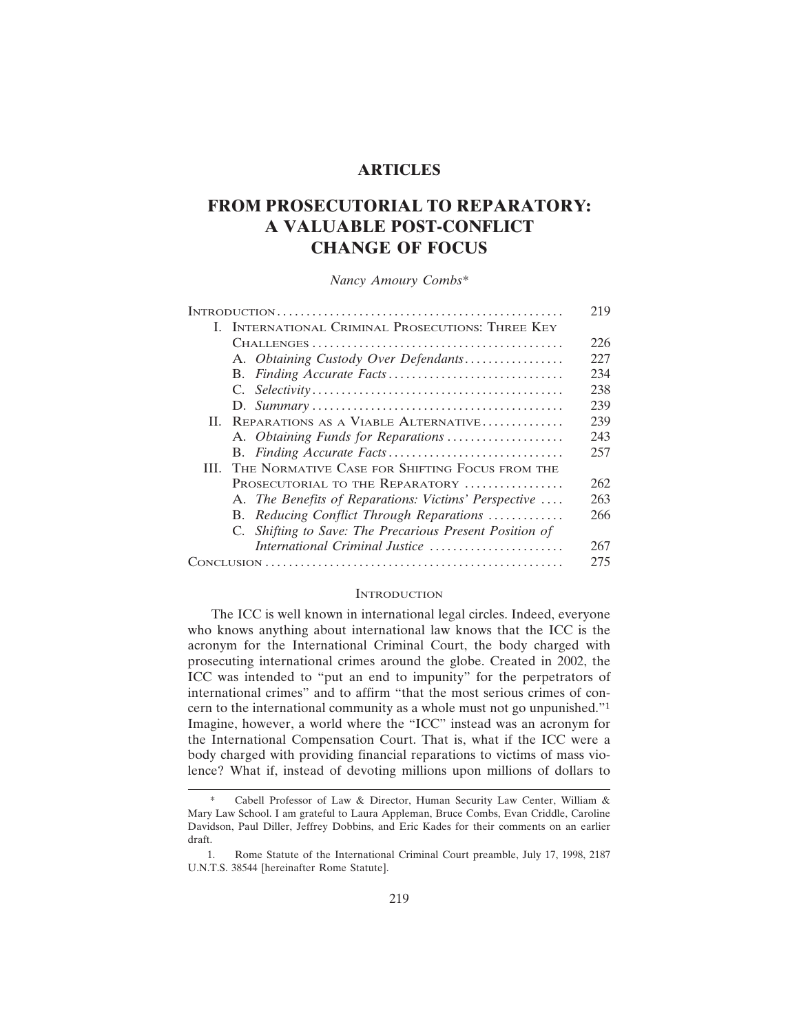**ARTICLES**

# FROM PROSECUTORIAL TO REPARATORY: A VALUABLE POST-CONFLICT CHANGE OF FOCUS

*Nancy Amoury Combs**

| | |
|---|---|
| INTRODUCTION | 219 |
| I. INTERNATIONAL CRIMINAL PROSECUTIONS: THREE KEY CHALLENGES | 226 |
| A. *Obtaining Custody Over Defendants* | 227 |
| B. *Finding Accurate Facts* | 234 |
| C. *Selectivity* | 238 |
| D. *Summary* | 239 |
| II. REPARATIONS AS A VIABLE ALTERNATIVE | 239 |
| A. *Obtaining Funds for Reparations* | 243 |
| B. *Finding Accurate Facts* | 257 |
| III. THE NORMATIVE CASE FOR SHIFTING FOCUS FROM THE PROSECUTORIAL TO THE REPARATORY | 262 |
| A. *The Benefits of Reparations: Victims' Perspective* | 263 |
| B. *Reducing Conflict Through Reparations* | 266 |
| C. *Shifting to Save: The Precarious Present Position of International Criminal Justice* | 267 |
| CONCLUSION | 275 |

## INTRODUCTION

The ICC is well known in international legal circles. Indeed, everyone who knows anything about international law knows that the ICC is the acronym for the International Criminal Court, the body charged with prosecuting international crimes around the globe. Created in 2002, the ICC was intended to "put an end to impunity" for the perpetrators of international crimes" and to affirm "that the most serious crimes of concern to the international community as a whole must not go unpunished."[1] Imagine, however, a world where the "ICC" instead was an acronym for the International Compensation Court. That is, what if the ICC were a body charged with providing financial reparations to victims of mass violence? What if, instead of devoting millions upon millions of dollars to

---

\* Cabell Professor of Law & Director, Human Security Law Center, William & Mary Law School. I am grateful to Laura Appleman, Bruce Combs, Evan Criddle, Caroline Davidson, Paul Diller, Jeffrey Dobbins, and Eric Kades for their comments on an earlier draft.

1. Rome Statute of the International Criminal Court preamble, July 17, 1998, 2187 U.N.T.S. 38544 [hereinafter Rome Statute].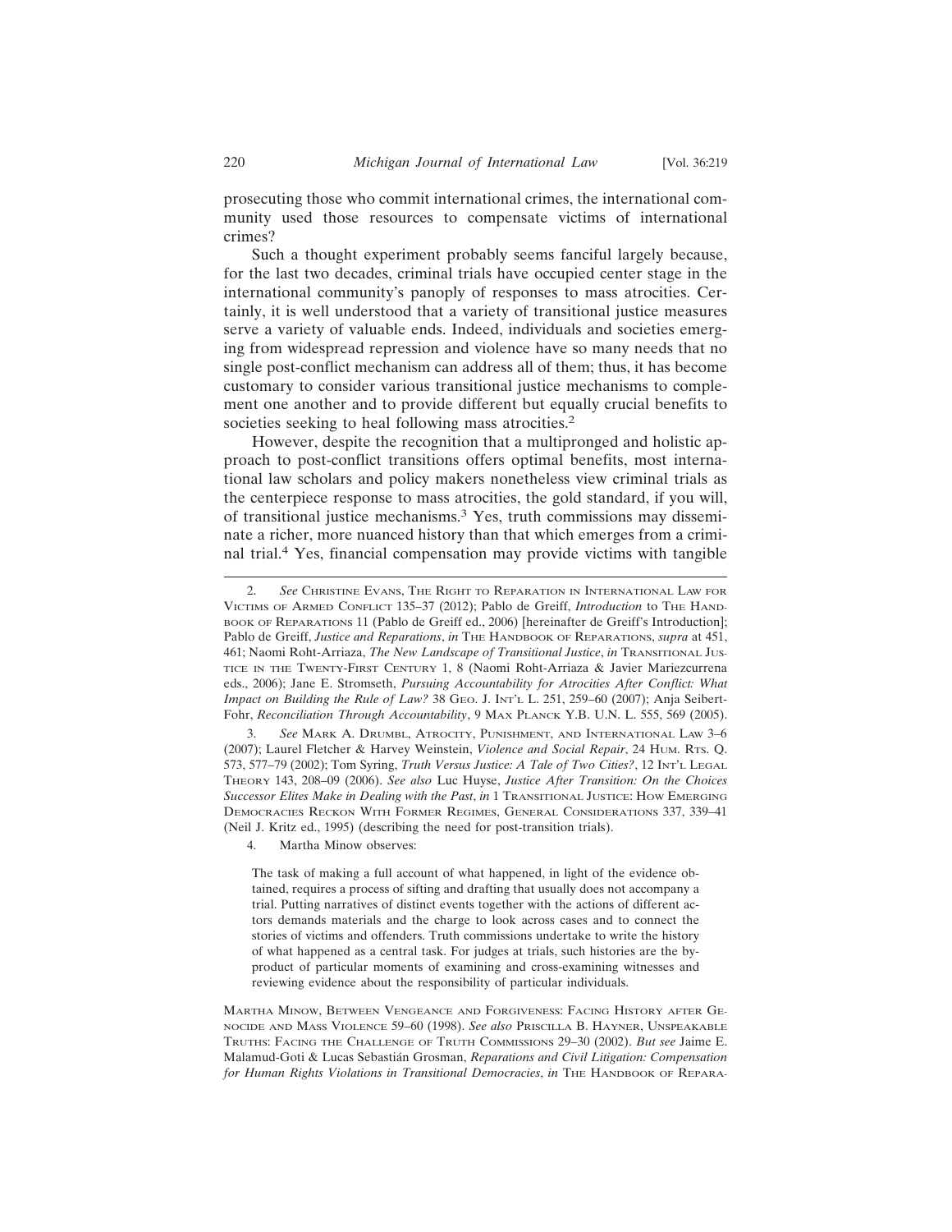prosecuting those who commit international crimes, the international community used those resources to compensate victims of international crimes?

Such a thought experiment probably seems fanciful largely because, for the last two decades, criminal trials have occupied center stage in the international community's panoply of responses to mass atrocities. Certainly, it is well understood that a variety of transitional justice measures serve a variety of valuable ends. Indeed, individuals and societies emerging from widespread repression and violence have so many needs that no single post-conflict mechanism can address all of them; thus, it has become customary to consider various transitional justice mechanisms to complement one another and to provide different but equally crucial benefits to societies seeking to heal following mass atrocities.[2]

However, despite the recognition that a multipronged and holistic approach to post-conflict transitions offers optimal benefits, most international law scholars and policy makers nonetheless view criminal trials as the centerpiece response to mass atrocities, the gold standard, if you will, of transitional justice mechanisms.[3] Yes, truth commissions may disseminate a richer, more nuanced history than that which emerges from a criminal trial.[4] Yes, financial compensation may provide victims with tangible

---

2. *See* Christine Evans, The Right to Reparation in International Law for Victims of Armed Conflict 135–37 (2012); Pablo de Greiff, *Introduction* to The Handbook of Reparations 11 (Pablo de Greiff ed., 2006) [hereinafter de Greiff's Introduction]; Pablo de Greiff, *Justice and Reparations*, *in* The Handbook of Reparations, *supra* at 451, 461; Naomi Roht-Arriaza, *The New Landscape of Transitional Justice*, *in* Transitional Justice in the Twenty-First Century 1, 8 (Naomi Roht-Arriaza & Javier Mariezcurrena eds., 2006); Jane E. Stromseth, *Pursuing Accountability for Atrocities After Conflict: What Impact on Building the Rule of Law?* 38 Geo. J. Int'l L. 251, 259–60 (2007); Anja Seibert-Fohr, *Reconciliation Through Accountability*, 9 Max Planck Y.B. U.N. L. 555, 569 (2005).

3. *See* Mark A. Drumbl, Atrocity, Punishment, and International Law 3–6 (2007); Laurel Fletcher & Harvey Weinstein, *Violence and Social Repair*, 24 Hum. Rts. Q. 573, 577–79 (2002); Tom Syring, *Truth Versus Justice: A Tale of Two Cities?*, 12 Int'l Legal Theory 143, 208–09 (2006). *See also* Luc Huyse, *Justice After Transition: On the Choices Successor Elites Make in Dealing with the Past*, *in* 1 Transitional Justice: How Emerging Democracies Reckon With Former Regimes, General Considerations 337, 339–41 (Neil J. Kritz ed., 1995) (describing the need for post-transition trials).

4. Martha Minow observes:

> The task of making a full account of what happened, in light of the evidence obtained, requires a process of sifting and drafting that usually does not accompany a trial. Putting narratives of distinct events together with the actions of different actors demands materials and the charge to look across cases and to connect the stories of victims and offenders. Truth commissions undertake to write the history of what happened as a central task. For judges at trials, such histories are the by-product of particular moments of examining and cross-examining witnesses and reviewing evidence about the responsibility of particular individuals.

Martha Minow, Between Vengeance and Forgiveness: Facing History after Genocide and Mass Violence 59–60 (1998). *See also* Priscilla B. Hayner, Unspeakable Truths: Facing the Challenge of Truth Commissions 29–30 (2002). *But see* Jaime E. Malamud-Goti & Lucas Sebastián Grosman, *Reparations and Civil Litigation: Compensation for Human Rights Violations in Transitional Democracies*, *in* The Handbook of Repara-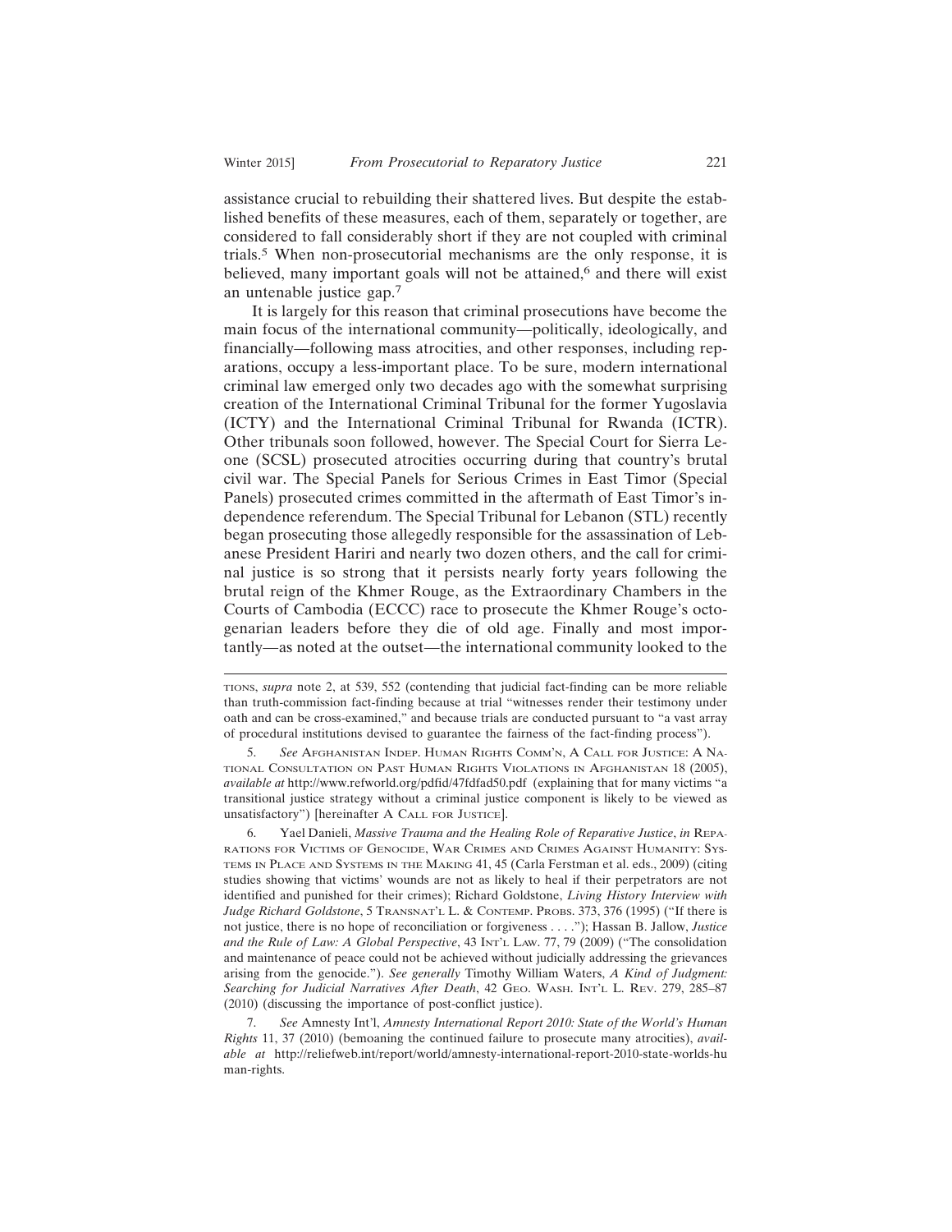assistance crucial to rebuilding their shattered lives. But despite the established benefits of these measures, each of them, separately or together, are considered to fall considerably short if they are not coupled with criminal trials.[5] When non-prosecutorial mechanisms are the only response, it is believed, many important goals will not be attained,[6] and there will exist an untenable justice gap.[7]

It is largely for this reason that criminal prosecutions have become the main focus of the international community—politically, ideologically, and financially—following mass atrocities, and other responses, including reparations, occupy a less-important place. To be sure, modern international criminal law emerged only two decades ago with the somewhat surprising creation of the International Criminal Tribunal for the former Yugoslavia (ICTY) and the International Criminal Tribunal for Rwanda (ICTR). Other tribunals soon followed, however. The Special Court for Sierra Leone (SCSL) prosecuted atrocities occurring during that country's brutal civil war. The Special Panels for Serious Crimes in East Timor (Special Panels) prosecuted crimes committed in the aftermath of East Timor's independence referendum. The Special Tribunal for Lebanon (STL) recently began prosecuting those allegedly responsible for the assassination of Lebanese President Hariri and nearly two dozen others, and the call for criminal justice is so strong that it persists nearly forty years following the brutal reign of the Khmer Rouge, as the Extraordinary Chambers in the Courts of Cambodia (ECCC) race to prosecute the Khmer Rouge's octogenarian leaders before they die of old age. Finally and most importantly—as noted at the outset—the international community looked to the

---

TIONS, *supra* note 2, at 539, 552 (contending that judicial fact-finding can be more reliable than truth-commission fact-finding because at trial "witnesses render their testimony under oath and can be cross-examined," and because trials are conducted pursuant to "a vast array of procedural institutions devised to guarantee the fairness of the fact-finding process").

5. *See* AFGHANISTAN INDEP. HUMAN RIGHTS COMM'N, A CALL FOR JUSTICE: A NATIONAL CONSULTATION ON PAST HUMAN RIGHTS VIOLATIONS IN AFGHANISTAN 18 (2005), *available at* http://www.refworld.org/pdfid/47fdfad50.pdf (explaining that for many victims "a transitional justice strategy without a criminal justice component is likely to be viewed as unsatisfactory") [hereinafter A CALL FOR JUSTICE].

6. Yael Danieli, *Massive Trauma and the Healing Role of Reparative Justice*, *in* REPARATIONS FOR VICTIMS OF GENOCIDE, WAR CRIMES AND CRIMES AGAINST HUMANITY: SYSTEMS IN PLACE AND SYSTEMS IN THE MAKING 41, 45 (Carla Ferstman et al. eds., 2009) (citing studies showing that victims' wounds are not as likely to heal if their perpetrators are not identified and punished for their crimes); Richard Goldstone, *Living History Interview with Judge Richard Goldstone*, 5 TRANSNAT'L L. & CONTEMP. PROBS. 373, 376 (1995) ("If there is not justice, there is no hope of reconciliation or forgiveness . . . ."); Hassan B. Jallow, *Justice and the Rule of Law: A Global Perspective*, 43 INT'L LAW. 77, 79 (2009) ("The consolidation and maintenance of peace could not be achieved without judicially addressing the grievances arising from the genocide."). *See generally* Timothy William Waters, *A Kind of Judgment: Searching for Judicial Narratives After Death*, 42 GEO. WASH. INT'L L. REV. 279, 285–87 (2010) (discussing the importance of post-conflict justice).

7. *See* Amnesty Int'l, *Amnesty International Report 2010: State of the World's Human Rights* 11, 37 (2010) (bemoaning the continued failure to prosecute many atrocities), *available at* http://reliefweb.int/report/world/amnesty-international-report-2010-state-worlds-human-rights.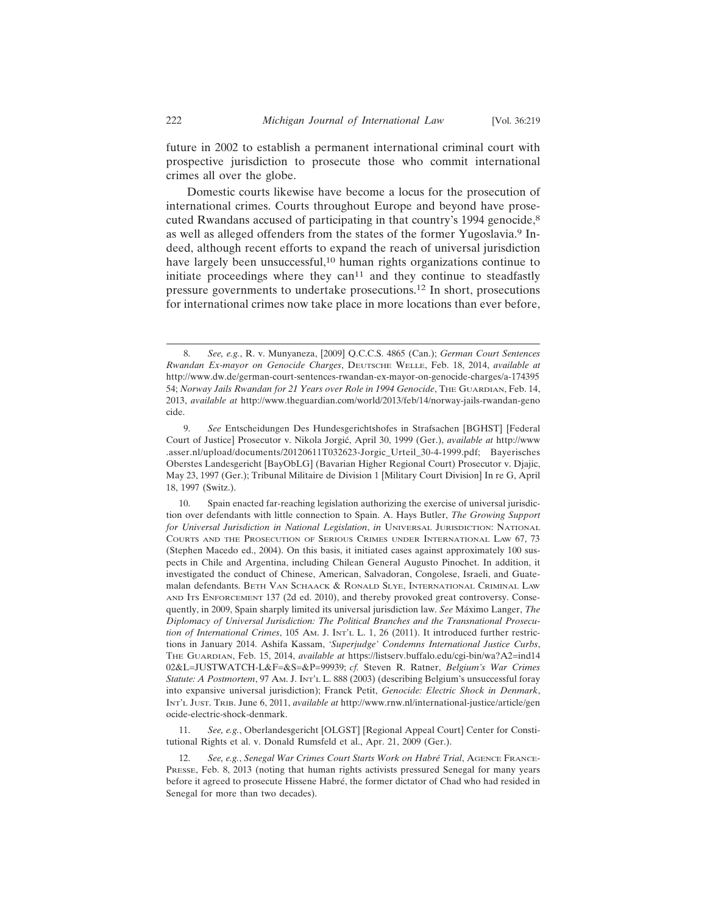future in 2002 to establish a permanent international criminal court with prospective jurisdiction to prosecute those who commit international crimes all over the globe.

Domestic courts likewise have become a locus for the prosecution of international crimes. Courts throughout Europe and beyond have prosecuted Rwandans accused of participating in that country's 1994 genocide,[8] as well as alleged offenders from the states of the former Yugoslavia.[9] Indeed, although recent efforts to expand the reach of universal jurisdiction have largely been unsuccessful,[10] human rights organizations continue to initiate proceedings where they can[11] and they continue to steadfastly pressure governments to undertake prosecutions.[12] In short, prosecutions for international crimes now take place in more locations than ever before,

---

8. *See, e.g.*, R. v. Munyaneza, [2009] Q.C.C.S. 4865 (Can.); *German Court Sentences Rwandan Ex-mayor on Genocide Charges*, Deutsche Welle, Feb. 18, 2014, *available at* http://www.dw.de/german-court-sentences-rwandan-ex-mayor-on-genocide-charges/a-17439554; *Norway Jails Rwandan for 21 Years over Role in 1994 Genocide*, The Guardian, Feb. 14, 2013, *available at* http://www.theguardian.com/world/2013/feb/14/norway-jails-rwandan-genocide.

9. *See* Entscheidungen Des Hundesgerichtshofes in Strafsachen [BGHST] [Federal Court of Justice] Prosecutor v. Nikola Jorgić, April 30, 1999 (Ger.), *available at* http://www.asser.nl/upload/documents/20120611T032623-Jorgic_Urteil_30-4-1999.pdf; Bayerisches Oberstes Landesgericht [BayObLG] (Bavarian Higher Regional Court) Prosecutor v. Djajic, May 23, 1997 (Ger.); Tribunal Militaire de Division 1 [Military Court Division] In re G, April 18, 1997 (Switz.).

10. Spain enacted far-reaching legislation authorizing the exercise of universal jurisdiction over defendants with little connection to Spain. A. Hays Butler, *The Growing Support for Universal Jurisdiction in National Legislation*, *in* Universal Jurisdiction: National Courts and the Prosecution of Serious Crimes under International Law 67, 73 (Stephen Macedo ed., 2004). On this basis, it initiated cases against approximately 100 suspects in Chile and Argentina, including Chilean General Augusto Pinochet. In addition, it investigated the conduct of Chinese, American, Salvadoran, Congolese, Israeli, and Guatemalan defendants. Beth Van Schaack & Ronald Slye, International Criminal Law and Its Enforcement 137 (2d ed. 2010), and thereby provoked great controversy. Consequently, in 2009, Spain sharply limited its universal jurisdiction law. *See* Máximo Langer, *The Diplomacy of Universal Jurisdiction: The Political Branches and the Transnational Prosecution of International Crimes*, 105 Am. J. Int'l L. 1, 26 (2011). It introduced further restrictions in January 2014. Ashifa Kassam, *'Superjudge' Condemns International Justice Curbs*, The Guardian, Feb. 15, 2014, *available at* https://listserv.buffalo.edu/cgi-bin/wa?A2=ind1402&L=JUSTWATCH-L&F=&S=&P=99939; *cf.* Steven R. Ratner, *Belgium's War Crimes Statute: A Postmortem*, 97 Am. J. Int'l L. 888 (2003) (describing Belgium's unsuccessful foray into expansive universal jurisdiction); Franck Petit, *Genocide: Electric Shock in Denmark*, Int'l Just. Trib. June 6, 2011, *available at* http://www.rnw.nl/international-justice/article/genocide-electric-shock-denmark.

11. *See, e.g.*, Oberlandesgericht [OLGST] [Regional Appeal Court] Center for Constitutional Rights et al. v. Donald Rumsfeld et al., Apr. 21, 2009 (Ger.).

12. *See, e.g.*, *Senegal War Crimes Court Starts Work on Habré Trial*, Agence France-Presse, Feb. 8, 2013 (noting that human rights activists pressured Senegal for many years before it agreed to prosecute Hissene Habré, the former dictator of Chad who had resided in Senegal for more than two decades).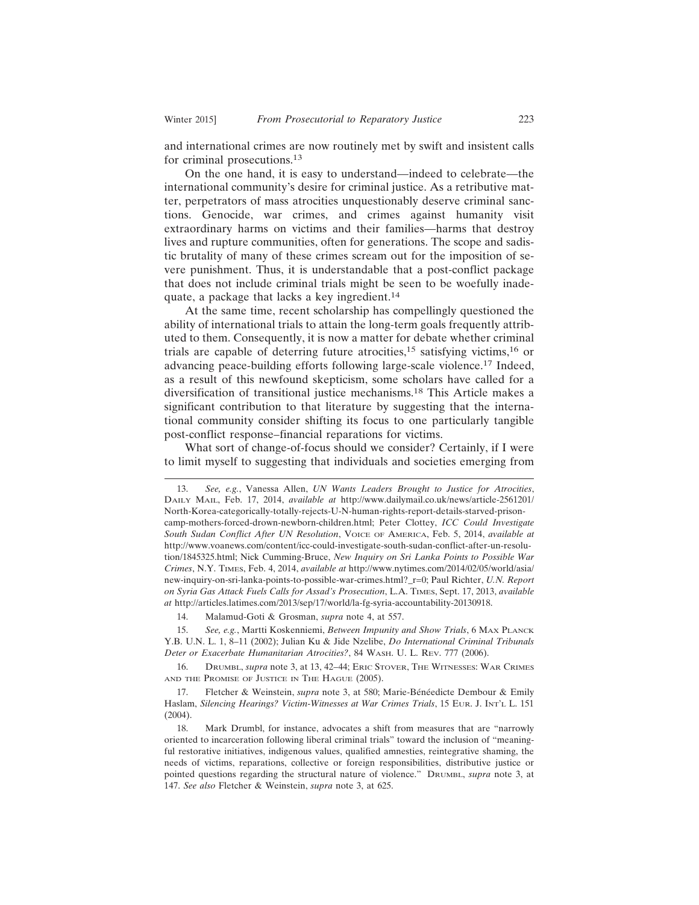and international crimes are now routinely met by swift and insistent calls for criminal prosecutions.[13]

On the one hand, it is easy to understand—indeed to celebrate—the international community's desire for criminal justice. As a retributive matter, perpetrators of mass atrocities unquestionably deserve criminal sanctions. Genocide, war crimes, and crimes against humanity visit extraordinary harms on victims and their families—harms that destroy lives and rupture communities, often for generations. The scope and sadistic brutality of many of these crimes scream out for the imposition of severe punishment. Thus, it is understandable that a post-conflict package that does not include criminal trials might be seen to be woefully inadequate, a package that lacks a key ingredient.[14]

At the same time, recent scholarship has compellingly questioned the ability of international trials to attain the long-term goals frequently attributed to them. Consequently, it is now a matter for debate whether criminal trials are capable of deterring future atrocities,[15] satisfying victims,[16] or advancing peace-building efforts following large-scale violence.[17] Indeed, as a result of this newfound skepticism, some scholars have called for a diversification of transitional justice mechanisms.[18] This Article makes a significant contribution to that literature by suggesting that the international community consider shifting its focus to one particularly tangible post-conflict response–financial reparations for victims.

What sort of change-of-focus should we consider? Certainly, if I were to limit myself to suggesting that individuals and societies emerging from

---

13. *See, e.g.*, Vanessa Allen, *UN Wants Leaders Brought to Justice for Atrocities*, Daily Mail, Feb. 17, 2014, *available at* http://www.dailymail.co.uk/news/article-2561201/North-Korea-categorically-totally-rejects-U-N-human-rights-report-details-starved-prison-camp-mothers-forced-drown-newborn-children.html; Peter Clottey, *ICC Could Investigate South Sudan Conflict After UN Resolution*, Voice of America, Feb. 5, 2014, *available at* http://www.voanews.com/content/icc-could-investigate-south-sudan-conflict-after-un-resolution/1845325.html; Nick Cumming-Bruce, *New Inquiry on Sri Lanka Points to Possible War Crimes*, N.Y. Times, Feb. 4, 2014, *available at* http://www.nytimes.com/2014/02/05/world/asia/new-inquiry-on-sri-lanka-points-to-possible-war-crimes.html?_r=0; Paul Richter, *U.N. Report on Syria Gas Attack Fuels Calls for Assad's Prosecution*, L.A. Times, Sept. 17, 2013, *available at* http://articles.latimes.com/2013/sep/17/world/la-fg-syria-accountability-20130918.

14. Malamud-Goti & Grosman, *supra* note 4, at 557.

15. *See, e.g.*, Martti Koskenniemi, *Between Impunity and Show Trials*, 6 Max Planck Y.B. U.N. L. 1, 8–11 (2002); Julian Ku & Jide Nzelibe, *Do International Criminal Tribunals Deter or Exacerbate Humanitarian Atrocities?*, 84 Wash. U. L. Rev. 777 (2006).

16. Drumbl, *supra* note 3, at 13, 42–44; Eric Stover, The Witnesses: War Crimes and the Promise of Justice in The Hague (2005).

17. Fletcher & Weinstein, *supra* note 3, at 580; Marie-Bénéedicte Dembour & Emily Haslam, *Silencing Hearings? Victim-Witnesses at War Crimes Trials*, 15 Eur. J. Int'l L. 151 (2004).

18. Mark Drumbl, for instance, advocates a shift from measures that are "narrowly oriented to incarceration following liberal criminal trials" toward the inclusion of "meaningful restorative initiatives, indigenous values, qualified amnesties, reintegrative shaming, the needs of victims, reparations, collective or foreign responsibilities, distributive justice or pointed questions regarding the structural nature of violence." Drumbl, *supra* note 3, at 147. *See also* Fletcher & Weinstein, *supra* note 3, at 625.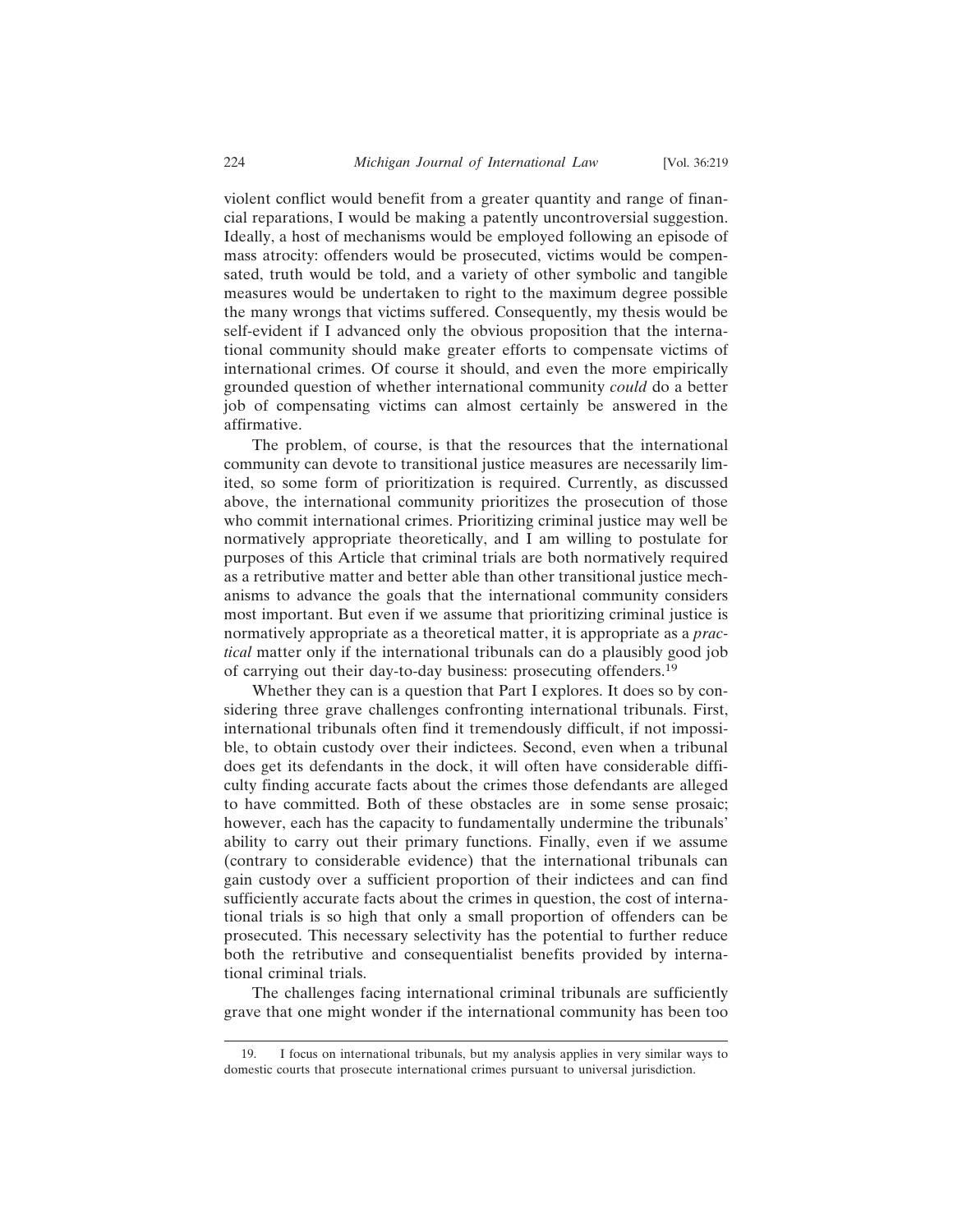violent conflict would benefit from a greater quantity and range of financial reparations, I would be making a patently uncontroversial suggestion. Ideally, a host of mechanisms would be employed following an episode of mass atrocity: offenders would be prosecuted, victims would be compensated, truth would be told, and a variety of other symbolic and tangible measures would be undertaken to right to the maximum degree possible the many wrongs that victims suffered. Consequently, my thesis would be self-evident if I advanced only the obvious proposition that the international community should make greater efforts to compensate victims of international crimes. Of course it should, and even the more empirically grounded question of whether international community *could* do a better job of compensating victims can almost certainly be answered in the affirmative.

The problem, of course, is that the resources that the international community can devote to transitional justice measures are necessarily limited, so some form of prioritization is required. Currently, as discussed above, the international community prioritizes the prosecution of those who commit international crimes. Prioritizing criminal justice may well be normatively appropriate theoretically, and I am willing to postulate for purposes of this Article that criminal trials are both normatively required as a retributive matter and better able than other transitional justice mechanisms to advance the goals that the international community considers most important. But even if we assume that prioritizing criminal justice is normatively appropriate as a theoretical matter, it is appropriate as a *practical* matter only if the international tribunals can do a plausibly good job of carrying out their day-to-day business: prosecuting offenders.[19]

Whether they can is a question that Part I explores. It does so by considering three grave challenges confronting international tribunals. First, international tribunals often find it tremendously difficult, if not impossible, to obtain custody over their indictees. Second, even when a tribunal does get its defendants in the dock, it will often have considerable difficulty finding accurate facts about the crimes those defendants are alleged to have committed. Both of these obstacles are in some sense prosaic; however, each has the capacity to fundamentally undermine the tribunals' ability to carry out their primary functions. Finally, even if we assume (contrary to considerable evidence) that the international tribunals can gain custody over a sufficient proportion of their indictees and can find sufficiently accurate facts about the crimes in question, the cost of international trials is so high that only a small proportion of offenders can be prosecuted. This necessary selectivity has the potential to further reduce both the retributive and consequentialist benefits provided by international criminal trials.

The challenges facing international criminal tribunals are sufficiently grave that one might wonder if the international community has been too

19. I focus on international tribunals, but my analysis applies in very similar ways to domestic courts that prosecute international crimes pursuant to universal jurisdiction.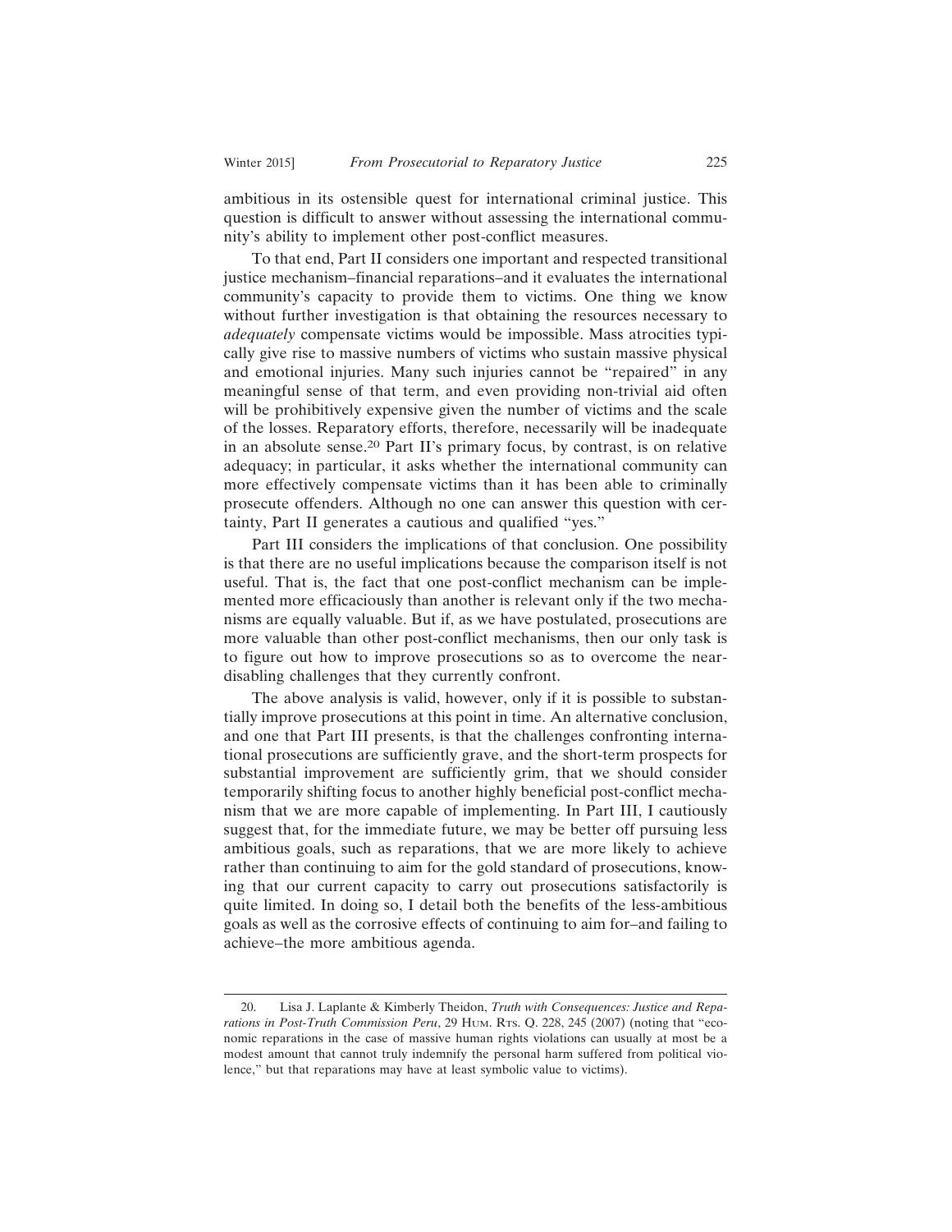ambitious in its ostensible quest for international criminal justice. This question is difficult to answer without assessing the international community's ability to implement other post-conflict measures.

To that end, Part II considers one important and respected transitional justice mechanism–financial reparations–and it evaluates the international community's capacity to provide them to victims. One thing we know without further investigation is that obtaining the resources necessary to *adequately* compensate victims would be impossible. Mass atrocities typically give rise to massive numbers of victims who sustain massive physical and emotional injuries. Many such injuries cannot be "repaired" in any meaningful sense of that term, and even providing non-trivial aid often will be prohibitively expensive given the number of victims and the scale of the losses. Reparatory efforts, therefore, necessarily will be inadequate in an absolute sense.[20] Part II's primary focus, by contrast, is on relative adequacy; in particular, it asks whether the international community can more effectively compensate victims than it has been able to criminally prosecute offenders. Although no one can answer this question with certainty, Part II generates a cautious and qualified "yes."

Part III considers the implications of that conclusion. One possibility is that there are no useful implications because the comparison itself is not useful. That is, the fact that one post-conflict mechanism can be implemented more efficaciously than another is relevant only if the two mechanisms are equally valuable. But if, as we have postulated, prosecutions are more valuable than other post-conflict mechanisms, then our only task is to figure out how to improve prosecutions so as to overcome the near-disabling challenges that they currently confront.

The above analysis is valid, however, only if it is possible to substantially improve prosecutions at this point in time. An alternative conclusion, and one that Part III presents, is that the challenges confronting international prosecutions are sufficiently grave, and the short-term prospects for substantial improvement are sufficiently grim, that we should consider temporarily shifting focus to another highly beneficial post-conflict mechanism that we are more capable of implementing. In Part III, I cautiously suggest that, for the immediate future, we may be better off pursuing less ambitious goals, such as reparations, that we are more likely to achieve rather than continuing to aim for the gold standard of prosecutions, knowing that our current capacity to carry out prosecutions satisfactorily is quite limited. In doing so, I detail both the benefits of the less-ambitious goals as well as the corrosive effects of continuing to aim for–and failing to achieve–the more ambitious agenda.

20. Lisa J. Laplante & Kimberly Theidon, *Truth with Consequences: Justice and Reparations in Post-Truth Commission Peru*, 29 Hum. Rts. Q. 228, 245 (2007) (noting that "economic reparations in the case of massive human rights violations can usually at most be a modest amount that cannot truly indemnify the personal harm suffered from political violence," but that reparations may have at least symbolic value to victims).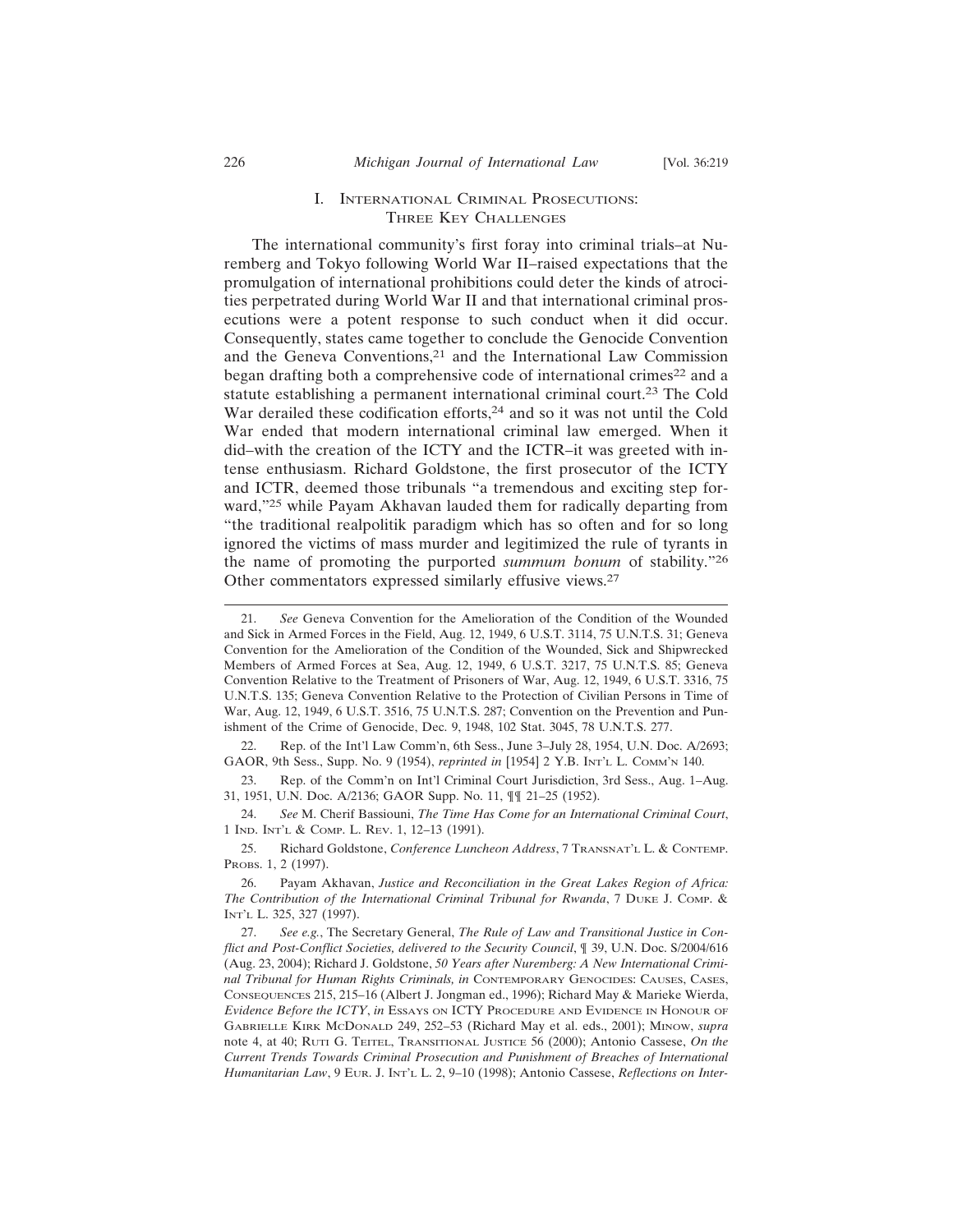## I. International Criminal Prosecutions: Three Key Challenges

The international community's first foray into criminal trials–at Nuremberg and Tokyo following World War II–raised expectations that the promulgation of international prohibitions could deter the kinds of atrocities perpetrated during World War II and that international criminal prosecutions were a potent response to such conduct when it did occur. Consequently, states came together to conclude the Genocide Convention and the Geneva Conventions,[21] and the International Law Commission began drafting both a comprehensive code of international crimes[22] and a statute establishing a permanent international criminal court.[23] The Cold War derailed these codification efforts,[24] and so it was not until the Cold War ended that modern international criminal law emerged. When it did–with the creation of the ICTY and the ICTR–it was greeted with intense enthusiasm. Richard Goldstone, the first prosecutor of the ICTY and ICTR, deemed those tribunals "a tremendous and exciting step forward,"[25] while Payam Akhavan lauded them for radically departing from "the traditional realpolitik paradigm which has so often and for so long ignored the victims of mass murder and legitimized the rule of tyrants in the name of promoting the purported *summum bonum* of stability."[26] Other commentators expressed similarly effusive views.[27]

---

21. *See* Geneva Convention for the Amelioration of the Condition of the Wounded and Sick in Armed Forces in the Field, Aug. 12, 1949, 6 U.S.T. 3114, 75 U.N.T.S. 31; Geneva Convention for the Amelioration of the Condition of the Wounded, Sick and Shipwrecked Members of Armed Forces at Sea, Aug. 12, 1949, 6 U.S.T. 3217, 75 U.N.T.S. 85; Geneva Convention Relative to the Treatment of Prisoners of War, Aug. 12, 1949, 6 U.S.T. 3316, 75 U.N.T.S. 135; Geneva Convention Relative to the Protection of Civilian Persons in Time of War, Aug. 12, 1949, 6 U.S.T. 3516, 75 U.N.T.S. 287; Convention on the Prevention and Punishment of the Crime of Genocide, Dec. 9, 1948, 102 Stat. 3045, 78 U.N.T.S. 277.

22. Rep. of the Int'l Law Comm'n, 6th Sess., June 3–July 28, 1954, U.N. Doc. A/2693; GAOR, 9th Sess., Supp. No. 9 (1954), *reprinted in* [1954] 2 Y.B. Int'l L. Comm'n 140.

23. Rep. of the Comm'n on Int'l Criminal Court Jurisdiction, 3rd Sess., Aug. 1–Aug. 31, 1951, U.N. Doc. A/2136; GAOR Supp. No. 11, ¶¶ 21–25 (1952).

24. *See* M. Cherif Bassiouni, *The Time Has Come for an International Criminal Court*, 1 Ind. Int'l & Comp. L. Rev. 1, 12–13 (1991).

25. Richard Goldstone, *Conference Luncheon Address*, 7 Transnat'l L. & Contemp. Probs. 1, 2 (1997).

26. Payam Akhavan, *Justice and Reconciliation in the Great Lakes Region of Africa: The Contribution of the International Criminal Tribunal for Rwanda*, 7 Duke J. Comp. & Int'l L. 325, 327 (1997).

27. *See e.g.*, The Secretary General, *The Rule of Law and Transitional Justice in Conflict and Post-Conflict Societies, delivered to the Security Council*, ¶ 39, U.N. Doc. S/2004/616 (Aug. 23, 2004); Richard J. Goldstone, *50 Years after Nuremberg: A New International Criminal Tribunal for Human Rights Criminals, in* Contemporary Genocides: Causes, Cases, Consequences 215, 215–16 (Albert J. Jongman ed., 1996); Richard May & Marieke Wierda, *Evidence Before the ICTY*, *in* Essays on ICTY Procedure and Evidence in Honour of Gabrielle Kirk McDonald 249, 252–53 (Richard May et al. eds., 2001); Minow, *supra* note 4, at 40; Ruti G. Teitel, Transitional Justice 56 (2000); Antonio Cassese, *On the Current Trends Towards Criminal Prosecution and Punishment of Breaches of International Humanitarian Law*, 9 Eur. J. Int'l L. 2, 9–10 (1998); Antonio Cassese, *Reflections on Inter-*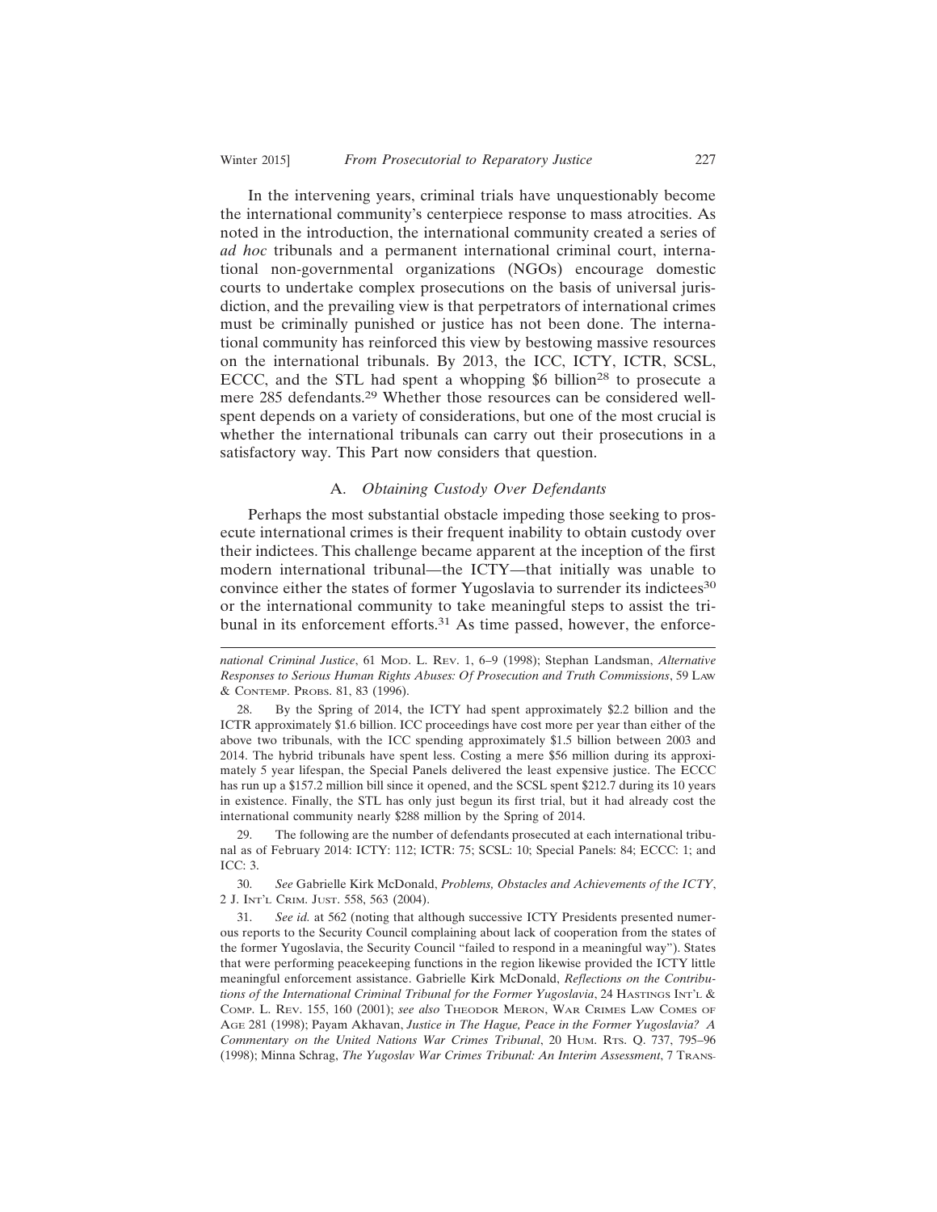In the intervening years, criminal trials have unquestionably become the international community's centerpiece response to mass atrocities. As noted in the introduction, the international community created a series of *ad hoc* tribunals and a permanent international criminal court, international non-governmental organizations (NGOs) encourage domestic courts to undertake complex prosecutions on the basis of universal jurisdiction, and the prevailing view is that perpetrators of international crimes must be criminally punished or justice has not been done. The international community has reinforced this view by bestowing massive resources on the international tribunals. By 2013, the ICC, ICTY, ICTR, SCSL, ECCC, and the STL had spent a whopping $6 billion[28] to prosecute a mere 285 defendants.[29] Whether those resources can be considered well-spent depends on a variety of considerations, but one of the most crucial is whether the international tribunals can carry out their prosecutions in a satisfactory way. This Part now considers that question.

### A. *Obtaining Custody Over Defendants*

Perhaps the most substantial obstacle impeding those seeking to prosecute international crimes is their frequent inability to obtain custody over their indictees. This challenge became apparent at the inception of the first modern international tribunal—the ICTY—that initially was unable to convince either the states of former Yugoslavia to surrender its indictees[30] or the international community to take meaningful steps to assist the tribunal in its enforcement efforts.[31] As time passed, however, the enforce-

---

*national Criminal Justice*, 61 Mod. L. Rev. 1, 6–9 (1998); Stephan Landsman, *Alternative Responses to Serious Human Rights Abuses: Of Prosecution and Truth Commissions*, 59 Law & Contemp. Probs. 81, 83 (1996).

28. By the Spring of 2014, the ICTY had spent approximately $2.2 billion and the ICTR approximately $1.6 billion. ICC proceedings have cost more per year than either of the above two tribunals, with the ICC spending approximately $1.5 billion between 2003 and 2014. The hybrid tribunals have spent less. Costing a mere $56 million during its approximately 5 year lifespan, the Special Panels delivered the least expensive justice. The ECCC has run up a $157.2 million bill since it opened, and the SCSL spent $212.7 during its 10 years in existence. Finally, the STL has only just begun its first trial, but it had already cost the international community nearly $288 million by the Spring of 2014.

29. The following are the number of defendants prosecuted at each international tribunal as of February 2014: ICTY: 112; ICTR: 75; SCSL: 10; Special Panels: 84; ECCC: 1; and ICC: 3.

30. *See* Gabrielle Kirk McDonald, *Problems, Obstacles and Achievements of the ICTY*, 2 J. Int'l Crim. Just. 558, 563 (2004).

31. *See id.* at 562 (noting that although successive ICTY Presidents presented numerous reports to the Security Council complaining about lack of cooperation from the states of the former Yugoslavia, the Security Council "failed to respond in a meaningful way"). States that were performing peacekeeping functions in the region likewise provided the ICTY little meaningful enforcement assistance. Gabrielle Kirk McDonald, *Reflections on the Contributions of the International Criminal Tribunal for the Former Yugoslavia*, 24 Hastings Int'l & Comp. L. Rev. 155, 160 (2001); *see also* Theodor Meron, War Crimes Law Comes of Age 281 (1998); Payam Akhavan, *Justice in The Hague, Peace in the Former Yugoslavia? A Commentary on the United Nations War Crimes Tribunal*, 20 Hum. Rts. Q. 737, 795–96 (1998); Minna Schrag, *The Yugoslav War Crimes Tribunal: An Interim Assessment*, 7 Trans-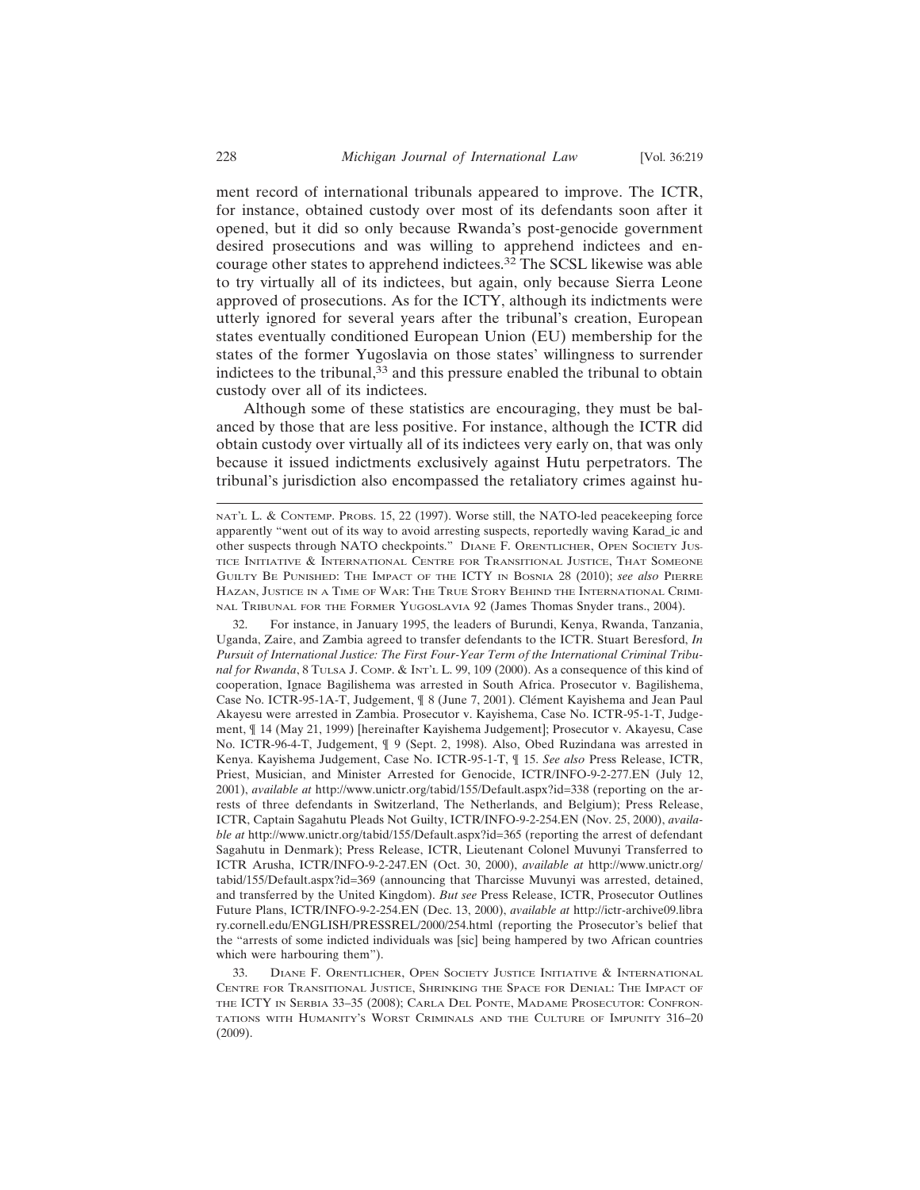ment record of international tribunals appeared to improve. The ICTR, for instance, obtained custody over most of its defendants soon after it opened, but it did so only because Rwanda's post-genocide government desired prosecutions and was willing to apprehend indictees and encourage other states to apprehend indictees.[32] The SCSL likewise was able to try virtually all of its indictees, but again, only because Sierra Leone approved of prosecutions. As for the ICTY, although its indictments were utterly ignored for several years after the tribunal's creation, European states eventually conditioned European Union (EU) membership for the states of the former Yugoslavia on those states' willingness to surrender indictees to the tribunal,[33] and this pressure enabled the tribunal to obtain custody over all of its indictees.

Although some of these statistics are encouraging, they must be balanced by those that are less positive. For instance, although the ICTR did obtain custody over virtually all of its indictees very early on, that was only because it issued indictments exclusively against Hutu perpetrators. The tribunal's jurisdiction also encompassed the retaliatory crimes against hu-

---

NAT'L L. & CONTEMP. PROBS. 15, 22 (1997). Worse still, the NATO-led peacekeeping force apparently "went out of its way to avoid arresting suspects, reportedly waving Karad_ic and other suspects through NATO checkpoints." DIANE F. ORENTLICHER, OPEN SOCIETY JUSTICE INITIATIVE & INTERNATIONAL CENTRE FOR TRANSITIONAL JUSTICE, THAT SOMEONE GUILTY BE PUNISHED: THE IMPACT OF THE ICTY IN BOSNIA 28 (2010); *see also* PIERRE HAZAN, JUSTICE IN A TIME OF WAR: THE TRUE STORY BEHIND THE INTERNATIONAL CRIMINAL TRIBUNAL FOR THE FORMER YUGOSLAVIA 92 (James Thomas Snyder trans., 2004).

32. For instance, in January 1995, the leaders of Burundi, Kenya, Rwanda, Tanzania, Uganda, Zaire, and Zambia agreed to transfer defendants to the ICTR. Stuart Beresford, *In Pursuit of International Justice: The First Four-Year Term of the International Criminal Tribunal for Rwanda*, 8 TULSA J. COMP. & INT'L L. 99, 109 (2000). As a consequence of this kind of cooperation, Ignace Bagilishema was arrested in South Africa. Prosecutor v. Bagilishema, Case No. ICTR-95-1A-T, Judgement, ¶ 8 (June 7, 2001). Clément Kayishema and Jean Paul Akayesu were arrested in Zambia. Prosecutor v. Kayishema, Case No. ICTR-95-1-T, Judgement, ¶ 14 (May 21, 1999) [hereinafter Kayishema Judgement]; Prosecutor v. Akayesu, Case No. ICTR-96-4-T, Judgement, ¶ 9 (Sept. 2, 1998). Also, Obed Ruzindana was arrested in Kenya. Kayishema Judgement, Case No. ICTR-95-1-T, ¶ 15. *See also* Press Release, ICTR, Priest, Musician, and Minister Arrested for Genocide, ICTR/INFO-9-2-277.EN (July 12, 2001), *available at* http://www.unictr.org/tabid/155/Default.aspx?id=338 (reporting on the arrests of three defendants in Switzerland, The Netherlands, and Belgium); Press Release, ICTR, Captain Sagahutu Pleads Not Guilty, ICTR/INFO-9-2-254.EN (Nov. 25, 2000), *available at* http://www.unictr.org/tabid/155/Default.aspx?id=365 (reporting the arrest of defendant Sagahutu in Denmark); Press Release, ICTR, Lieutenant Colonel Muvunyi Transferred to ICTR Arusha, ICTR/INFO-9-2-247.EN (Oct. 30, 2000), *available at* http://www.unictr.org/tabid/155/Default.aspx?id=369 (announcing that Tharcisse Muvunyi was arrested, detained, and transferred by the United Kingdom). *But see* Press Release, ICTR, Prosecutor Outlines Future Plans, ICTR/INFO-9-2-254.EN (Dec. 13, 2000), *available at* http://ictr-archive09.library.cornell.edu/ENGLISH/PRESSREL/2000/254.html (reporting the Prosecutor's belief that the "arrests of some indicted individuals was [sic] being hampered by two African countries which were harbouring them").

33. DIANE F. ORENTLICHER, OPEN SOCIETY JUSTICE INITIATIVE & INTERNATIONAL CENTRE FOR TRANSITIONAL JUSTICE, SHRINKING THE SPACE FOR DENIAL: THE IMPACT OF THE ICTY IN SERBIA 33–35 (2008); CARLA DEL PONTE, MADAME PROSECUTOR: CONFRONTATIONS WITH HUMANITY'S WORST CRIMINALS AND THE CULTURE OF IMPUNITY 316–20 (2009).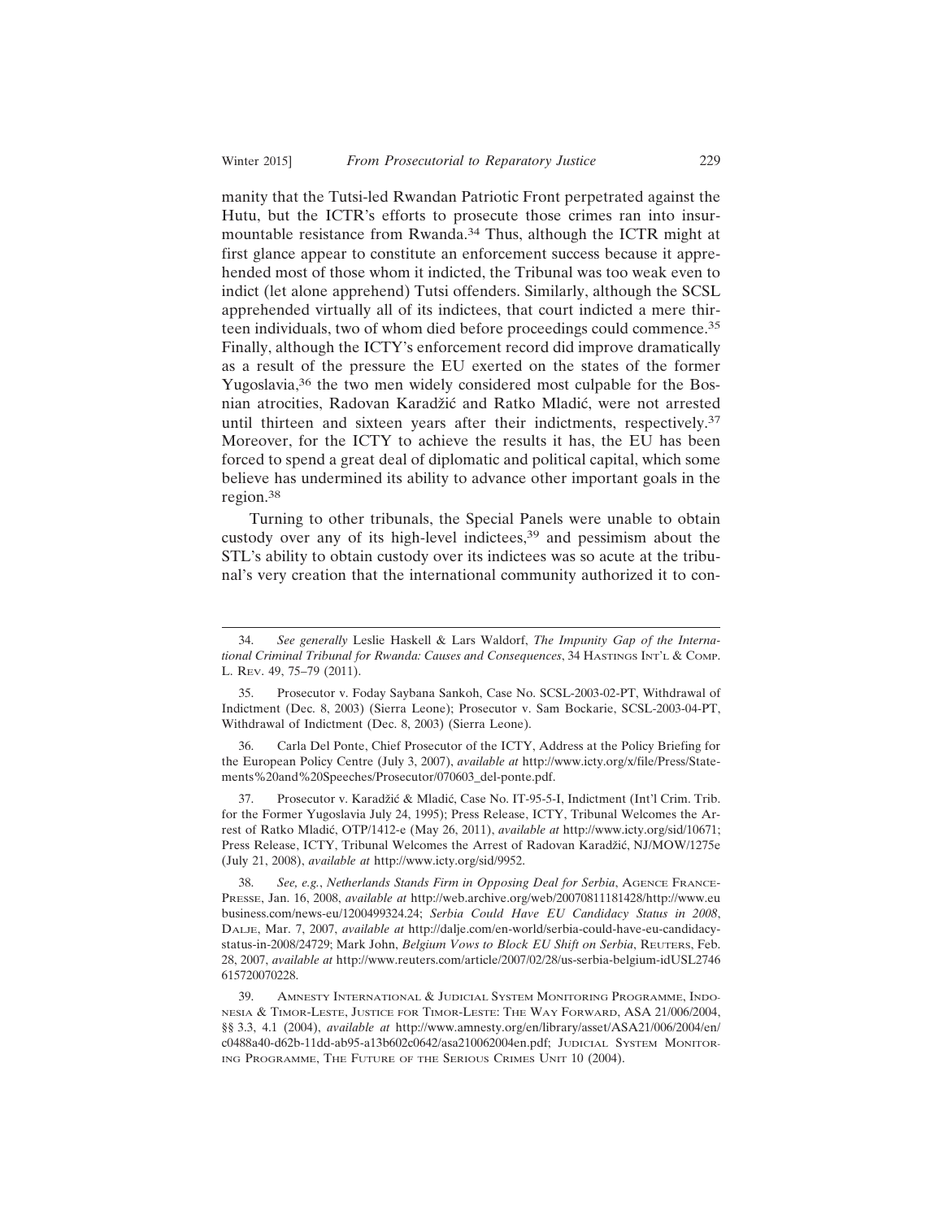manity that the Tutsi-led Rwandan Patriotic Front perpetrated against the Hutu, but the ICTR's efforts to prosecute those crimes ran into insurmountable resistance from Rwanda.[34] Thus, although the ICTR might at first glance appear to constitute an enforcement success because it apprehended most of those whom it indicted, the Tribunal was too weak even to indict (let alone apprehend) Tutsi offenders. Similarly, although the SCSL apprehended virtually all of its indictees, that court indicted a mere thirteen individuals, two of whom died before proceedings could commence.[35] Finally, although the ICTY's enforcement record did improve dramatically as a result of the pressure the EU exerted on the states of the former Yugoslavia,[36] the two men widely considered most culpable for the Bosnian atrocities, Radovan Karadžić and Ratko Mladić, were not arrested until thirteen and sixteen years after their indictments, respectively.[37] Moreover, for the ICTY to achieve the results it has, the EU has been forced to spend a great deal of diplomatic and political capital, which some believe has undermined its ability to advance other important goals in the region.[38]

Turning to other tribunals, the Special Panels were unable to obtain custody over any of its high-level indictees,[39] and pessimism about the STL's ability to obtain custody over its indictees was so acute at the tribunal's very creation that the international community authorized it to con-

---

34. *See generally* Leslie Haskell & Lars Waldorf, *The Impunity Gap of the International Criminal Tribunal for Rwanda: Causes and Consequences*, 34 Hastings Int'l & Comp. L. Rev. 49, 75–79 (2011).

35. Prosecutor v. Foday Saybana Sankoh, Case No. SCSL-2003-02-PT, Withdrawal of Indictment (Dec. 8, 2003) (Sierra Leone); Prosecutor v. Sam Bockarie, SCSL-2003-04-PT, Withdrawal of Indictment (Dec. 8, 2003) (Sierra Leone).

36. Carla Del Ponte, Chief Prosecutor of the ICTY, Address at the Policy Briefing for the European Policy Centre (July 3, 2007), *available at* http://www.icty.org/x/file/Press/Statements%20and%20Speeches/Prosecutor/070603_del-ponte.pdf.

37. Prosecutor v. Karadžić & Mladić, Case No. IT-95-5-I, Indictment (Int'l Crim. Trib. for the Former Yugoslavia July 24, 1995); Press Release, ICTY, Tribunal Welcomes the Arrest of Ratko Mladić, OTP/1412-e (May 26, 2011), *available at* http://www.icty.org/sid/10671; Press Release, ICTY, Tribunal Welcomes the Arrest of Radovan Karadžić, NJ/MOW/1275e (July 21, 2008), *available at* http://www.icty.org/sid/9952.

38. *See, e.g.*, *Netherlands Stands Firm in Opposing Deal for Serbia*, Agence France-Presse, Jan. 16, 2008, *available at* http://web.archive.org/web/20070811181428/http://www.eubusiness.com/news-eu/1200499324.24; *Serbia Could Have EU Candidacy Status in 2008*, Dalje, Mar. 7, 2007, *available at* http://dalje.com/en-world/serbia-could-have-eu-candidacy-status-in-2008/24729; Mark John, *Belgium Vows to Block EU Shift on Serbia*, Reuters, Feb. 28, 2007, *available at* http://www.reuters.com/article/2007/02/28/us-serbia-belgium-idUSL2746615720070228.

39. Amnesty International & Judicial System Monitoring Programme, Indonesia & Timor-Leste, Justice for Timor-Leste: The Way Forward, ASA 21/006/2004, §§ 3.3, 4.1 (2004), *available at* http://www.amnesty.org/en/library/asset/ASA21/006/2004/en/c0488a40-d62b-11dd-ab95-a13b602c0642/asa210062004en.pdf; Judicial System Monitoring Programme, The Future of the Serious Crimes Unit 10 (2004).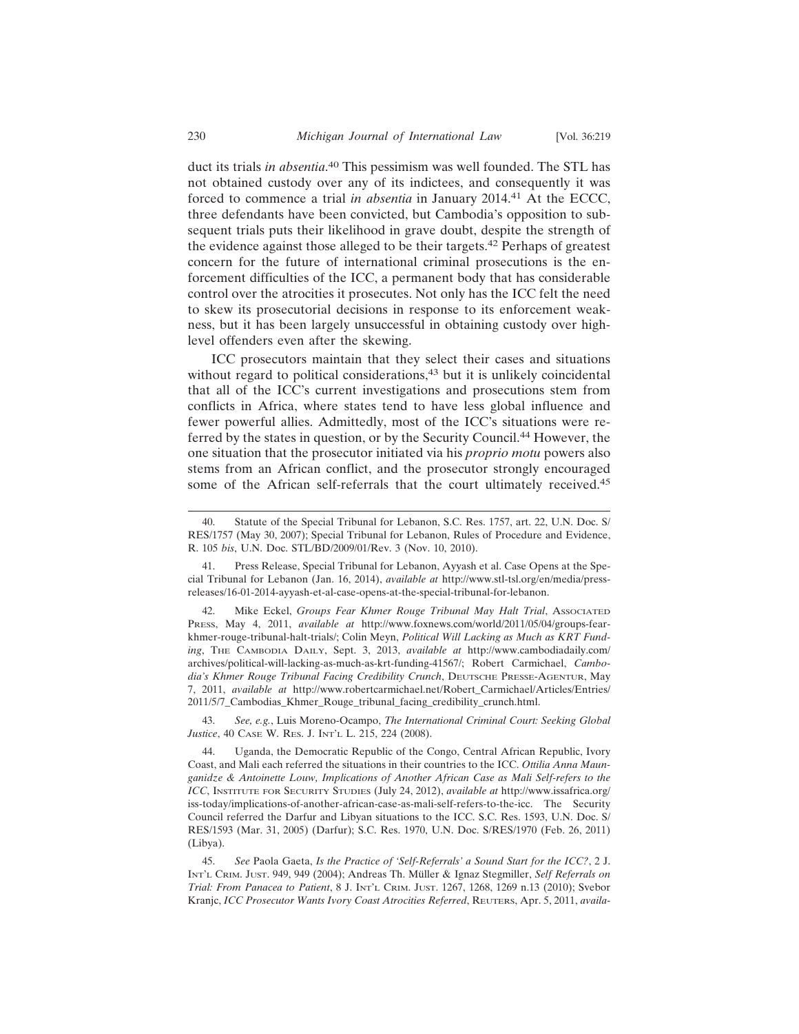duct its trials *in absentia*.[40] This pessimism was well founded. The STL has not obtained custody over any of its indictees, and consequently it was forced to commence a trial *in absentia* in January 2014.[41] At the ECCC, three defendants have been convicted, but Cambodia's opposition to subsequent trials puts their likelihood in grave doubt, despite the strength of the evidence against those alleged to be their targets.[42] Perhaps of greatest concern for the future of international criminal prosecutions is the enforcement difficulties of the ICC, a permanent body that has considerable control over the atrocities it prosecutes. Not only has the ICC felt the need to skew its prosecutorial decisions in response to its enforcement weakness, but it has been largely unsuccessful in obtaining custody over high-level offenders even after the skewing.

ICC prosecutors maintain that they select their cases and situations without regard to political considerations,[43] but it is unlikely coincidental that all of the ICC's current investigations and prosecutions stem from conflicts in Africa, where states tend to have less global influence and fewer powerful allies. Admittedly, most of the ICC's situations were referred by the states in question, or by the Security Council.[44] However, the one situation that the prosecutor initiated via his *proprio motu* powers also stems from an African conflict, and the prosecutor strongly encouraged some of the African self-referrals that the court ultimately received.[45]

---

40. Statute of the Special Tribunal for Lebanon, S.C. Res. 1757, art. 22, U.N. Doc. S/RES/1757 (May 30, 2007); Special Tribunal for Lebanon, Rules of Procedure and Evidence, R. 105 *bis*, U.N. Doc. STL/BD/2009/01/Rev. 3 (Nov. 10, 2010).

41. Press Release, Special Tribunal for Lebanon, Ayyash et al. Case Opens at the Special Tribunal for Lebanon (Jan. 16, 2014), *available at* http://www.stl-tsl.org/en/media/press-releases/16-01-2014-ayyash-et-al-case-opens-at-the-special-tribunal-for-lebanon.

42. Mike Eckel, *Groups Fear Khmer Rouge Tribunal May Halt Trial*, Associated Press, May 4, 2011, *available at* http://www.foxnews.com/world/2011/05/04/groups-fear-khmer-rouge-tribunal-halt-trials/; Colin Meyn, *Political Will Lacking as Much as KRT Funding*, The Cambodia Daily, Sept. 3, 2013, *available at* http://www.cambodiadaily.com/archives/political-will-lacking-as-much-as-krt-funding-41567/; Robert Carmichael, *Cambodia's Khmer Rouge Tribunal Facing Credibility Crunch*, Deutsche Presse-Agentur, May 7, 2011, *available at* http://www.robertcarmichael.net/Robert_Carmichael/Articles/Entries/2011/5/7_Cambodias_Khmer_Rouge_tribunal_facing_credibility_crunch.html.

43. *See, e.g.*, Luis Moreno-Ocampo, *The International Criminal Court: Seeking Global Justice*, 40 Case W. Res. J. Int'l L. 215, 224 (2008).

44. Uganda, the Democratic Republic of the Congo, Central African Republic, Ivory Coast, and Mali each referred the situations in their countries to the ICC. *Ottilia Anna Maunganidze & Antoinette Louw, Implications of Another African Case as Mali Self-refers to the ICC*, Institute for Security Studies (July 24, 2012), *available at* http://www.issafrica.org/iss-today/implications-of-another-african-case-as-mali-self-refers-to-the-icc. The Security Council referred the Darfur and Libyan situations to the ICC. S.C. Res. 1593, U.N. Doc. S/RES/1593 (Mar. 31, 2005) (Darfur); S.C. Res. 1970, U.N. Doc. S/RES/1970 (Feb. 26, 2011) (Libya).

45. *See* Paola Gaeta, *Is the Practice of 'Self-Referrals' a Sound Start for the ICC?*, 2 J. Int'l Crim. Just. 949, 949 (2004); Andreas Th. Müller & Ignaz Stegmiller, *Self Referrals on Trial: From Panacea to Patient*, 8 J. Int'l Crim. Just. 1267, 1268, 1269 n.13 (2010); Svebor Kranjc, *ICC Prosecutor Wants Ivory Coast Atrocities Referred*, Reuters, Apr. 5, 2011, *availa-*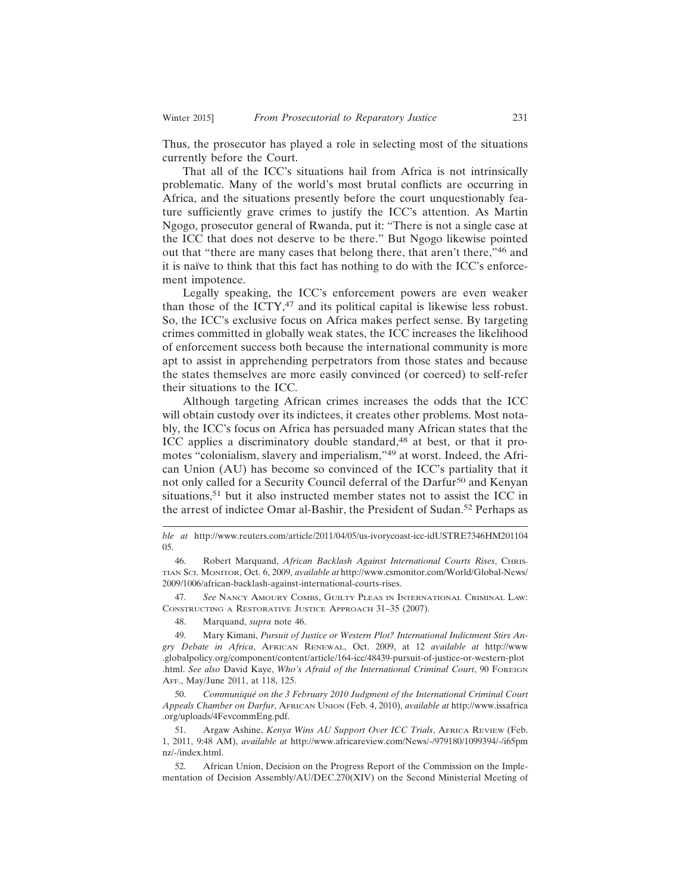Thus, the prosecutor has played a role in selecting most of the situations currently before the Court.

That all of the ICC's situations hail from Africa is not intrinsically problematic. Many of the world's most brutal conflicts are occurring in Africa, and the situations presently before the court unquestionably feature sufficiently grave crimes to justify the ICC's attention. As Martin Ngogo, prosecutor general of Rwanda, put it: "There is not a single case at the ICC that does not deserve to be there." But Ngogo likewise pointed out that "there are many cases that belong there, that aren't there,"[46] and it is naïve to think that this fact has nothing to do with the ICC's enforcement impotence.

Legally speaking, the ICC's enforcement powers are even weaker than those of the ICTY,[47] and its political capital is likewise less robust. So, the ICC's exclusive focus on Africa makes perfect sense. By targeting crimes committed in globally weak states, the ICC increases the likelihood of enforcement success both because the international community is more apt to assist in apprehending perpetrators from those states and because the states themselves are more easily convinced (or coerced) to self-refer their situations to the ICC.

Although targeting African crimes increases the odds that the ICC will obtain custody over its indictees, it creates other problems. Most notably, the ICC's focus on Africa has persuaded many African states that the ICC applies a discriminatory double standard,[48] at best, or that it promotes "colonialism, slavery and imperialism,"[49] at worst. Indeed, the African Union (AU) has become so convinced of the ICC's partiality that it not only called for a Security Council deferral of the Darfur[50] and Kenyan situations,[51] but it also instructed member states not to assist the ICC in the arrest of indictee Omar al-Bashir, the President of Sudan.[52] Perhaps as

---

*ble at* http://www.reuters.com/article/2011/04/05/us-ivorycoast-icc-idUSTRE7346HM20110405.

46. Robert Marquand, *African Backlash Against International Courts Rises*, Christian Sci. Monitor, Oct. 6, 2009, *available at* http://www.csmonitor.com/World/Global-News/2009/1006/african-backlash-against-international-courts-rises.

47. *See* Nancy Amoury Combs, Guilty Pleas in International Criminal Law: Constructing a Restorative Justice Approach 31–35 (2007).

48. Marquand, *supra* note 46.

49. Mary Kimani, *Pursuit of Justice or Western Plot? International Indictment Stirs Angry Debate in Africa*, African Renewal, Oct. 2009, at 12 *available at* http://www.globalpolicy.org/component/content/article/164-icc/48439-pursuit-of-justice-or-western-plot.html. *See also* David Kaye, *Who's Afraid of the International Criminal Court*, 90 Foreign Aff., May/June 2011, at 118, 125.

50. *Communiqué on the 3 February 2010 Judgment of the International Criminal Court Appeals Chamber on Darfur*, African Union (Feb. 4, 2010), *available at* http://www.issafrica.org/uploads/4FevcommEng.pdf.

51. Argaw Ashine, *Kenya Wins AU Support Over ICC Trials*, Africa Review (Feb. 1, 2011, 9:48 AM), *available at* http://www.africareview.com/News/-/979180/1099394/-/i65pmnz/-/index.html.

52. African Union, Decision on the Progress Report of the Commission on the Implementation of Decision Assembly/AU/DEC.270(XIV) on the Second Ministerial Meeting of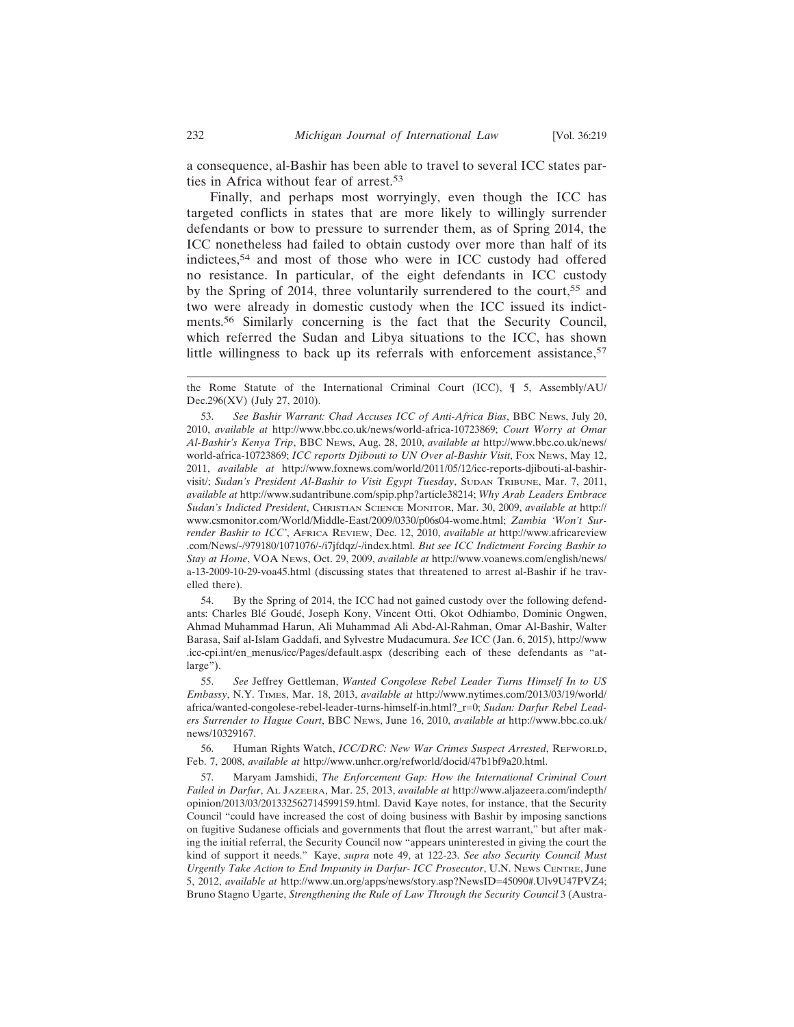a consequence, al-Bashir has been able to travel to several ICC states parties in Africa without fear of arrest.[53]

Finally, and perhaps most worryingly, even though the ICC has targeted conflicts in states that are more likely to willingly surrender defendants or bow to pressure to surrender them, as of Spring 2014, the ICC nonetheless had failed to obtain custody over more than half of its indictees,[54] and most of those who were in ICC custody had offered no resistance. In particular, of the eight defendants in ICC custody by the Spring of 2014, three voluntarily surrendered to the court,[55] and two were already in domestic custody when the ICC issued its indictments.[56] Similarly concerning is the fact that the Security Council, which referred the Sudan and Libya situations to the ICC, has shown little willingness to back up its referrals with enforcement assistance,[57]

---

the Rome Statute of the International Criminal Court (ICC), ¶ 5, Assembly/AU/Dec.296(XV) (July 27, 2010).

53. *See Bashir Warrant: Chad Accuses ICC of Anti-Africa Bias*, BBC News, July 20, 2010, *available at* http://www.bbc.co.uk/news/world-africa-10723869; *Court Worry at Omar Al-Bashir's Kenya Trip*, BBC News, Aug. 28, 2010, *available at* http://www.bbc.co.uk/news/world-africa-10723869; *ICC reports Djibouti to UN Over al-Bashir Visit*, Fox News, May 12, 2011, *available at* http://www.foxnews.com/world/2011/05/12/icc-reports-djibouti-al-bashir-visit/; *Sudan's President Al-Bashir to Visit Egypt Tuesday*, Sudan Tribune, Mar. 7, 2011, *available at* http://www.sudantribune.com/spip.php?article38214; *Why Arab Leaders Embrace Sudan's Indicted President*, Christian Science Monitor, Mar. 30, 2009, *available at* http://www.csmonitor.com/World/Middle-East/2009/0330/p06s04-wome.html; *Zambia 'Won't Surrender Bashir to ICC'*, Africa Review, Dec. 12, 2010, *available at* http://www.africareview.com/News/-/979180/1071076/-/i7jfdqz/-/index.html. *But see ICC Indictment Forcing Bashir to Stay at Home*, VOA News, Oct. 29, 2009, *available at* http://www.voanews.com/english/news/a-13-2009-10-29-voa45.html (discussing states that threatened to arrest al-Bashir if he travelled there).

54. By the Spring of 2014, the ICC had not gained custody over the following defendants: Charles Blé Goudé, Joseph Kony, Vincent Otti, Okot Odhiambo, Dominic Ongwen, Ahmad Muhammad Harun, Ali Muhammad Ali Abd-Al-Rahman, Omar Al-Bashir, Walter Barasa, Saif al-Islam Gaddafi, and Sylvestre Mudacumura. *See* ICC (Jan. 6, 2015), http://www.icc-cpi.int/en_menus/icc/Pages/default.aspx (describing each of these defendants as "at-large").

55. *See* Jeffrey Gettleman, *Wanted Congolese Rebel Leader Turns Himself In to US Embassy*, N.Y. Times, Mar. 18, 2013, *available at* http://www.nytimes.com/2013/03/19/world/africa/wanted-congolese-rebel-leader-turns-himself-in.html?_r=0; *Sudan: Darfur Rebel Leaders Surrender to Hague Court*, BBC News, June 16, 2010, *available at* http://www.bbc.co.uk/news/10329167.

56. Human Rights Watch, *ICC/DRC: New War Crimes Suspect Arrested*, Refworld, Feb. 7, 2008, *available at* http://www.unhcr.org/refworld/docid/47b1bf9a20.html.

57. Maryam Jamshidi, *The Enforcement Gap: How the International Criminal Court Failed in Darfur*, Al Jazeera, Mar. 25, 2013, *available at* http://www.aljazeera.com/indepth/opinion/2013/03/201332562714599159.html. David Kaye notes, for instance, that the Security Council "could have increased the cost of doing business with Bashir by imposing sanctions on fugitive Sudanese officials and governments that flout the arrest warrant," but after making the initial referral, the Security Council now "appears uninterested in giving the court the kind of support it needs." Kaye, *supra* note 49, at 122-23. *See also Security Council Must Urgently Take Action to End Impunity in Darfur- ICC Prosecutor*, U.N. News Centre, June 5, 2012, *available at* http://www.un.org/apps/news/story.asp?NewsID=45090#.Ulv9U47PVZ4; Bruno Stagno Ugarte, *Strengthening the Rule of Law Through the Security Council* 3 (Austra-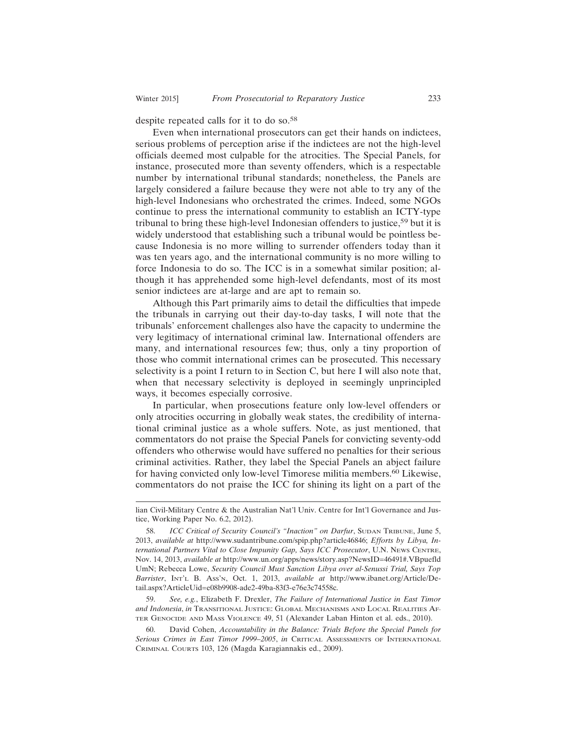despite repeated calls for it to do so.[58]

Even when international prosecutors can get their hands on indictees, serious problems of perception arise if the indictees are not the high-level officials deemed most culpable for the atrocities. The Special Panels, for instance, prosecuted more than seventy offenders, which is a respectable number by international tribunal standards; nonetheless, the Panels are largely considered a failure because they were not able to try any of the high-level Indonesians who orchestrated the crimes. Indeed, some NGOs continue to press the international community to establish an ICTY-type tribunal to bring these high-level Indonesian offenders to justice,[59] but it is widely understood that establishing such a tribunal would be pointless because Indonesia is no more willing to surrender offenders today than it was ten years ago, and the international community is no more willing to force Indonesia to do so. The ICC is in a somewhat similar position; although it has apprehended some high-level defendants, most of its most senior indictees are at-large and are apt to remain so.

Although this Part primarily aims to detail the difficulties that impede the tribunals in carrying out their day-to-day tasks, I will note that the tribunals' enforcement challenges also have the capacity to undermine the very legitimacy of international criminal law. International offenders are many, and international resources few; thus, only a tiny proportion of those who commit international crimes can be prosecuted. This necessary selectivity is a point I return to in Section C, but here I will also note that, when that necessary selectivity is deployed in seemingly unprincipled ways, it becomes especially corrosive.

In particular, when prosecutions feature only low-level offenders or only atrocities occurring in globally weak states, the credibility of international criminal justice as a whole suffers. Note, as just mentioned, that commentators do not praise the Special Panels for convicting seventy-odd offenders who otherwise would have suffered no penalties for their serious criminal activities. Rather, they label the Special Panels an abject failure for having convicted only low-level Timorese militia members.[60] Likewise, commentators do not praise the ICC for shining its light on a part of the

---

lian Civil-Military Centre & the Australian Nat'l Univ. Centre for Int'l Governance and Justice, Working Paper No. 6.2, 2012).

58. *ICC Critical of Security Council's "Inaction" on Darfur*, Sudan Tribune, June 5, 2013, *available at* http://www.sudantribune.com/spip.php?article46846; *Efforts by Libya, International Partners Vital to Close Impunity Gap, Says ICC Prosecutor*, U.N. News Centre, Nov. 14, 2013, *available at* http://www.un.org/apps/news/story.asp?NewsID=46491#.VBpuefldUmN; Rebecca Lowe, *Security Council Must Sanction Libya over al-Senussi Trial, Says Top Barrister*, Int'l B. Ass'n, Oct. 1, 2013, *available at* http://www.ibanet.org/Article/Detail.aspx?ArticleUid=e08b9908-ade2-49ba-83f3-e76e3c74558c.

59. *See, e.g.*, Elizabeth F. Drexler, *The Failure of International Justice in East Timor and Indonesia*, *in* Transitional Justice: Global Mechanisms and Local Realities After Genocide and Mass Violence 49, 51 (Alexander Laban Hinton et al. eds., 2010).

60. David Cohen, *Accountability in the Balance: Trials Before the Special Panels for Serious Crimes in East Timor 1999–2005*, *in* Critical Assessments of International Criminal Courts 103, 126 (Magda Karagiannakis ed., 2009).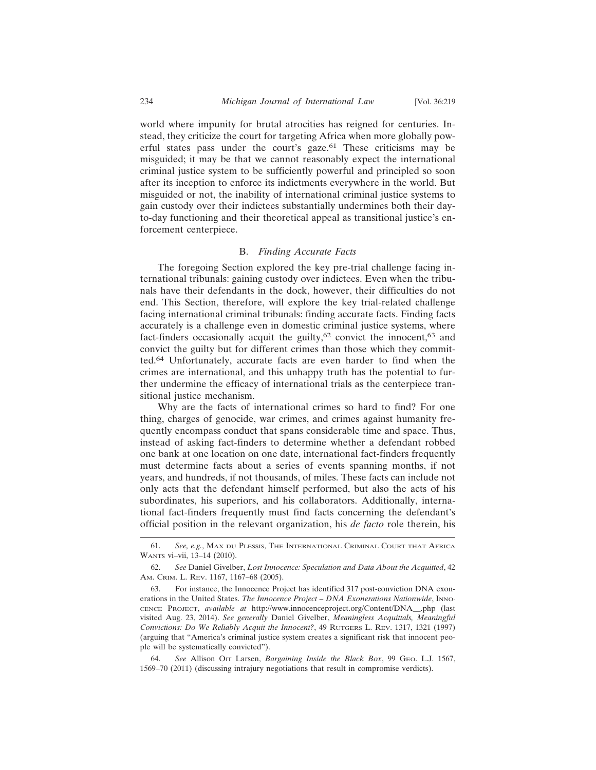world where impunity for brutal atrocities has reigned for centuries. Instead, they criticize the court for targeting Africa when more globally powerful states pass under the court's gaze.[61] These criticisms may be misguided; it may be that we cannot reasonably expect the international criminal justice system to be sufficiently powerful and principled so soon after its inception to enforce its indictments everywhere in the world. But misguided or not, the inability of international criminal justice systems to gain custody over their indictees substantially undermines both their day-to-day functioning and their theoretical appeal as transitional justice's enforcement centerpiece.

### B. *Finding Accurate Facts*

The foregoing Section explored the key pre-trial challenge facing international tribunals: gaining custody over indictees. Even when the tribunals have their defendants in the dock, however, their difficulties do not end. This Section, therefore, will explore the key trial-related challenge facing international criminal tribunals: finding accurate facts. Finding facts accurately is a challenge even in domestic criminal justice systems, where fact-finders occasionally acquit the guilty,[62] convict the innocent,[63] and convict the guilty but for different crimes than those which they committed.[64] Unfortunately, accurate facts are even harder to find when the crimes are international, and this unhappy truth has the potential to further undermine the efficacy of international trials as the centerpiece transitional justice mechanism.

Why are the facts of international crimes so hard to find? For one thing, charges of genocide, war crimes, and crimes against humanity frequently encompass conduct that spans considerable time and space. Thus, instead of asking fact-finders to determine whether a defendant robbed one bank at one location on one date, international fact-finders frequently must determine facts about a series of events spanning months, if not years, and hundreds, if not thousands, of miles. These facts can include not only acts that the defendant himself performed, but also the acts of his subordinates, his superiors, and his collaborators. Additionally, international fact-finders frequently must find facts concerning the defendant's official position in the relevant organization, his *de facto* role therein, his

---

61. *See, e.g.*, Max du Plessis, The International Criminal Court that Africa Wants vi–vii, 13–14 (2010).

62. *See* Daniel Givelber, *Lost Innocence: Speculation and Data About the Acquitted*, 42 Am. Crim. L. Rev. 1167, 1167–68 (2005).

63. For instance, the Innocence Project has identified 317 post-conviction DNA exonerations in the United States. *The Innocence Project – DNA Exonerations Nationwide*, Innocence Project, *available at* http://www.innocenceproject.org/Content/DNA__.php (last visited Aug. 23, 2014). *See generally* Daniel Givelber, *Meaningless Acquittals, Meaningful Convictions: Do We Reliably Acquit the Innocent?*, 49 Rutgers L. Rev. 1317, 1321 (1997) (arguing that "America's criminal justice system creates a significant risk that innocent people will be systematically convicted").

64. *See* Allison Orr Larsen, *Bargaining Inside the Black Box*, 99 Geo. L.J. 1567, 1569–70 (2011) (discussing intrajury negotiations that result in compromise verdicts).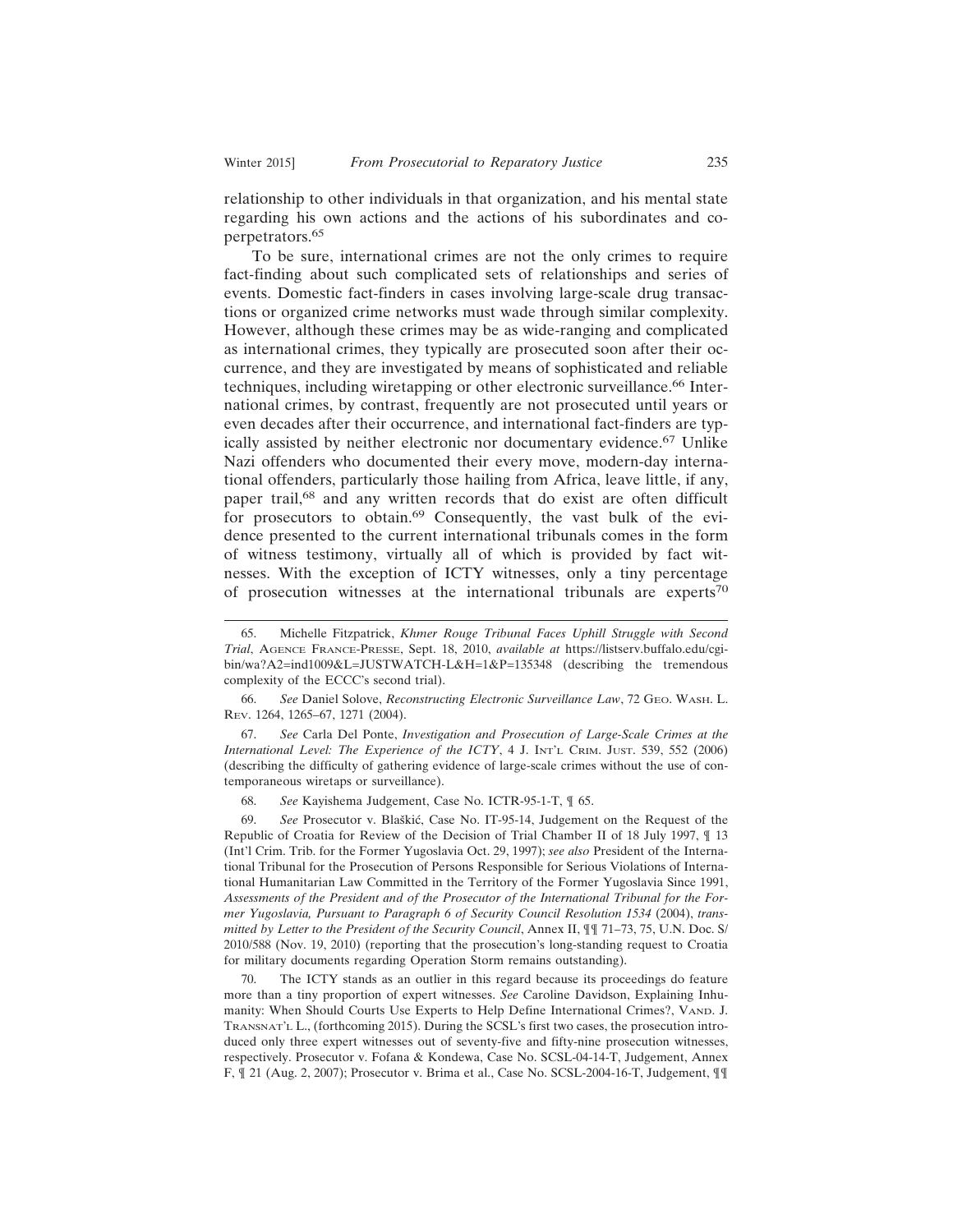relationship to other individuals in that organization, and his mental state regarding his own actions and the actions of his subordinates and co-perpetrators.[65]

To be sure, international crimes are not the only crimes to require fact-finding about such complicated sets of relationships and series of events. Domestic fact-finders in cases involving large-scale drug transactions or organized crime networks must wade through similar complexity. However, although these crimes may be as wide-ranging and complicated as international crimes, they typically are prosecuted soon after their occurrence, and they are investigated by means of sophisticated and reliable techniques, including wiretapping or other electronic surveillance.[66] International crimes, by contrast, frequently are not prosecuted until years or even decades after their occurrence, and international fact-finders are typically assisted by neither electronic nor documentary evidence.[67] Unlike Nazi offenders who documented their every move, modern-day international offenders, particularly those hailing from Africa, leave little, if any, paper trail,[68] and any written records that do exist are often difficult for prosecutors to obtain.[69] Consequently, the vast bulk of the evidence presented to the current international tribunals comes in the form of witness testimony, virtually all of which is provided by fact witnesses. With the exception of ICTY witnesses, only a tiny percentage of prosecution witnesses at the international tribunals are experts[70]

---

65. Michelle Fitzpatrick, *Khmer Rouge Tribunal Faces Uphill Struggle with Second Trial*, Agence France-Presse, Sept. 18, 2010, *available at* https://listserv.buffalo.edu/cgi-bin/wa?A2=ind1009&L=JUSTWATCH-L&H=1&P=135348 (describing the tremendous complexity of the ECCC's second trial).

66. *See* Daniel Solove, *Reconstructing Electronic Surveillance Law*, 72 Geo. Wash. L. Rev. 1264, 1265–67, 1271 (2004).

67. *See* Carla Del Ponte, *Investigation and Prosecution of Large-Scale Crimes at the International Level: The Experience of the ICTY*, 4 J. Int'l Crim. Just. 539, 552 (2006) (describing the difficulty of gathering evidence of large-scale crimes without the use of contemporaneous wiretaps or surveillance).

68. *See* Kayishema Judgement, Case No. ICTR-95-1-T, ¶ 65.

69. *See* Prosecutor v. Blaškić, Case No. IT-95-14, Judgement on the Request of the Republic of Croatia for Review of the Decision of Trial Chamber II of 18 July 1997, ¶ 13 (Int'l Crim. Trib. for the Former Yugoslavia Oct. 29, 1997); *see also* President of the International Tribunal for the Prosecution of Persons Responsible for Serious Violations of International Humanitarian Law Committed in the Territory of the Former Yugoslavia Since 1991, *Assessments of the President and of the Prosecutor of the International Tribunal for the Former Yugoslavia, Pursuant to Paragraph 6 of Security Council Resolution 1534* (2004), *transmitted by Letter to the President of the Security Council*, Annex II, ¶¶ 71–73, 75, U.N. Doc. S/2010/588 (Nov. 19, 2010) (reporting that the prosecution's long-standing request to Croatia for military documents regarding Operation Storm remains outstanding).

70. The ICTY stands as an outlier in this regard because its proceedings do feature more than a tiny proportion of expert witnesses. *See* Caroline Davidson, Explaining Inhumanity: When Should Courts Use Experts to Help Define International Crimes?, Vand. J. Transnat'l L., (forthcoming 2015). During the SCSL's first two cases, the prosecution introduced only three expert witnesses out of seventy-five and fifty-nine prosecution witnesses, respectively. Prosecutor v. Fofana & Kondewa, Case No. SCSL-04-14-T, Judgement, Annex F, ¶ 21 (Aug. 2, 2007); Prosecutor v. Brima et al., Case No. SCSL-2004-16-T, Judgement, ¶¶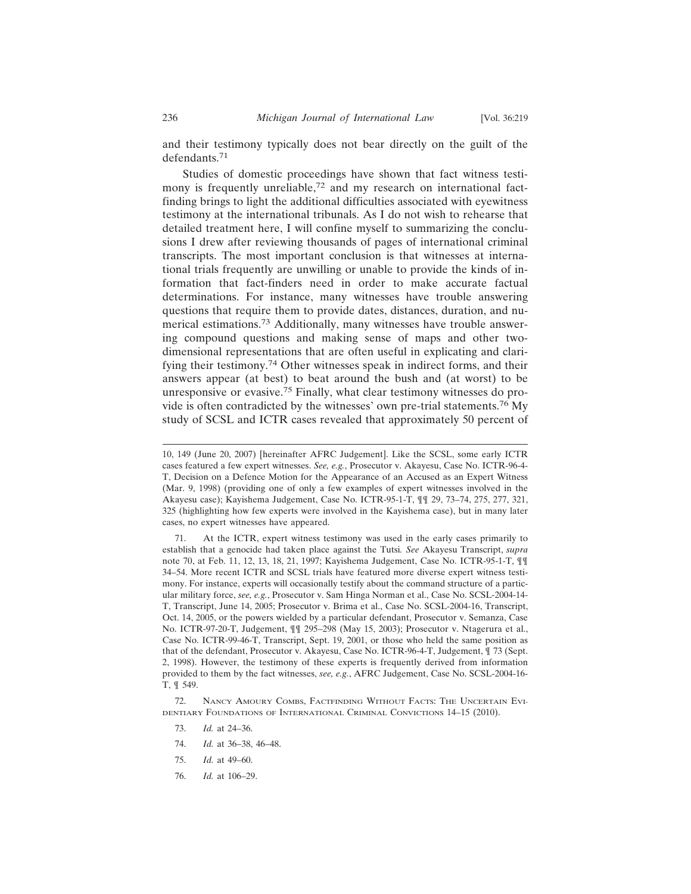and their testimony typically does not bear directly on the guilt of the defendants.[71]

Studies of domestic proceedings have shown that fact witness testimony is frequently unreliable,[72] and my research on international fact-finding brings to light the additional difficulties associated with eyewitness testimony at the international tribunals. As I do not wish to rehearse that detailed treatment here, I will confine myself to summarizing the conclusions I drew after reviewing thousands of pages of international criminal transcripts. The most important conclusion is that witnesses at international trials frequently are unwilling or unable to provide the kinds of information that fact-finders need in order to make accurate factual determinations. For instance, many witnesses have trouble answering questions that require them to provide dates, distances, duration, and numerical estimations.[73] Additionally, many witnesses have trouble answering compound questions and making sense of maps and other two-dimensional representations that are often useful in explicating and clarifying their testimony.[74] Other witnesses speak in indirect forms, and their answers appear (at best) to beat around the bush and (at worst) to be unresponsive or evasive.[75] Finally, what clear testimony witnesses do provide is often contradicted by the witnesses' own pre-trial statements.[76] My study of SCSL and ICTR cases revealed that approximately 50 percent of

---

10, 149 (June 20, 2007) [hereinafter AFRC Judgement]. Like the SCSL, some early ICTR cases featured a few expert witnesses. *See, e.g.*, Prosecutor v. Akayesu, Case No. ICTR-96-4-T, Decision on a Defence Motion for the Appearance of an Accused as an Expert Witness (Mar. 9, 1998) (providing one of only a few examples of expert witnesses involved in the Akayesu case); Kayishema Judgement, Case No. ICTR-95-1-T, ¶¶ 29, 73–74, 275, 277, 321, 325 (highlighting how few experts were involved in the Kayishema case), but in many later cases, no expert witnesses have appeared.

71. At the ICTR, expert witness testimony was used in the early cases primarily to establish that a genocide had taken place against the Tutsi. *See* Akayesu Transcript, *supra* note 70, at Feb. 11, 12, 13, 18, 21, 1997; Kayishema Judgement, Case No. ICTR-95-1-T, ¶¶ 34–54. More recent ICTR and SCSL trials have featured more diverse expert witness testimony. For instance, experts will occasionally testify about the command structure of a particular military force, *see, e.g.*, Prosecutor v. Sam Hinga Norman et al., Case No. SCSL-2004-14-T, Transcript, June 14, 2005; Prosecutor v. Brima et al., Case No. SCSL-2004-16, Transcript, Oct. 14, 2005, or the powers wielded by a particular defendant, Prosecutor v. Semanza, Case No. ICTR-97-20-T, Judgement, ¶¶ 295–298 (May 15, 2003); Prosecutor v. Ntagerura et al., Case No. ICTR-99-46-T, Transcript, Sept. 19, 2001, or those who held the same position as that of the defendant, Prosecutor v. Akayesu, Case No. ICTR-96-4-T, Judgement, ¶ 73 (Sept. 2, 1998). However, the testimony of these experts is frequently derived from information provided to them by the fact witnesses, *see, e.g.*, AFRC Judgement, Case No. SCSL-2004-16-T, ¶ 549.

72. Nancy Amoury Combs, Factfinding Without Facts: The Uncertain Evidentiary Foundations of International Criminal Convictions 14–15 (2010).

73. *Id.* at 24–36.

74. *Id.* at 36–38, 46–48.

75. *Id.* at 49–60.

76. *Id.* at 106–29.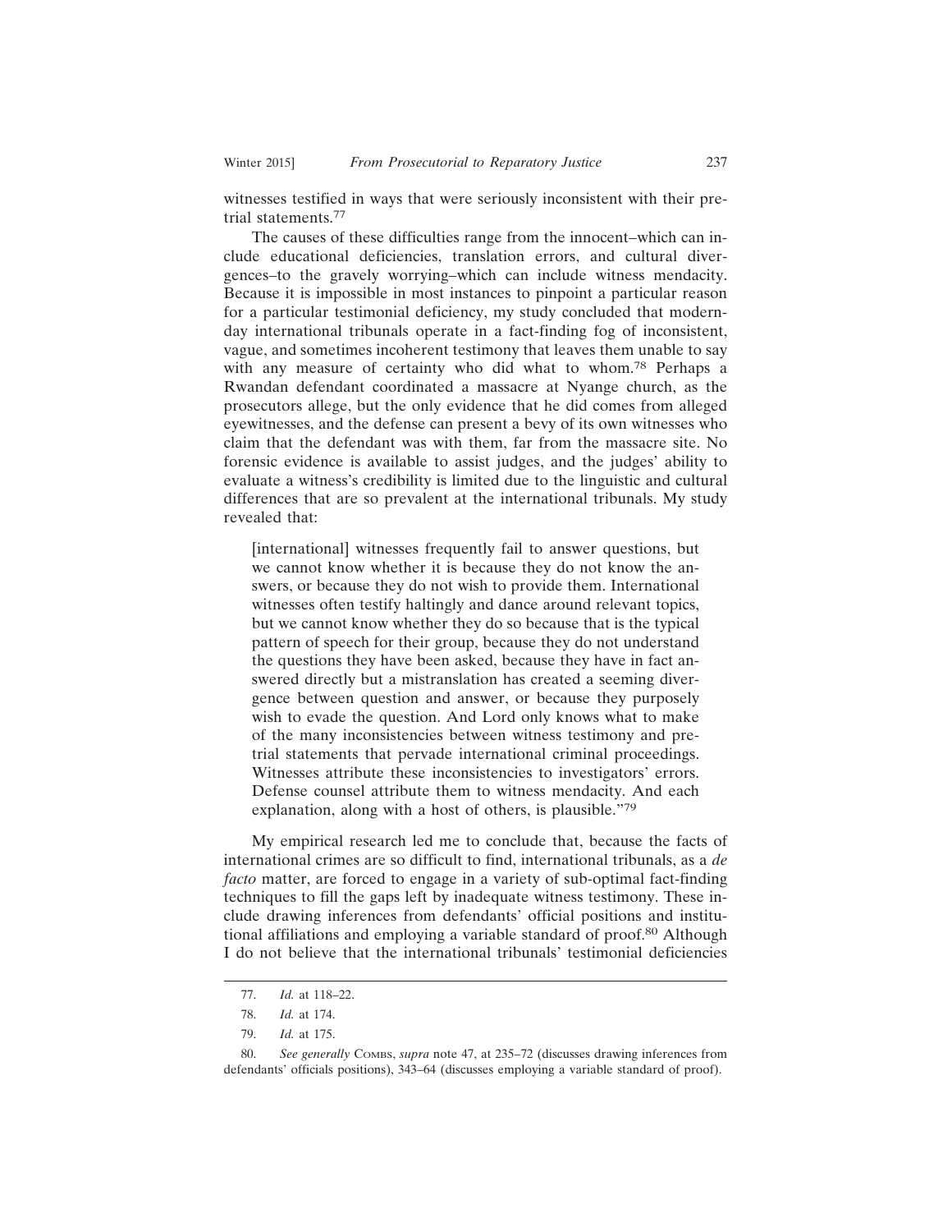witnesses testified in ways that were seriously inconsistent with their pretrial statements.[77]

The causes of these difficulties range from the innocent–which can include educational deficiencies, translation errors, and cultural divergences–to the gravely worrying–which can include witness mendacity. Because it is impossible in most instances to pinpoint a particular reason for a particular testimonial deficiency, my study concluded that modern-day international tribunals operate in a fact-finding fog of inconsistent, vague, and sometimes incoherent testimony that leaves them unable to say with any measure of certainty who did what to whom.[78] Perhaps a Rwandan defendant coordinated a massacre at Nyange church, as the prosecutors allege, but the only evidence that he did comes from alleged eyewitnesses, and the defense can present a bevy of its own witnesses who claim that the defendant was with them, far from the massacre site. No forensic evidence is available to assist judges, and the judges' ability to evaluate a witness's credibility is limited due to the linguistic and cultural differences that are so prevalent at the international tribunals. My study revealed that:

> [international] witnesses frequently fail to answer questions, but we cannot know whether it is because they do not know the answers, or because they do not wish to provide them. International witnesses often testify haltingly and dance around relevant topics, but we cannot know whether they do so because that is the typical pattern of speech for their group, because they do not understand the questions they have been asked, because they have in fact answered directly but a mistranslation has created a seeming divergence between question and answer, or because they purposely wish to evade the question. And Lord only knows what to make of the many inconsistencies between witness testimony and pretrial statements that pervade international criminal proceedings. Witnesses attribute these inconsistencies to investigators' errors. Defense counsel attribute them to witness mendacity. And each explanation, along with a host of others, is plausible."[79]

My empirical research led me to conclude that, because the facts of international crimes are so difficult to find, international tribunals, as a *de facto* matter, are forced to engage in a variety of sub-optimal fact-finding techniques to fill the gaps left by inadequate witness testimony. These include drawing inferences from defendants' official positions and institutional affiliations and employing a variable standard of proof.[80] Although I do not believe that the international tribunals' testimonial deficiencies

---

77. *Id.* at 118–22.

78. *Id.* at 174.

79. *Id.* at 175.

80. *See generally* Combs, *supra* note 47, at 235–72 (discusses drawing inferences from defendants' officials positions), 343–64 (discusses employing a variable standard of proof).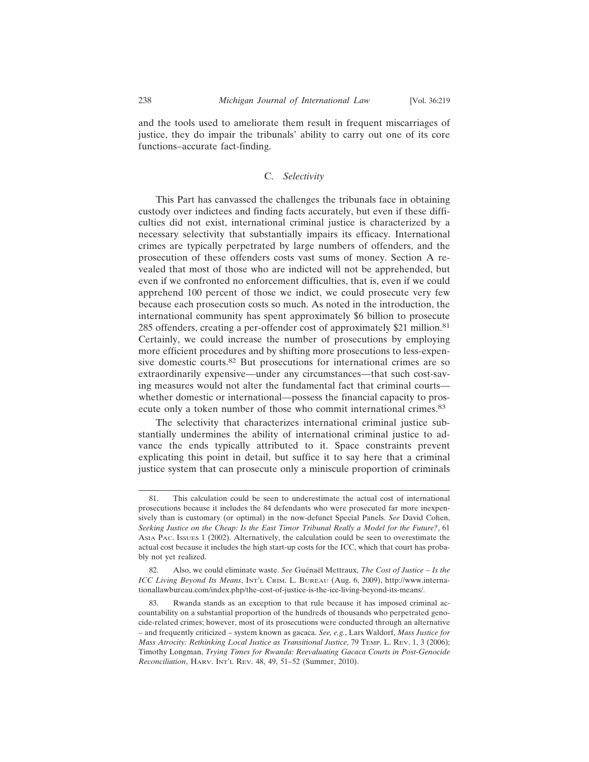and the tools used to ameliorate them result in frequent miscarriages of justice, they do impair the tribunals' ability to carry out one of its core functions–accurate fact-finding.

### C. *Selectivity*

This Part has canvassed the challenges the tribunals face in obtaining custody over indictees and finding facts accurately, but even if these difficulties did not exist, international criminal justice is characterized by a necessary selectivity that substantially impairs its efficacy. International crimes are typically perpetrated by large numbers of offenders, and the prosecution of these offenders costs vast sums of money. Section A revealed that most of those who are indicted will not be apprehended, but even if we confronted no enforcement difficulties, that is, even if we could apprehend 100 percent of those we indict, we could prosecute very few because each prosecution costs so much. As noted in the introduction, the international community has spent approximately $6 billion to prosecute 285 offenders, creating a per-offender cost of approximately $21 million.[81] Certainly, we could increase the number of prosecutions by employing more efficient procedures and by shifting more prosecutions to less-expensive domestic courts.[82] But prosecutions for international crimes are so extraordinarily expensive—under any circumstances—that such cost-saving measures would not alter the fundamental fact that criminal courts—whether domestic or international—possess the financial capacity to prosecute only a token number of those who commit international crimes.[83]

The selectivity that characterizes international criminal justice substantially undermines the ability of international criminal justice to advance the ends typically attributed to it. Space constraints prevent explicating this point in detail, but suffice it to say here that a criminal justice system that can prosecute only a miniscule proportion of criminals

---

81. This calculation could be seen to underestimate the actual cost of international prosecutions because it includes the 84 defendants who were prosecuted far more inexpensively than is customary (or optimal) in the now-defunct Special Panels. *See* David Cohen, *Seeking Justice on the Cheap: Is the East Timor Tribunal Really a Model for the Future?*, 61 Asia Pac. Issues 1 (2002). Alternatively, the calculation could be seen to overestimate the actual cost because it includes the high start-up costs for the ICC, which that court has probably not yet realized.

82. Also, we could eliminate waste. *See* Guénaël Mettraux, *The Cost of Justice – Is the ICC Living Beyond Its Means*, Int'l Crim. L. Bureau (Aug. 6, 2009), http://www.internationallawbureau.com/index.php/the-cost-of-justice-is-the-icc-living-beyond-its-means/.

83. Rwanda stands as an exception to that rule because it has imposed criminal accountability on a substantial proportion of the hundreds of thousands who perpetrated genocide-related crimes; however, most of its prosecutions were conducted through an alternative – and frequently criticized – system known as gacaca. *See, e.g.*, Lars Waldorf, *Mass Justice for Mass Atrocity: Rethinking Local Justice as Transitional Justice*, 79 Temp. L. Rev. 1, 3 (2006); Timothy Longman, *Trying Times for Rwanda: Reevaluating Gacaca Courts in Post-Genocide Reconciliation*, Harv. Int'l Rev. 48, 49, 51–52 (Summer, 2010).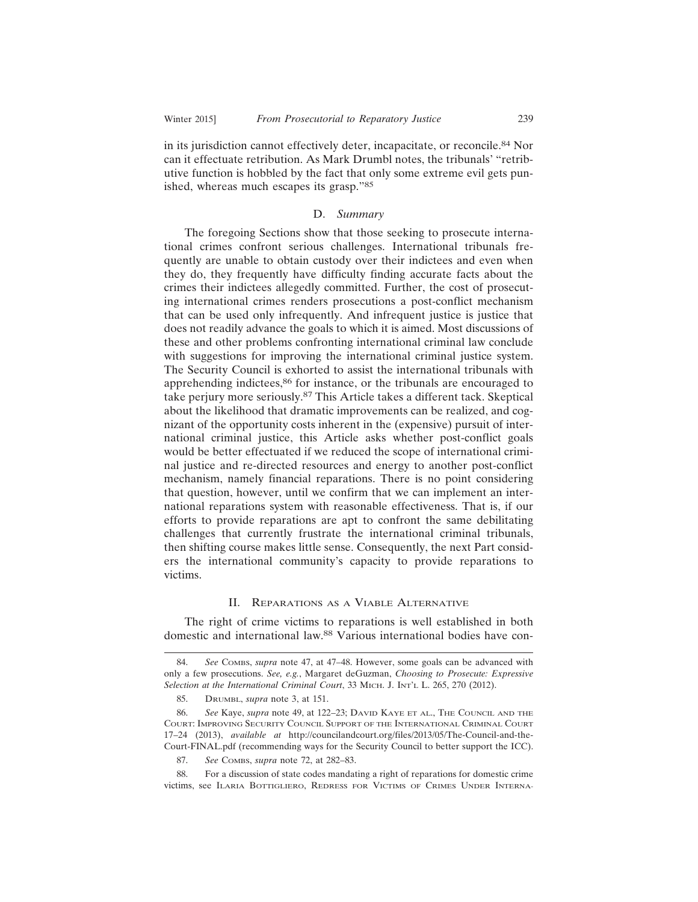in its jurisdiction cannot effectively deter, incapacitate, or reconcile.[84] Nor can it effectuate retribution. As Mark Drumbl notes, the tribunals' "retributive function is hobbled by the fact that only some extreme evil gets punished, whereas much escapes its grasp."[85]

### D. *Summary*

The foregoing Sections show that those seeking to prosecute international crimes confront serious challenges. International tribunals frequently are unable to obtain custody over their indictees and even when they do, they frequently have difficulty finding accurate facts about the crimes their indictees allegedly committed. Further, the cost of prosecuting international crimes renders prosecutions a post-conflict mechanism that can be used only infrequently. And infrequent justice is justice that does not readily advance the goals to which it is aimed. Most discussions of these and other problems confronting international criminal law conclude with suggestions for improving the international criminal justice system. The Security Council is exhorted to assist the international tribunals with apprehending indictees,[86] for instance, or the tribunals are encouraged to take perjury more seriously.[87] This Article takes a different tack. Skeptical about the likelihood that dramatic improvements can be realized, and cognizant of the opportunity costs inherent in the (expensive) pursuit of international criminal justice, this Article asks whether post-conflict goals would be better effectuated if we reduced the scope of international criminal justice and re-directed resources and energy to another post-conflict mechanism, namely financial reparations. There is no point considering that question, however, until we confirm that we can implement an international reparations system with reasonable effectiveness. That is, if our efforts to provide reparations are apt to confront the same debilitating challenges that currently frustrate the international criminal tribunals, then shifting course makes little sense. Consequently, the next Part considers the international community's capacity to provide reparations to victims.

## II. Reparations as a Viable Alternative

The right of crime victims to reparations is well established in both domestic and international law.[88] Various international bodies have con-

---

84. *See* Combs, *supra* note 47, at 47–48. However, some goals can be advanced with only a few prosecutions. *See, e.g.*, Margaret deGuzman, *Choosing to Prosecute: Expressive Selection at the International Criminal Court*, 33 Mich. J. Int'l L. 265, 270 (2012).

85. Drumbl, *supra* note 3, at 151.

86. *See* Kaye, *supra* note 49, at 122–23; David Kaye et al., The Council and the Court: Improving Security Council Support of the International Criminal Court 17–24 (2013), *available at* http://councilandcourt.org/files/2013/05/The-Council-and-the-Court-FINAL.pdf (recommending ways for the Security Council to better support the ICC).

87. *See* Combs, *supra* note 72, at 282–83.

88. For a discussion of state codes mandating a right of reparations for domestic crime victims, see Ilaria Bottigliero, Redress for Victims of Crimes Under Interna-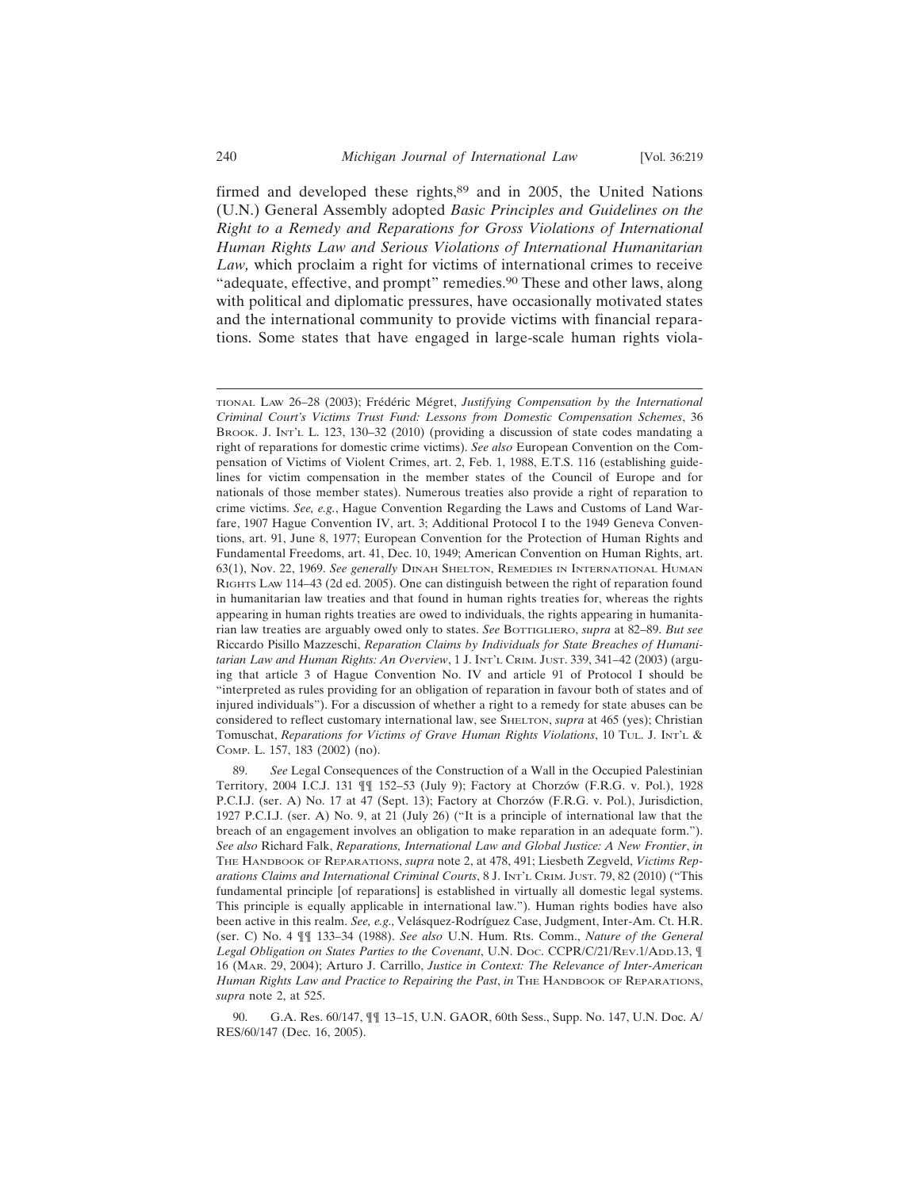firmed and developed these rights,[89] and in 2005, the United Nations (U.N.) General Assembly adopted *Basic Principles and Guidelines on the Right to a Remedy and Reparations for Gross Violations of International Human Rights Law and Serious Violations of International Humanitarian Law,* which proclaim a right for victims of international crimes to receive "adequate, effective, and prompt" remedies.[90] These and other laws, along with political and diplomatic pressures, have occasionally motivated states and the international community to provide victims with financial reparations. Some states that have engaged in large-scale human rights viola-

---

TIONAL LAW 26–28 (2003); Frédéric Mégret, *Justifying Compensation by the International Criminal Court's Victims Trust Fund: Lessons from Domestic Compensation Schemes*, 36 BROOK. J. INT'L L. 123, 130–32 (2010) (providing a discussion of state codes mandating a right of reparations for domestic crime victims). *See also* European Convention on the Compensation of Victims of Violent Crimes, art. 2, Feb. 1, 1988, E.T.S. 116 (establishing guidelines for victim compensation in the member states of the Council of Europe and for nationals of those member states). Numerous treaties also provide a right of reparation to crime victims. *See, e.g.*, Hague Convention Regarding the Laws and Customs of Land Warfare, 1907 Hague Convention IV, art. 3; Additional Protocol I to the 1949 Geneva Conventions, art. 91, June 8, 1977; European Convention for the Protection of Human Rights and Fundamental Freedoms, art. 41, Dec. 10, 1949; American Convention on Human Rights, art. 63(1), Nov. 22, 1969. *See generally* DINAH SHELTON, REMEDIES IN INTERNATIONAL HUMAN RIGHTS LAW 114–43 (2d ed. 2005). One can distinguish between the right of reparation found in humanitarian law treaties and that found in human rights treaties for, whereas the rights appearing in human rights treaties are owed to individuals, the rights appearing in humanitarian law treaties are arguably owed only to states. *See* BOTTIGLIERO, *supra* at 82–89. *But see* Riccardo Pisillo Mazzeschi, *Reparation Claims by Individuals for State Breaches of Humanitarian Law and Human Rights: An Overview*, 1 J. INT'L CRIM. JUST. 339, 341–42 (2003) (arguing that article 3 of Hague Convention No. IV and article 91 of Protocol I should be "interpreted as rules providing for an obligation of reparation in favour both of states and of injured individuals"). For a discussion of whether a right to a remedy for state abuses can be considered to reflect customary international law, see SHELTON, *supra* at 465 (yes); Christian Tomuschat, *Reparations for Victims of Grave Human Rights Violations*, 10 TUL. J. INT'L & COMP. L. 157, 183 (2002) (no).

89. *See* Legal Consequences of the Construction of a Wall in the Occupied Palestinian Territory, 2004 I.C.J. 131 ¶¶ 152–53 (July 9); Factory at Chorzów (F.R.G. v. Pol.), 1928 P.C.I.J. (ser. A) No. 17 at 47 (Sept. 13); Factory at Chorzów (F.R.G. v. Pol.), Jurisdiction, 1927 P.C.I.J. (ser. A) No. 9, at 21 (July 26) ("It is a principle of international law that the breach of an engagement involves an obligation to make reparation in an adequate form."). *See also* Richard Falk, *Reparations, International Law and Global Justice: A New Frontier*, *in* THE HANDBOOK OF REPARATIONS, *supra* note 2, at 478, 491; Liesbeth Zegveld, *Victims Reparations Claims and International Criminal Courts*, 8 J. INT'L CRIM. JUST. 79, 82 (2010) ("This fundamental principle [of reparations] is established in virtually all domestic legal systems. This principle is equally applicable in international law."). Human rights bodies have also been active in this realm. *See, e.g.*, Velásquez-Rodríguez Case, Judgment, Inter-Am. Ct. H.R. (ser. C) No. 4 ¶¶ 133–34 (1988). *See also* U.N. Hum. Rts. Comm., *Nature of the General Legal Obligation on States Parties to the Covenant*, U.N. DOC. CCPR/C/21/REV.1/ADD.13, ¶ 16 (MAR. 29, 2004); Arturo J. Carrillo, *Justice in Context: The Relevance of Inter-American Human Rights Law and Practice to Repairing the Past*, *in* THE HANDBOOK OF REPARATIONS, *supra* note 2, at 525.

90. G.A. Res. 60/147, ¶¶ 13–15, U.N. GAOR, 60th Sess., Supp. No. 147, U.N. Doc. A/RES/60/147 (Dec. 16, 2005).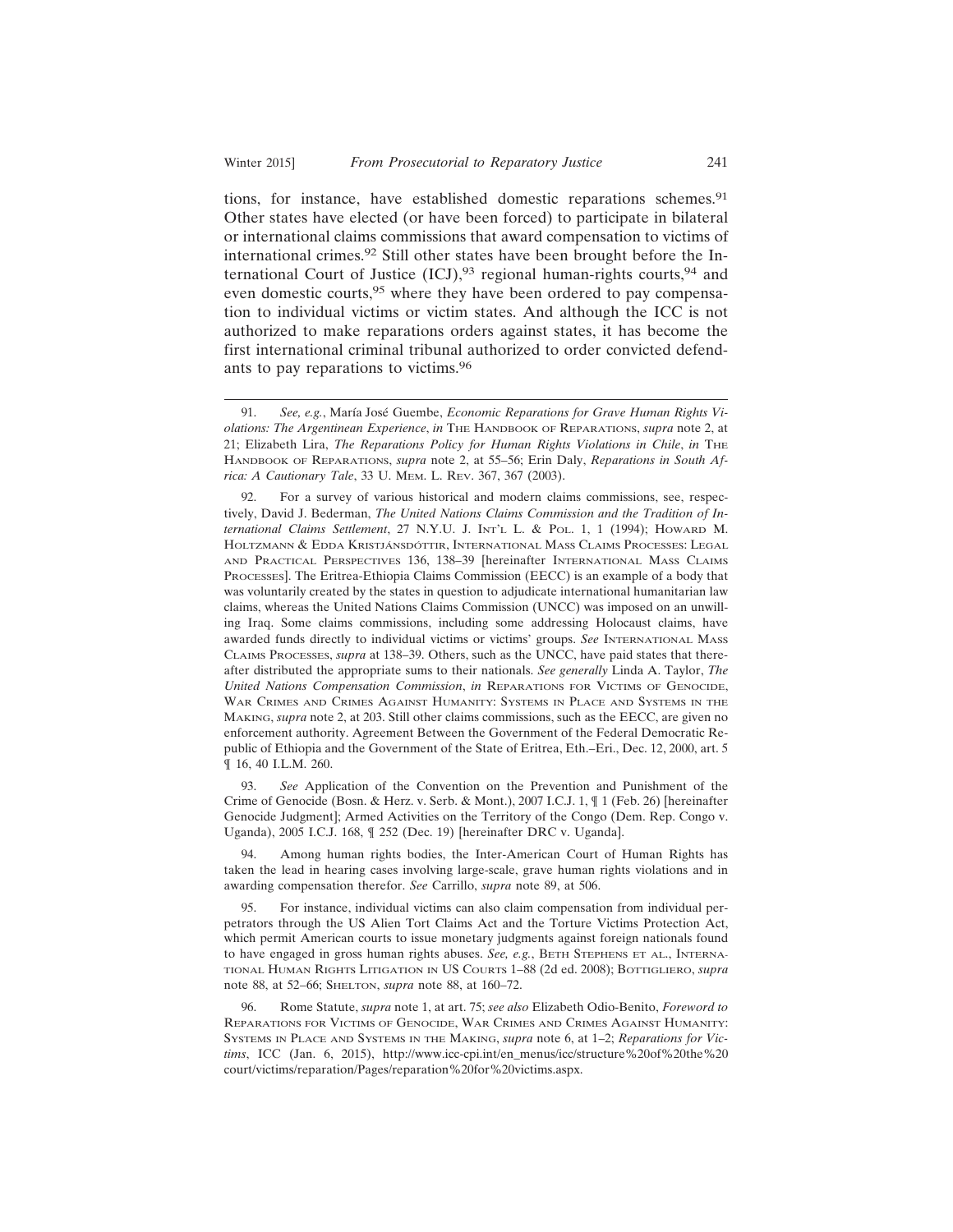tions, for instance, have established domestic reparations schemes.[91] Other states have elected (or have been forced) to participate in bilateral or international claims commissions that award compensation to victims of international crimes.[92] Still other states have been brought before the International Court of Justice (ICJ),[93] regional human-rights courts,[94] and even domestic courts,[95] where they have been ordered to pay compensation to individual victims or victim states. And although the ICC is not authorized to make reparations orders against states, it has become the first international criminal tribunal authorized to order convicted defendants to pay reparations to victims.[96]

---

91. *See, e.g.*, María José Guembe, *Economic Reparations for Grave Human Rights Violations: The Argentinean Experience*, *in* The Handbook of Reparations, *supra* note 2, at 21; Elizabeth Lira, *The Reparations Policy for Human Rights Violations in Chile*, *in* The Handbook of Reparations, *supra* note 2, at 55–56; Erin Daly, *Reparations in South Africa: A Cautionary Tale*, 33 U. Mem. L. Rev. 367, 367 (2003).

92. For a survey of various historical and modern claims commissions, see, respectively, David J. Bederman, *The United Nations Claims Commission and the Tradition of International Claims Settlement*, 27 N.Y.U. J. Int'l L. & Pol. 1, 1 (1994); Howard M. Holtzmann & Edda Kristjánsdóttir, International Mass Claims Processes: Legal and Practical Perspectives 136, 138–39 [hereinafter International Mass Claims Processes]. The Eritrea-Ethiopia Claims Commission (EECC) is an example of a body that was voluntarily created by the states in question to adjudicate international humanitarian law claims, whereas the United Nations Claims Commission (UNCC) was imposed on an unwilling Iraq. Some claims commissions, including some addressing Holocaust claims, have awarded funds directly to individual victims or victims' groups. *See* International Mass Claims Processes, *supra* at 138–39. Others, such as the UNCC, have paid states that thereafter distributed the appropriate sums to their nationals. *See generally* Linda A. Taylor, *The United Nations Compensation Commission*, *in* Reparations for Victims of Genocide, War Crimes and Crimes Against Humanity: Systems in Place and Systems in the Making, *supra* note 2, at 203. Still other claims commissions, such as the EECC, are given no enforcement authority. Agreement Between the Government of the Federal Democratic Republic of Ethiopia and the Government of the State of Eritrea, Eth.–Eri., Dec. 12, 2000, art. 5 ¶ 16, 40 I.L.M. 260.

93. *See* Application of the Convention on the Prevention and Punishment of the Crime of Genocide (Bosn. & Herz. v. Serb. & Mont.), 2007 I.C.J. 1, ¶ 1 (Feb. 26) [hereinafter Genocide Judgment]; Armed Activities on the Territory of the Congo (Dem. Rep. Congo v. Uganda), 2005 I.C.J. 168, ¶ 252 (Dec. 19) [hereinafter DRC v. Uganda].

94. Among human rights bodies, the Inter-American Court of Human Rights has taken the lead in hearing cases involving large-scale, grave human rights violations and in awarding compensation therefor. *See* Carrillo, *supra* note 89, at 506.

95. For instance, individual victims can also claim compensation from individual perpetrators through the US Alien Tort Claims Act and the Torture Victims Protection Act, which permit American courts to issue monetary judgments against foreign nationals found to have engaged in gross human rights abuses. *See, e.g.*, Beth Stephens et al., International Human Rights Litigation in US Courts 1–88 (2d ed. 2008); Bottigliero, *supra* note 88, at 52–66; Shelton, *supra* note 88, at 160–72.

96. Rome Statute, *supra* note 1, at art. 75; *see also* Elizabeth Odio-Benito, *Foreword to* Reparations for Victims of Genocide, War Crimes and Crimes Against Humanity: Systems in Place and Systems in the Making, *supra* note 6, at 1–2; *Reparations for Victims*, ICC (Jan. 6, 2015), http://www.icc-cpi.int/en_menus/icc/structure%20of%20the%20court/victims/reparation/Pages/reparation%20for%20victims.aspx.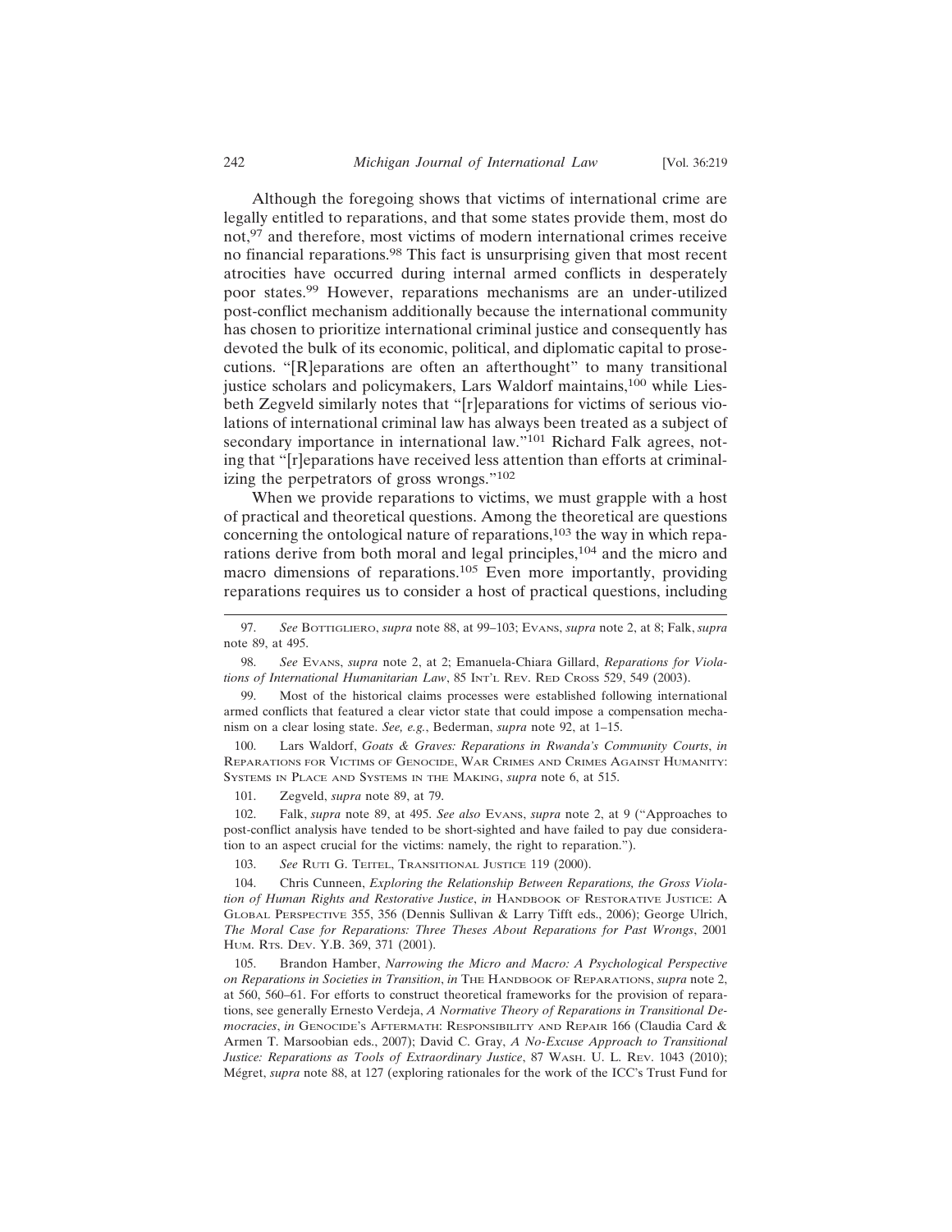Although the foregoing shows that victims of international crime are legally entitled to reparations, and that some states provide them, most do not,[97] and therefore, most victims of modern international crimes receive no financial reparations.[98] This fact is unsurprising given that most recent atrocities have occurred during internal armed conflicts in desperately poor states.[99] However, reparations mechanisms are an under-utilized post-conflict mechanism additionally because the international community has chosen to prioritize international criminal justice and consequently has devoted the bulk of its economic, political, and diplomatic capital to prosecutions. "[R]eparations are often an afterthought" to many transitional justice scholars and policymakers, Lars Waldorf maintains,[100] while Liesbeth Zegveld similarly notes that "[r]eparations for victims of serious violations of international criminal law has always been treated as a subject of secondary importance in international law."[101] Richard Falk agrees, noting that "[r]eparations have received less attention than efforts at criminalizing the perpetrators of gross wrongs."[102]

When we provide reparations to victims, we must grapple with a host of practical and theoretical questions. Among the theoretical are questions concerning the ontological nature of reparations,[103] the way in which reparations derive from both moral and legal principles,[104] and the micro and macro dimensions of reparations.[105] Even more importantly, providing reparations requires us to consider a host of practical questions, including

---

97. *See* Bottigliero, *supra* note 88, at 99–103; Evans, *supra* note 2, at 8; Falk, *supra* note 89, at 495.

98. *See* Evans, *supra* note 2, at 2; Emanuela-Chiara Gillard, *Reparations for Violations of International Humanitarian Law*, 85 Int'l Rev. Red Cross 529, 549 (2003).

99. Most of the historical claims processes were established following international armed conflicts that featured a clear victor state that could impose a compensation mechanism on a clear losing state. *See, e.g.*, Bederman, *supra* note 92, at 1–15.

100. Lars Waldorf, *Goats & Graves: Reparations in Rwanda's Community Courts*, *in* Reparations for Victims of Genocide, War Crimes and Crimes Against Humanity: Systems in Place and Systems in the Making, *supra* note 6, at 515.

101. Zegveld, *supra* note 89, at 79.

102. Falk, *supra* note 89, at 495. *See also* Evans, *supra* note 2, at 9 ("Approaches to post-conflict analysis have tended to be short-sighted and have failed to pay due consideration to an aspect crucial for the victims: namely, the right to reparation.").

103. *See* Ruti G. Teitel, Transitional Justice 119 (2000).

104. Chris Cunneen, *Exploring the Relationship Between Reparations, the Gross Violation of Human Rights and Restorative Justice*, *in* Handbook of Restorative Justice: A Global Perspective 355, 356 (Dennis Sullivan & Larry Tifft eds., 2006); George Ulrich, *The Moral Case for Reparations: Three Theses About Reparations for Past Wrongs*, 2001 Hum. Rts. Dev. Y.B. 369, 371 (2001).

105. Brandon Hamber, *Narrowing the Micro and Macro: A Psychological Perspective on Reparations in Societies in Transition*, *in* The Handbook of Reparations, *supra* note 2, at 560, 560–61. For efforts to construct theoretical frameworks for the provision of reparations, see generally Ernesto Verdeja, *A Normative Theory of Reparations in Transitional Democracies*, *in* Genocide's Aftermath: Responsibility and Repair 166 (Claudia Card & Armen T. Marsoobian eds., 2007); David C. Gray, *A No-Excuse Approach to Transitional Justice: Reparations as Tools of Extraordinary Justice*, 87 Wash. U. L. Rev. 1043 (2010); Mégret, *supra* note 88, at 127 (exploring rationales for the work of the ICC's Trust Fund for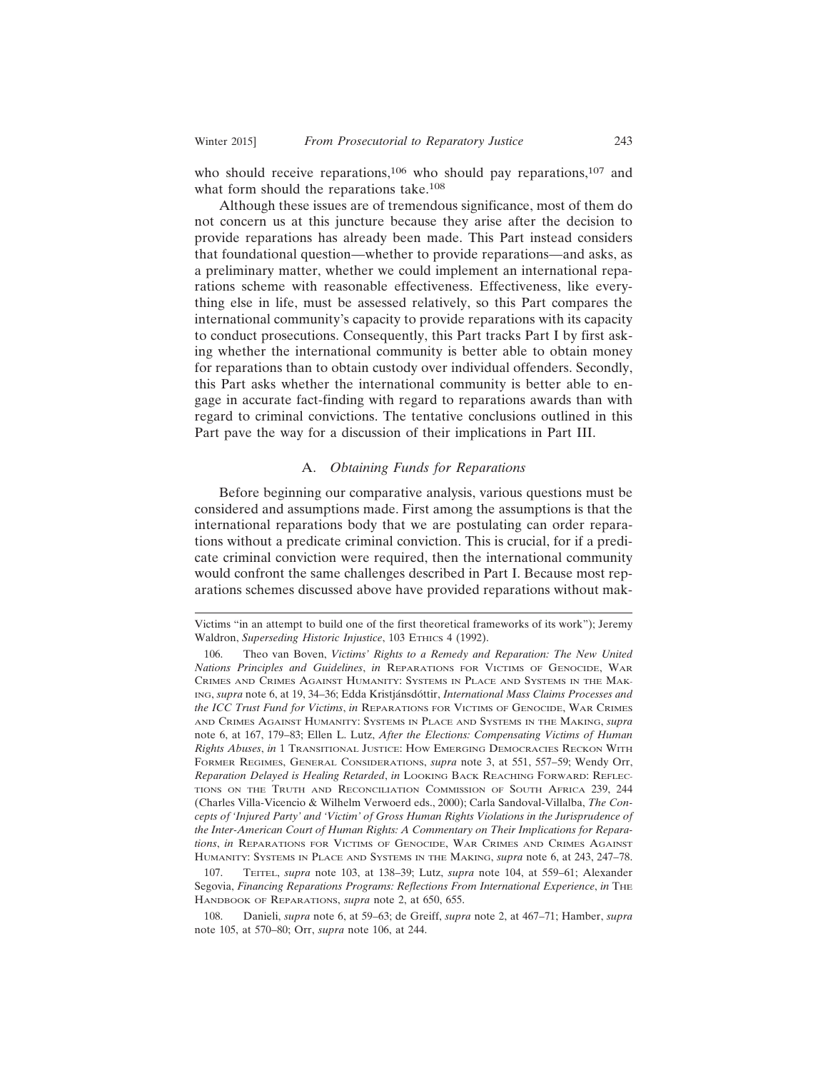who should receive reparations,[106] who should pay reparations,[107] and what form should the reparations take.[108]

Although these issues are of tremendous significance, most of them do not concern us at this juncture because they arise after the decision to provide reparations has already been made. This Part instead considers that foundational question—whether to provide reparations—and asks, as a preliminary matter, whether we could implement an international reparations scheme with reasonable effectiveness. Effectiveness, like everything else in life, must be assessed relatively, so this Part compares the international community's capacity to provide reparations with its capacity to conduct prosecutions. Consequently, this Part tracks Part I by first asking whether the international community is better able to obtain money for reparations than to obtain custody over individual offenders. Secondly, this Part asks whether the international community is better able to engage in accurate fact-finding with regard to reparations awards than with regard to criminal convictions. The tentative conclusions outlined in this Part pave the way for a discussion of their implications in Part III.

### A. *Obtaining Funds for Reparations*

Before beginning our comparative analysis, various questions must be considered and assumptions made. First among the assumptions is that the international reparations body that we are postulating can order reparations without a predicate criminal conviction. This is crucial, for if a predicate criminal conviction were required, then the international community would confront the same challenges described in Part I. Because most reparations schemes discussed above have provided reparations without mak-

---

Victims "in an attempt to build one of the first theoretical frameworks of its work"); Jeremy Waldron, *Superseding Historic Injustice*, 103 ETHICS 4 (1992).

106. Theo van Boven, *Victims' Rights to a Remedy and Reparation: The New United Nations Principles and Guidelines*, *in* REPARATIONS FOR VICTIMS OF GENOCIDE, WAR CRIMES AND CRIMES AGAINST HUMANITY: SYSTEMS IN PLACE AND SYSTEMS IN THE MAKING, *supra* note 6, at 19, 34–36; Edda Kristjánsdóttir, *International Mass Claims Processes and the ICC Trust Fund for Victims*, *in* REPARATIONS FOR VICTIMS OF GENOCIDE, WAR CRIMES AND CRIMES AGAINST HUMANITY: SYSTEMS IN PLACE AND SYSTEMS IN THE MAKING, *supra* note 6, at 167, 179–83; Ellen L. Lutz, *After the Elections: Compensating Victims of Human Rights Abuses*, *in* 1 TRANSITIONAL JUSTICE: HOW EMERGING DEMOCRACIES RECKON WITH FORMER REGIMES, GENERAL CONSIDERATIONS, *supra* note 3, at 551, 557–59; Wendy Orr, *Reparation Delayed is Healing Retarded*, *in* LOOKING BACK REACHING FORWARD: REFLECTIONS ON THE TRUTH AND RECONCILIATION COMMISSION OF SOUTH AFRICA 239, 244 (Charles Villa-Vicencio & Wilhelm Verwoerd eds., 2000); Carla Sandoval-Villalba, *The Concepts of 'Injured Party' and 'Victim' of Gross Human Rights Violations in the Jurisprudence of the Inter-American Court of Human Rights: A Commentary on Their Implications for Reparations*, *in* REPARATIONS FOR VICTIMS OF GENOCIDE, WAR CRIMES AND CRIMES AGAINST HUMANITY: SYSTEMS IN PLACE AND SYSTEMS IN THE MAKING, *supra* note 6, at 243, 247–78.

107. TEITEL, *supra* note 103, at 138–39; Lutz, *supra* note 104, at 559–61; Alexander Segovia, *Financing Reparations Programs: Reflections From International Experience*, *in* THE HANDBOOK OF REPARATIONS, *supra* note 2, at 650, 655.

108. Danieli, *supra* note 6, at 59–63; de Greiff, *supra* note 2, at 467–71; Hamber, *supra* note 105, at 570–80; Orr, *supra* note 106, at 244.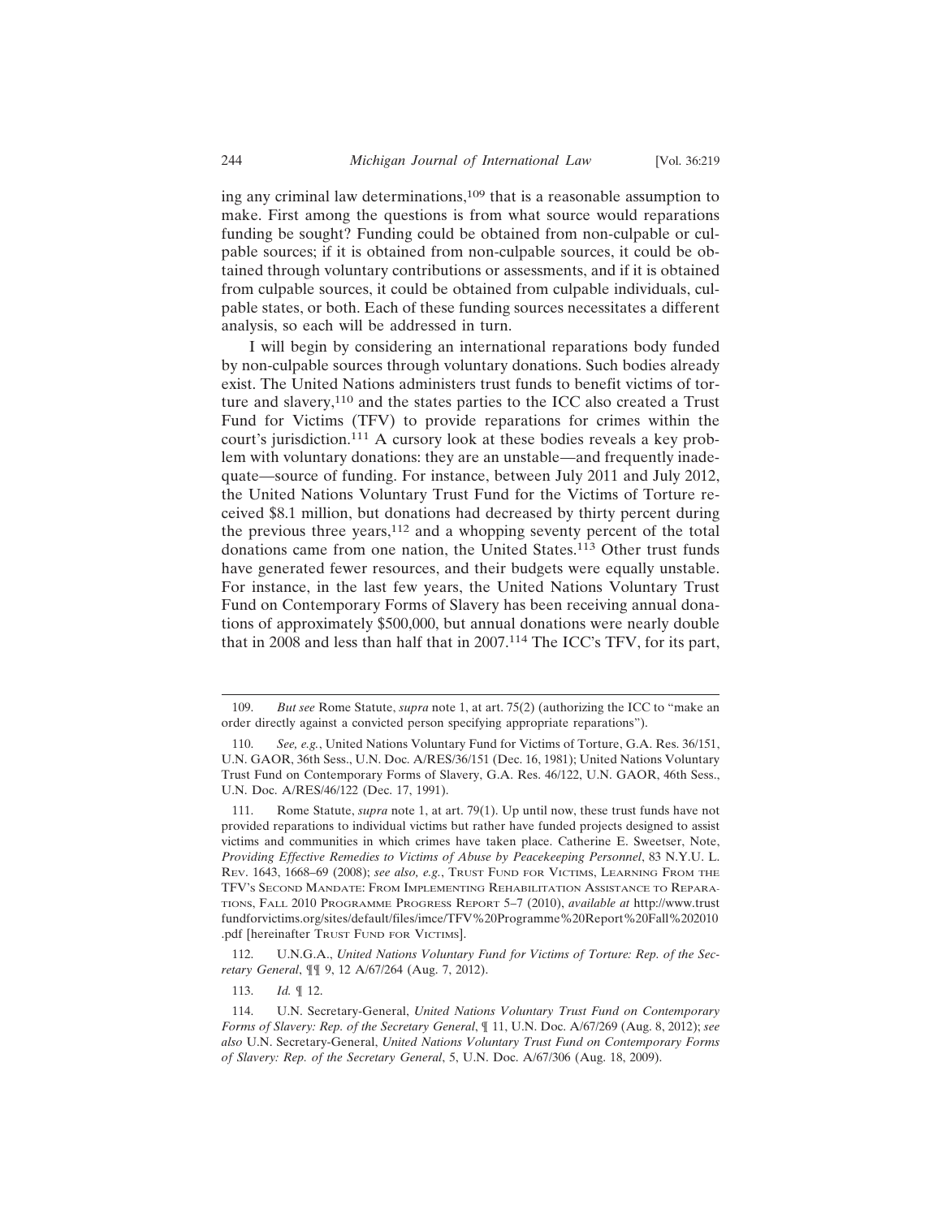ing any criminal law determinations,[109] that is a reasonable assumption to make. First among the questions is from what source would reparations funding be sought? Funding could be obtained from non-culpable or culpable sources; if it is obtained from non-culpable sources, it could be obtained through voluntary contributions or assessments, and if it is obtained from culpable sources, it could be obtained from culpable individuals, culpable states, or both. Each of these funding sources necessitates a different analysis, so each will be addressed in turn.

I will begin by considering an international reparations body funded by non-culpable sources through voluntary donations. Such bodies already exist. The United Nations administers trust funds to benefit victims of torture and slavery,[110] and the states parties to the ICC also created a Trust Fund for Victims (TFV) to provide reparations for crimes within the court's jurisdiction.[111] A cursory look at these bodies reveals a key problem with voluntary donations: they are an unstable—and frequently inadequate—source of funding. For instance, between July 2011 and July 2012, the United Nations Voluntary Trust Fund for the Victims of Torture received $8.1 million, but donations had decreased by thirty percent during the previous three years,[112] and a whopping seventy percent of the total donations came from one nation, the United States.[113] Other trust funds have generated fewer resources, and their budgets were equally unstable. For instance, in the last few years, the United Nations Voluntary Trust Fund on Contemporary Forms of Slavery has been receiving annual donations of approximately $500,000, but annual donations were nearly double that in 2008 and less than half that in 2007.[114] The ICC's TFV, for its part,

---

109. *But see* Rome Statute, *supra* note 1, at art. 75(2) (authorizing the ICC to "make an order directly against a convicted person specifying appropriate reparations").

110. *See, e.g.*, United Nations Voluntary Fund for Victims of Torture, G.A. Res. 36/151, U.N. GAOR, 36th Sess., U.N. Doc. A/RES/36/151 (Dec. 16, 1981); United Nations Voluntary Trust Fund on Contemporary Forms of Slavery, G.A. Res. 46/122, U.N. GAOR, 46th Sess., U.N. Doc. A/RES/46/122 (Dec. 17, 1991).

111. Rome Statute, *supra* note 1, at art. 79(1). Up until now, these trust funds have not provided reparations to individual victims but rather have funded projects designed to assist victims and communities in which crimes have taken place. Catherine E. Sweetser, Note, *Providing Effective Remedies to Victims of Abuse by Peacekeeping Personnel*, 83 N.Y.U. L. Rev. 1643, 1668–69 (2008); *see also, e.g.*, Trust Fund for Victims, Learning From the TFV's Second Mandate: From Implementing Rehabilitation Assistance to Reparations, Fall 2010 Programme Progress Report 5–7 (2010), *available at* http://www.trustfundforvictims.org/sites/default/files/imce/TFV%20Programme%20Report%20Fall%202010.pdf [hereinafter Trust Fund for Victims].

112. U.N.G.A., *United Nations Voluntary Fund for Victims of Torture: Rep. of the Secretary General*, ¶¶ 9, 12 A/67/264 (Aug. 7, 2012).

113. *Id.* ¶ 12.

114. U.N. Secretary-General, *United Nations Voluntary Trust Fund on Contemporary Forms of Slavery: Rep. of the Secretary General*, ¶ 11, U.N. Doc. A/67/269 (Aug. 8, 2012); *see also* U.N. Secretary-General, *United Nations Voluntary Trust Fund on Contemporary Forms of Slavery: Rep. of the Secretary General*, 5, U.N. Doc. A/67/306 (Aug. 18, 2009).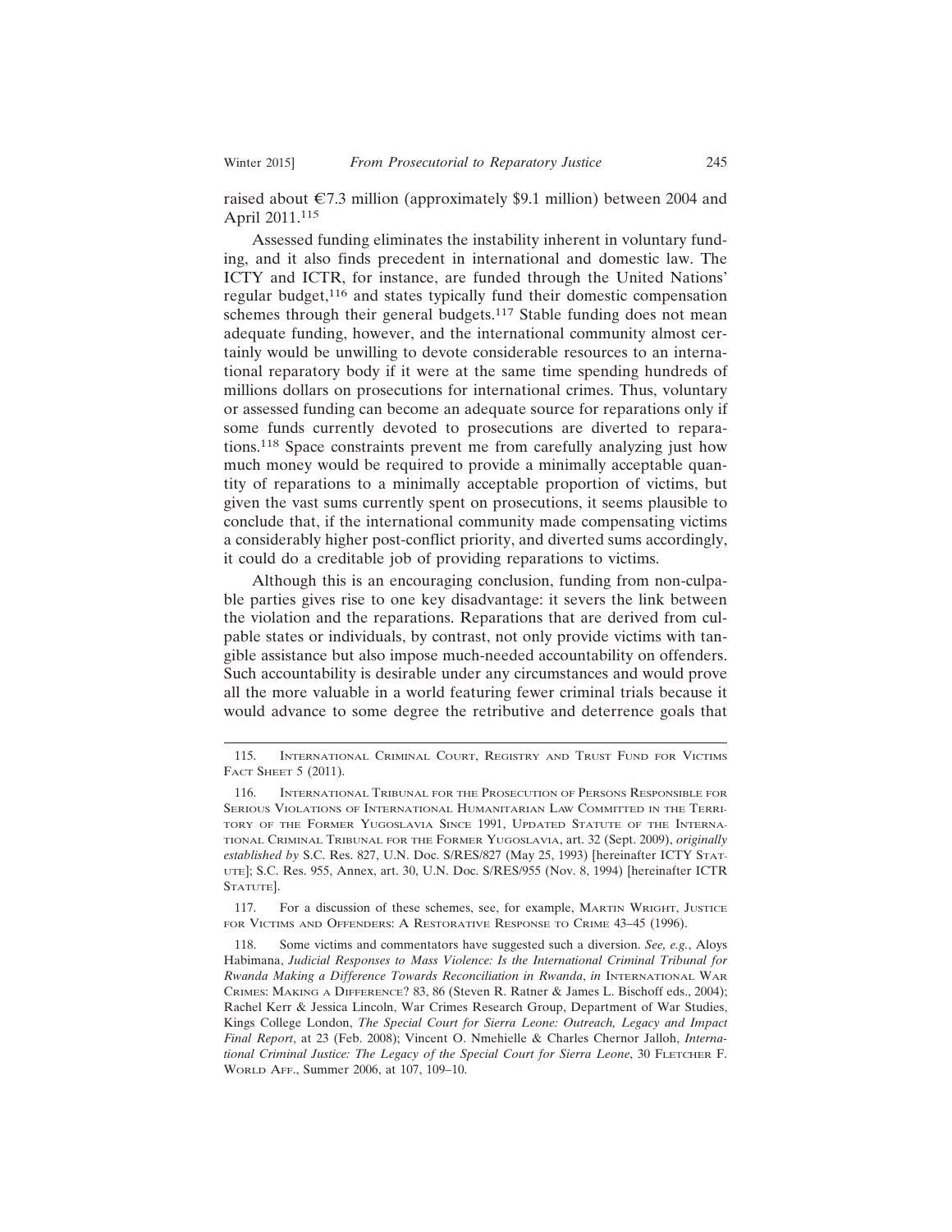raised about €7.3 million (approximately $9.1 million) between 2004 and April 2011.[115]

Assessed funding eliminates the instability inherent in voluntary funding, and it also finds precedent in international and domestic law. The ICTY and ICTR, for instance, are funded through the United Nations' regular budget,[116] and states typically fund their domestic compensation schemes through their general budgets.[117] Stable funding does not mean adequate funding, however, and the international community almost certainly would be unwilling to devote considerable resources to an international reparatory body if it were at the same time spending hundreds of millions dollars on prosecutions for international crimes. Thus, voluntary or assessed funding can become an adequate source for reparations only if some funds currently devoted to prosecutions are diverted to reparations.[118] Space constraints prevent me from carefully analyzing just how much money would be required to provide a minimally acceptable quantity of reparations to a minimally acceptable proportion of victims, but given the vast sums currently spent on prosecutions, it seems plausible to conclude that, if the international community made compensating victims a considerably higher post-conflict priority, and diverted sums accordingly, it could do a creditable job of providing reparations to victims.

Although this is an encouraging conclusion, funding from non-culpable parties gives rise to one key disadvantage: it severs the link between the violation and the reparations. Reparations that are derived from culpable states or individuals, by contrast, not only provide victims with tangible assistance but also impose much-needed accountability on offenders. Such accountability is desirable under any circumstances and would prove all the more valuable in a world featuring fewer criminal trials because it would advance to some degree the retributive and deterrence goals that

---

115. International Criminal Court, Registry and Trust Fund for Victims Fact Sheet 5 (2011).

116. International Tribunal for the Prosecution of Persons Responsible for Serious Violations of International Humanitarian Law Committed in the Territory of the Former Yugoslavia Since 1991, Updated Statute of the International Criminal Tribunal for the Former Yugoslavia, art. 32 (Sept. 2009), *originally established by* S.C. Res. 827, U.N. Doc. S/RES/827 (May 25, 1993) [hereinafter ICTY Statute]; S.C. Res. 955, Annex, art. 30, U.N. Doc. S/RES/955 (Nov. 8, 1994) [hereinafter ICTR Statute].

117. For a discussion of these schemes, see, for example, Martin Wright, Justice for Victims and Offenders: A Restorative Response to Crime 43–45 (1996).

118. Some victims and commentators have suggested such a diversion. *See, e.g.*, Aloys Habimana, *Judicial Responses to Mass Violence: Is the International Criminal Tribunal for Rwanda Making a Difference Towards Reconciliation in Rwanda*, *in* International War Crimes: Making a Difference? 83, 86 (Steven R. Ratner & James L. Bischoff eds., 2004); Rachel Kerr & Jessica Lincoln, War Crimes Research Group, Department of War Studies, Kings College London, *The Special Court for Sierra Leone: Outreach, Legacy and Impact Final Report*, at 23 (Feb. 2008); Vincent O. Nmehielle & Charles Chernor Jalloh, *International Criminal Justice: The Legacy of the Special Court for Sierra Leone*, 30 Fletcher F. World Aff., Summer 2006, at 107, 109–10.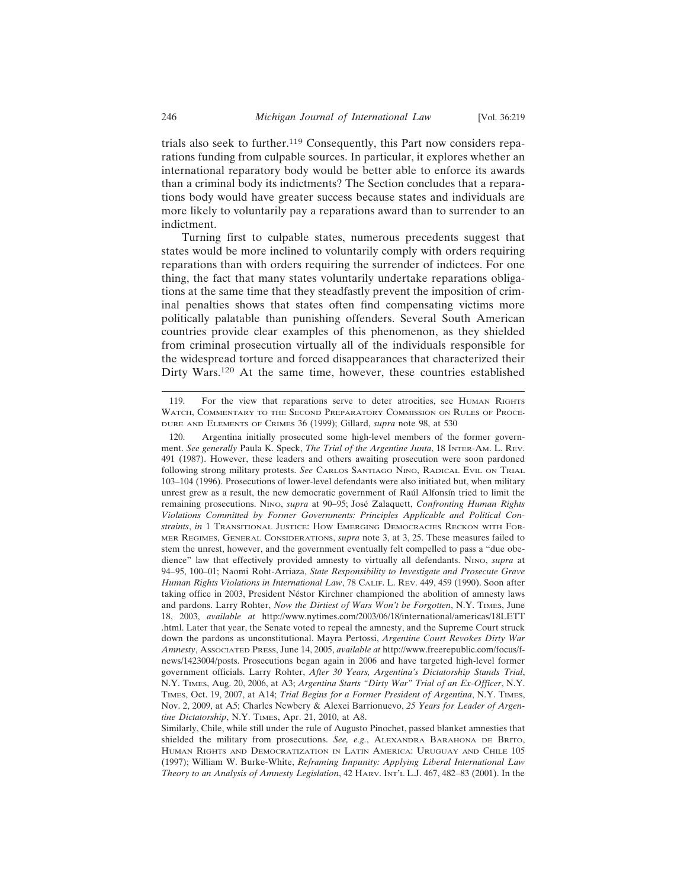trials also seek to further.[119] Consequently, this Part now considers reparations funding from culpable sources. In particular, it explores whether an international reparatory body would be better able to enforce its awards than a criminal body its indictments? The Section concludes that a reparations body would have greater success because states and individuals are more likely to voluntarily pay a reparations award than to surrender to an indictment.

Turning first to culpable states, numerous precedents suggest that states would be more inclined to voluntarily comply with orders requiring reparations than with orders requiring the surrender of indictees. For one thing, the fact that many states voluntarily undertake reparations obligations at the same time that they steadfastly prevent the imposition of criminal penalties shows that states often find compensating victims more politically palatable than punishing offenders. Several South American countries provide clear examples of this phenomenon, as they shielded from criminal prosecution virtually all of the individuals responsible for the widespread torture and forced disappearances that characterized their Dirty Wars.[120] At the same time, however, these countries established

---

119. For the view that reparations serve to deter atrocities, see Human Rights Watch, Commentary to the Second Preparatory Commission on Rules of Procedure and Elements of Crimes 36 (1999); Gillard, *supra* note 98, at 530

120. Argentina initially prosecuted some high-level members of the former government. *See generally* Paula K. Speck, *The Trial of the Argentine Junta*, 18 Inter-Am. L. Rev. 491 (1987). However, these leaders and others awaiting prosecution were soon pardoned following strong military protests. *See* Carlos Santiago Nino, Radical Evil on Trial 103–104 (1996). Prosecutions of lower-level defendants were also initiated but, when military unrest grew as a result, the new democratic government of Raúl Alfonsín tried to limit the remaining prosecutions. Nino, *supra* at 90–95; José Zalaquett, *Confronting Human Rights Violations Committed by Former Governments: Principles Applicable and Political Constraints*, *in* 1 Transitional Justice: How Emerging Democracies Reckon with Former Regimes, General Considerations, *supra* note 3, at 3, 25. These measures failed to stem the unrest, however, and the government eventually felt compelled to pass a "due obedience" law that effectively provided amnesty to virtually all defendants. Nino, *supra* at 94–95, 100–01; Naomi Roht-Arriaza, *State Responsibility to Investigate and Prosecute Grave Human Rights Violations in International Law*, 78 Calif. L. Rev. 449, 459 (1990). Soon after taking office in 2003, President Néstor Kirchner championed the abolition of amnesty laws and pardons. Larry Rohter, *Now the Dirtiest of Wars Won't be Forgotten*, N.Y. Times, June 18, 2003, *available at* http://www.nytimes.com/2003/06/18/international/americas/18LETT.html. Later that year, the Senate voted to repeal the amnesty, and the Supreme Court struck down the pardons as unconstitutional. Mayra Pertossi, *Argentine Court Revokes Dirty War Amnesty*, Associated Press, June 14, 2005, *available at* http://www.freerepublic.com/focus/f-news/1423004/posts. Prosecutions began again in 2006 and have targeted high-level former government officials. Larry Rohter, *After 30 Years, Argentina's Dictatorship Stands Trial*, N.Y. Times, Aug. 20, 2006, at A3; *Argentina Starts "Dirty War" Trial of an Ex-Officer*, N.Y. Times, Oct. 19, 2007, at A14; *Trial Begins for a Former President of Argentina*, N.Y. Times, Nov. 2, 2009, at A5; Charles Newbery & Alexei Barrionuevo, *25 Years for Leader of Argentine Dictatorship*, N.Y. Times, Apr. 21, 2010, at A8.

Similarly, Chile, while still under the rule of Augusto Pinochet, passed blanket amnesties that shielded the military from prosecutions. *See, e.g.*, Alexandra Barahona de Brito, Human Rights and Democratization in Latin America: Uruguay and Chile 105 (1997); William W. Burke-White, *Reframing Impunity: Applying Liberal International Law Theory to an Analysis of Amnesty Legislation*, 42 Harv. Int'l L.J. 467, 482–83 (2001). In the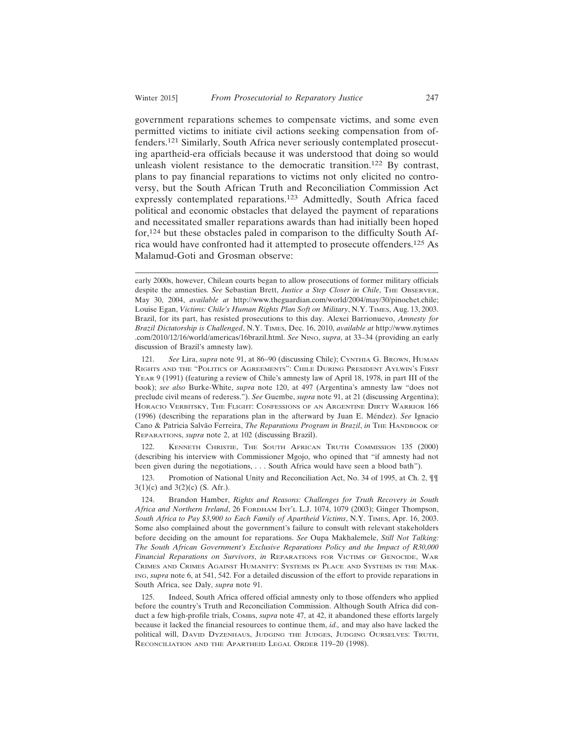government reparations schemes to compensate victims, and some even permitted victims to initiate civil actions seeking compensation from offenders.[121] Similarly, South Africa never seriously contemplated prosecuting apartheid-era officials because it was understood that doing so would unleash violent resistance to the democratic transition.[122] By contrast, plans to pay financial reparations to victims not only elicited no controversy, but the South African Truth and Reconciliation Commission Act expressly contemplated reparations.[123] Admittedly, South Africa faced political and economic obstacles that delayed the payment of reparations and necessitated smaller reparations awards than had initially been hoped for,[124] but these obstacles paled in comparison to the difficulty South Africa would have confronted had it attempted to prosecute offenders.[125] As Malamud-Goti and Grosman observe:

---

early 2000s, however, Chilean courts began to allow prosecutions of former military officials despite the amnesties. *See* Sebastian Brett, *Justice a Step Closer in Chile*, The Observer, May 30, 2004, *available at* http://www.theguardian.com/world/2004/may/30/pinochet.chile; Louise Egan, *Victims: Chile's Human Rights Plan Soft on Military*, N.Y. Times, Aug. 13, 2003. Brazil, for its part, has resisted prosecutions to this day. Alexei Barrionuevo, *Amnesty for Brazil Dictatorship is Challenged*, N.Y. Times, Dec. 16, 2010, *available at* http://www.nytimes.com/2010/12/16/world/americas/16brazil.html. *See* Nino, *supra*, at 33–34 (providing an early discussion of Brazil's amnesty law).

121. *See* Lira, *supra* note 91, at 86–90 (discussing Chile); Cynthia G. Brown, Human Rights and the "Politics of Agreements": Chile During President Aylwin's First Year 9 (1991) (featuring a review of Chile's amnesty law of April 18, 1978, in part III of the book); *see also* Burke-White, *supra* note 120, at 497 (Argentina's amnesty law "does not preclude civil means of rederess."). *See* Guembe, *supra* note 91, at 21 (discussing Argentina); Horacio Verbitsky, The Flight: Confessions of an Argentine Dirty Warrior 166 (1996) (describing the reparations plan in the afterward by Juan E. Méndez). *See* Ignacio Cano & Patricia Salvão Ferreira, *The Reparations Program in Brazil*, *in* The Handbook of Reparations, *supra* note 2, at 102 (discussing Brazil).

122. Kenneth Christie, The South African Truth Commission 135 (2000) (describing his interview with Commissioner Mgojo, who opined that "if amnesty had not been given during the negotiations, . . . South Africa would have seen a blood bath").

123. Promotion of National Unity and Reconciliation Act, No. 34 of 1995, at Ch. 2, ¶¶ 3(1)(c) and 3(2)(c) (S. Afr.).

124. Brandon Hamber, *Rights and Reasons: Challenges for Truth Recovery in South Africa and Northern Ireland*, 26 Fordham Int'l L.J. 1074, 1079 (2003); Ginger Thompson, *South Africa to Pay $3,900 to Each Family of Apartheid Victims*, N.Y. Times, Apr. 16, 2003. Some also complained about the government's failure to consult with relevant stakeholders before deciding on the amount for reparations. *See* Oupa Makhalemele, *Still Not Talking: The South African Government's Exclusive Reparations Policy and the Impact of R30,000 Financial Reparations on Survivors*, *in* Reparations for Victims of Genocide, War Crimes and Crimes Against Humanity: Systems in Place and Systems in the Making, *supra* note 6, at 541, 542. For a detailed discussion of the effort to provide reparations in South Africa, see Daly, *supra* note 91.

125. Indeed, South Africa offered official amnesty only to those offenders who applied before the country's Truth and Reconciliation Commission. Although South Africa did conduct a few high-profile trials, Combs, *supra* note 47, at 42, it abandoned these efforts largely because it lacked the financial resources to continue them, *id.,* and may also have lacked the political will, David Dyzenhaus, Judging the Judges, Judging Ourselves: Truth, Reconciliation and the Apartheid Legal Order 119–20 (1998).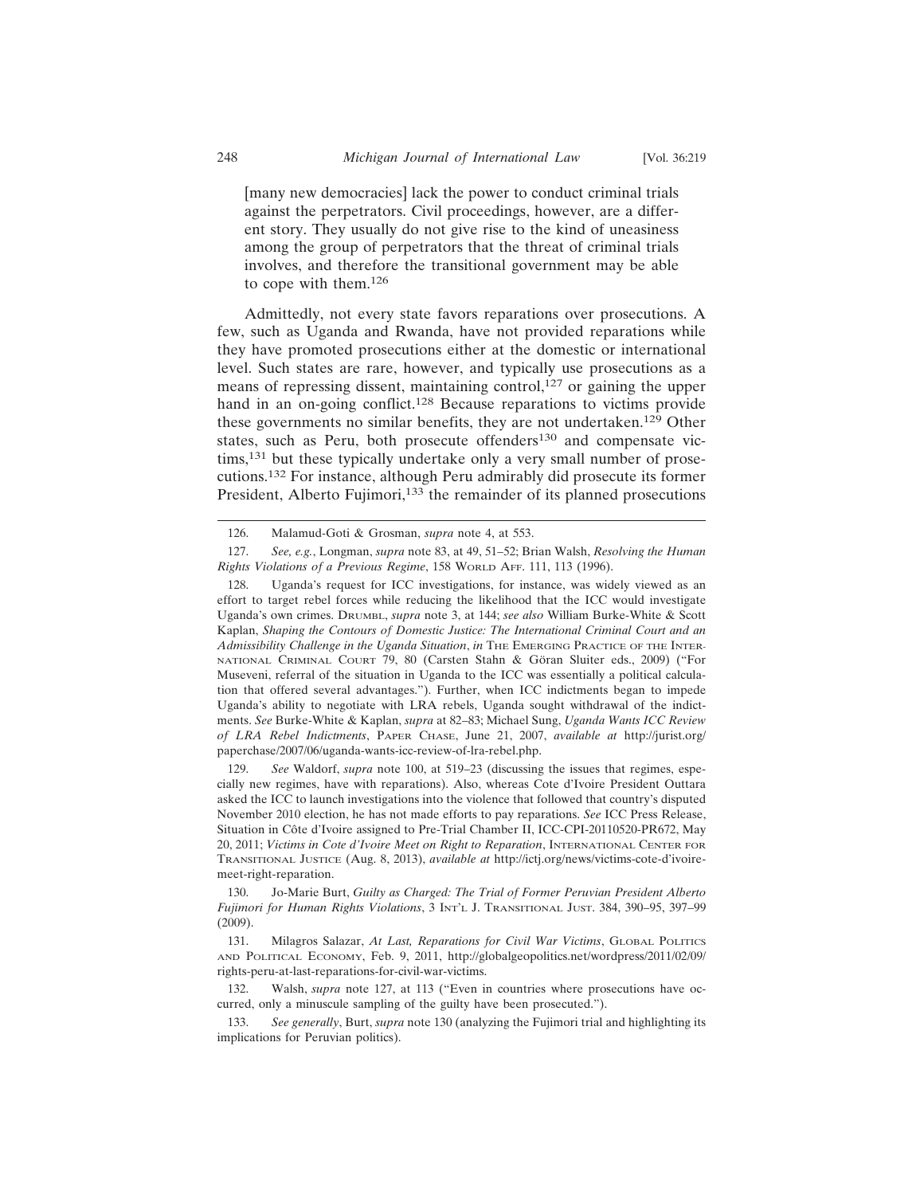> [many new democracies] lack the power to conduct criminal trials against the perpetrators. Civil proceedings, however, are a different story. They usually do not give rise to the kind of uneasiness among the group of perpetrators that the threat of criminal trials involves, and therefore the transitional government may be able to cope with them.[126]

Admittedly, not every state favors reparations over prosecutions. A few, such as Uganda and Rwanda, have not provided reparations while they have promoted prosecutions either at the domestic or international level. Such states are rare, however, and typically use prosecutions as a means of repressing dissent, maintaining control,[127] or gaining the upper hand in an on-going conflict.[128] Because reparations to victims provide these governments no similar benefits, they are not undertaken.[129] Other states, such as Peru, both prosecute offenders[130] and compensate victims,[131] but these typically undertake only a very small number of prosecutions.[132] For instance, although Peru admirably did prosecute its former President, Alberto Fujimori,[133] the remainder of its planned prosecutions

---

126. Malamud-Goti & Grosman, *supra* note 4, at 553.

127. *See, e.g.*, Longman, *supra* note 83, at 49, 51–52; Brian Walsh, *Resolving the Human Rights Violations of a Previous Regime*, 158 WORLD AFF. 111, 113 (1996).

128. Uganda's request for ICC investigations, for instance, was widely viewed as an effort to target rebel forces while reducing the likelihood that the ICC would investigate Uganda's own crimes. DRUMBL, *supra* note 3, at 144; *see also* William Burke-White & Scott Kaplan, *Shaping the Contours of Domestic Justice: The International Criminal Court and an Admissibility Challenge in the Uganda Situation*, *in* THE EMERGING PRACTICE OF THE INTERNATIONAL CRIMINAL COURT 79, 80 (Carsten Stahn & Göran Sluiter eds., 2009) ("For Museveni, referral of the situation in Uganda to the ICC was essentially a political calculation that offered several advantages."). Further, when ICC indictments began to impede Uganda's ability to negotiate with LRA rebels, Uganda sought withdrawal of the indictments. *See* Burke-White & Kaplan, *supra* at 82–83; Michael Sung, *Uganda Wants ICC Review of LRA Rebel Indictments*, PAPER CHASE, June 21, 2007, *available at* http://jurist.org/paperchase/2007/06/uganda-wants-icc-review-of-lra-rebel.php.

129. *See* Waldorf, *supra* note 100, at 519–23 (discussing the issues that regimes, especially new regimes, have with reparations). Also, whereas Cote d'Ivoire President Outtara asked the ICC to launch investigations into the violence that followed that country's disputed November 2010 election, he has not made efforts to pay reparations. *See* ICC Press Release, Situation in Côte d'Ivoire assigned to Pre-Trial Chamber II, ICC-CPI-20110520-PR672, May 20, 2011; *Victims in Cote d'Ivoire Meet on Right to Reparation*, INTERNATIONAL CENTER FOR TRANSITIONAL JUSTICE (Aug. 8, 2013), *available at* http://ictj.org/news/victims-cote-d'ivoire-meet-right-reparation.

130. Jo-Marie Burt, *Guilty as Charged: The Trial of Former Peruvian President Alberto Fujimori for Human Rights Violations*, 3 INT'L J. TRANSITIONAL JUST. 384, 390–95, 397–99 (2009).

131. Milagros Salazar, *At Last, Reparations for Civil War Victims*, GLOBAL POLITICS AND POLITICAL ECONOMY, Feb. 9, 2011, http://globalgeopolitics.net/wordpress/2011/02/09/rights-peru-at-last-reparations-for-civil-war-victims.

132. Walsh, *supra* note 127, at 113 ("Even in countries where prosecutions have occurred, only a minuscule sampling of the guilty have been prosecuted.").

133. *See generally*, Burt, *supra* note 130 (analyzing the Fujimori trial and highlighting its implications for Peruvian politics).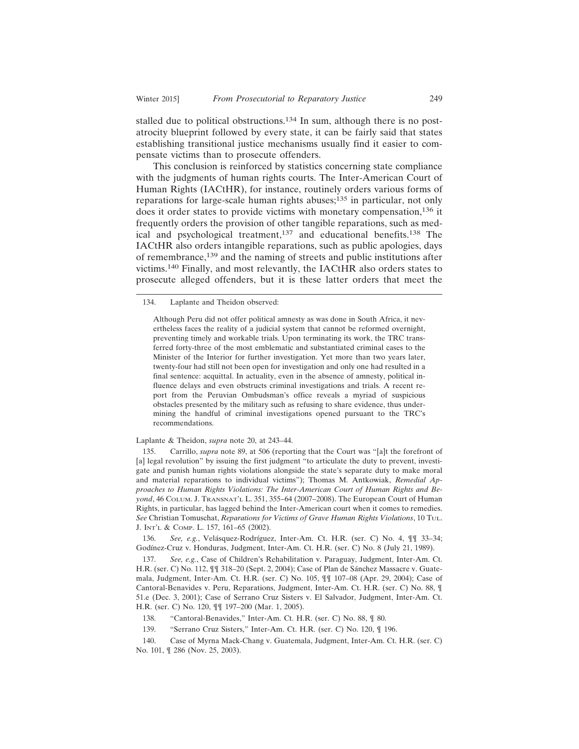stalled due to political obstructions.[134] In sum, although there is no post-atrocity blueprint followed by every state, it can be fairly said that states establishing transitional justice mechanisms usually find it easier to compensate victims than to prosecute offenders.

This conclusion is reinforced by statistics concerning state compliance with the judgments of human rights courts. The Inter-American Court of Human Rights (IACtHR), for instance, routinely orders various forms of reparations for large-scale human rights abuses;[135] in particular, not only does it order states to provide victims with monetary compensation,[136] it frequently orders the provision of other tangible reparations, such as medical and psychological treatment,[137] and educational benefits.[138] The IACtHR also orders intangible reparations, such as public apologies, days of remembrance,[139] and the naming of streets and public institutions after victims.[140] Finally, and most relevantly, the IACtHR also orders states to prosecute alleged offenders, but it is these latter orders that meet the

---

134. Laplante and Theidon observed:

> Although Peru did not offer political amnesty as was done in South Africa, it nevertheless faces the reality of a judicial system that cannot be reformed overnight, preventing timely and workable trials. Upon terminating its work, the TRC transferred forty-three of the most emblematic and substantiated criminal cases to the Minister of the Interior for further investigation. Yet more than two years later, twenty-four had still not been open for investigation and only one had resulted in a final sentence: acquittal. In actuality, even in the absence of amnesty, political influence delays and even obstructs criminal investigations and trials. A recent report from the Peruvian Ombudsman's office reveals a myriad of suspicious obstacles presented by the military such as refusing to share evidence, thus undermining the handful of criminal investigations opened pursuant to the TRC's recommendations.

Laplante & Theidon, *supra* note 20, at 243–44.

135. Carrillo, *supra* note 89, at 506 (reporting that the Court was "[a]t the forefront of [a] legal revolution" by issuing the first judgment "to articulate the duty to prevent, investigate and punish human rights violations alongside the state's separate duty to make moral and material reparations to individual victims"); Thomas M. Antkowiak, *Remedial Approaches to Human Rights Violations: The Inter-American Court of Human Rights and Beyond*, 46 COLUM. J. TRANSNAT'L L. 351, 355–64 (2007–2008). The European Court of Human Rights, in particular, has lagged behind the Inter-American court when it comes to remedies. *See* Christian Tomuschat, *Reparations for Victims of Grave Human Rights Violations*, 10 TUL. J. INT'L & COMP. L. 157, 161–65 (2002).

136. *See, e.g.*, Velásquez-Rodríguez, Inter-Am. Ct. H.R. (ser. C) No. 4, ¶¶ 33–34; Godínez-Cruz v. Honduras, Judgment, Inter-Am. Ct. H.R. (ser. C) No. 8 (July 21, 1989).

137. *See, e.g.*, Case of Children's Rehabilitation v. Paraguay, Judgment, Inter-Am. Ct. H.R. (ser. C) No. 112, ¶¶ 318–20 (Sept. 2, 2004); Case of Plan de Sánchez Massacre v. Guatemala, Judgment, Inter-Am. Ct. H.R. (ser. C) No. 105, ¶¶ 107–08 (Apr. 29, 2004); Case of Cantoral-Benavides v. Peru, Reparations, Judgment, Inter-Am. Ct. H.R. (ser. C) No. 88, ¶ 51.e (Dec. 3, 2001); Case of Serrano Cruz Sisters v. El Salvador, Judgment, Inter-Am. Ct. H.R. (ser. C) No. 120, ¶¶ 197–200 (Mar. 1, 2005).

138. "Cantoral-Benavides," Inter-Am. Ct. H.R. (ser. C) No. 88, ¶ 80.

139. "Serrano Cruz Sisters," Inter-Am. Ct. H.R. (ser. C) No. 120, ¶ 196.

140. Case of Myrna Mack-Chang v. Guatemala, Judgment, Inter-Am. Ct. H.R. (ser. C) No. 101, ¶ 286 (Nov. 25, 2003).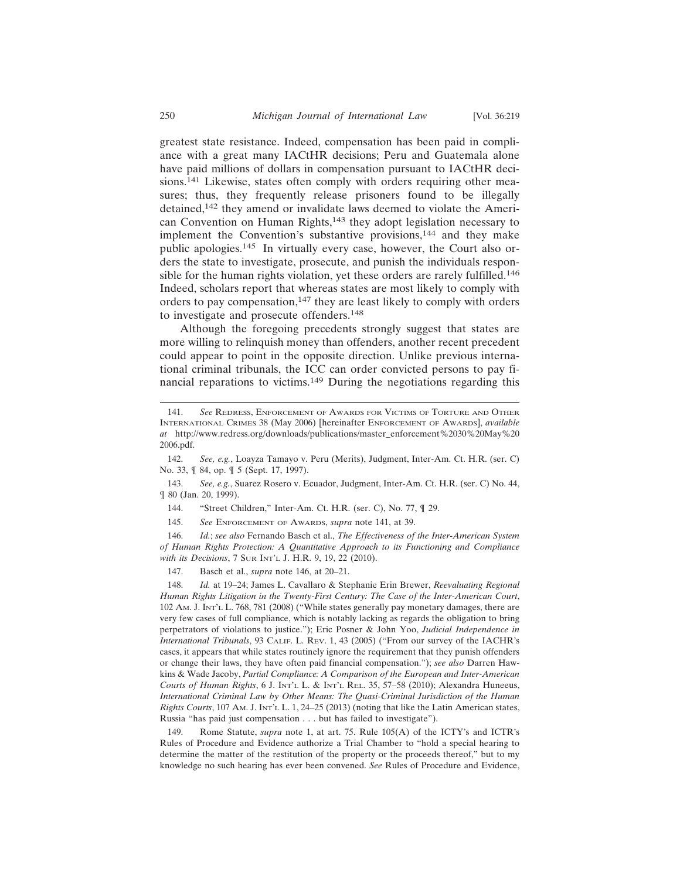greatest state resistance. Indeed, compensation has been paid in compliance with a great many IACtHR decisions; Peru and Guatemala alone have paid millions of dollars in compensation pursuant to IACtHR decisions.[141] Likewise, states often comply with orders requiring other measures; thus, they frequently release prisoners found to be illegally detained,[142] they amend or invalidate laws deemed to violate the American Convention on Human Rights,[143] they adopt legislation necessary to implement the Convention's substantive provisions,[144] and they make public apologies.[145] In virtually every case, however, the Court also orders the state to investigate, prosecute, and punish the individuals responsible for the human rights violation, yet these orders are rarely fulfilled.[146] Indeed, scholars report that whereas states are most likely to comply with orders to pay compensation,[147] they are least likely to comply with orders to investigate and prosecute offenders.[148]

Although the foregoing precedents strongly suggest that states are more willing to relinquish money than offenders, another recent precedent could appear to point in the opposite direction. Unlike previous international criminal tribunals, the ICC can order convicted persons to pay financial reparations to victims.[149] During the negotiations regarding this

---

141. *See* Redress, Enforcement of Awards for Victims of Torture and Other International Crimes 38 (May 2006) [hereinafter Enforcement of Awards], *available at* http://www.redress.org/downloads/publications/master_enforcement%2030%20May%202006.pdf.

142. *See, e.g.*, Loayza Tamayo v. Peru (Merits), Judgment, Inter-Am. Ct. H.R. (ser. C) No. 33, ¶ 84, op. ¶ 5 (Sept. 17, 1997).

143. *See, e.g.*, Suarez Rosero v. Ecuador, Judgment, Inter-Am. Ct. H.R. (ser. C) No. 44, ¶ 80 (Jan. 20, 1999).

144. "Street Children," Inter-Am. Ct. H.R. (ser. C), No. 77, ¶ 29.

145. *See* Enforcement of Awards, *supra* note 141, at 39.

146. *Id.*; *see also* Fernando Basch et al., *The Effectiveness of the Inter-American System of Human Rights Protection: A Quantitative Approach to its Functioning and Compliance with its Decisions*, 7 Sur Int'l J. H.R. 9, 19, 22 (2010).

147. Basch et al., *supra* note 146, at 20–21.

148. *Id.* at 19–24; James L. Cavallaro & Stephanie Erin Brewer, *Reevaluating Regional Human Rights Litigation in the Twenty-First Century: The Case of the Inter-American Court*, 102 Am. J. Int'l L. 768, 781 (2008) ("While states generally pay monetary damages, there are very few cases of full compliance, which is notably lacking as regards the obligation to bring perpetrators of violations to justice."); Eric Posner & John Yoo, *Judicial Independence in International Tribunals*, 93 Calif. L. Rev. 1, 43 (2005) ("From our survey of the IACHR's cases, it appears that while states routinely ignore the requirement that they punish offenders or change their laws, they have often paid financial compensation."); *see also* Darren Hawkins & Wade Jacoby, *Partial Compliance: A Comparison of the European and Inter-American Courts of Human Rights*, 6 J. Int'l L. & Int'l Rel. 35, 57–58 (2010); Alexandra Huneeus, *International Criminal Law by Other Means: The Quasi-Criminal Jurisdiction of the Human Rights Courts*, 107 Am. J. Int'l L. 1, 24–25 (2013) (noting that like the Latin American states, Russia "has paid just compensation . . . but has failed to investigate").

149. Rome Statute, *supra* note 1, at art. 75. Rule 105(A) of the ICTY's and ICTR's Rules of Procedure and Evidence authorize a Trial Chamber to "hold a special hearing to determine the matter of the restitution of the property or the proceeds thereof," but to my knowledge no such hearing has ever been convened. *See* Rules of Procedure and Evidence,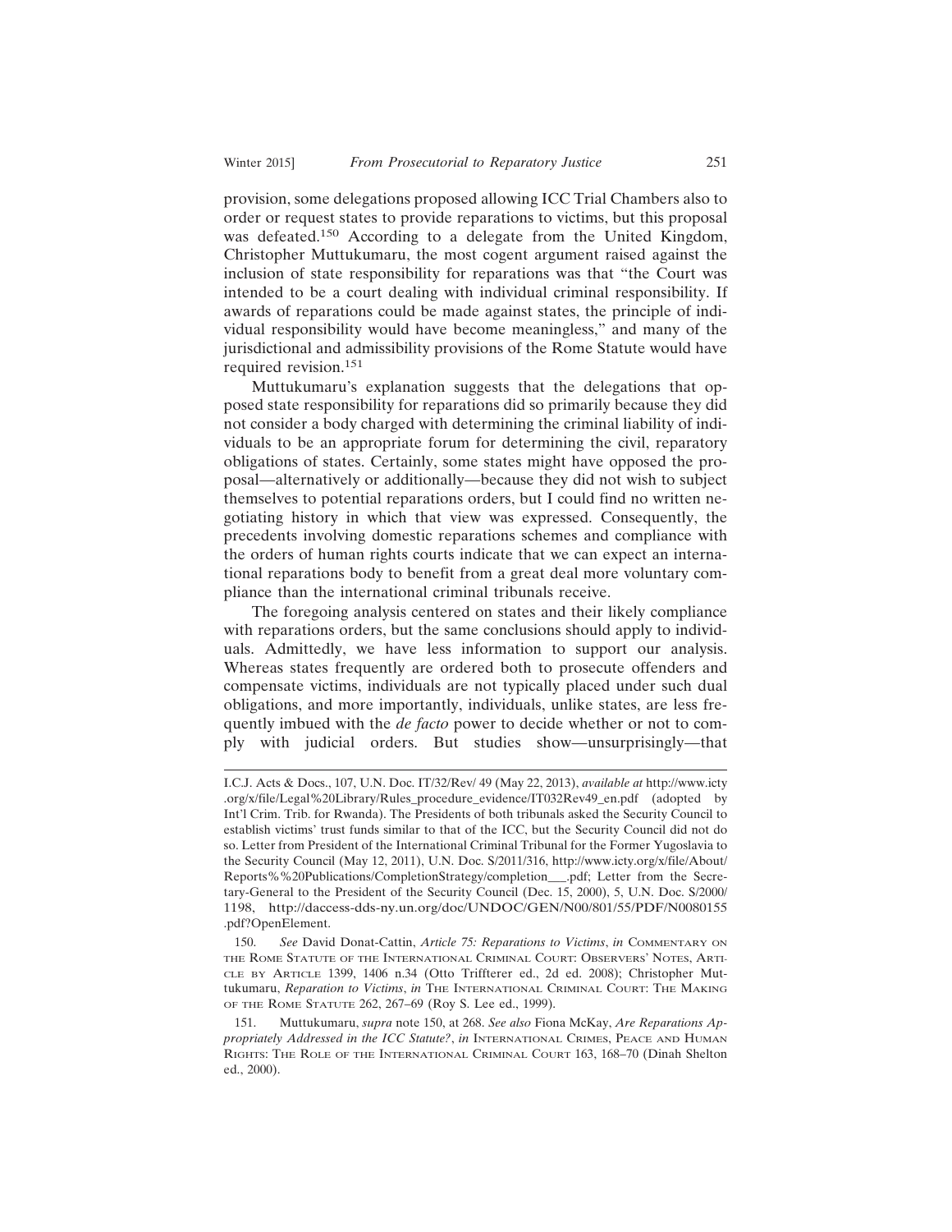provision, some delegations proposed allowing ICC Trial Chambers also to order or request states to provide reparations to victims, but this proposal was defeated.[150] According to a delegate from the United Kingdom, Christopher Muttukumaru, the most cogent argument raised against the inclusion of state responsibility for reparations was that "the Court was intended to be a court dealing with individual criminal responsibility. If awards of reparations could be made against states, the principle of individual responsibility would have become meaningless," and many of the jurisdictional and admissibility provisions of the Rome Statute would have required revision.[151]

Muttukumaru's explanation suggests that the delegations that opposed state responsibility for reparations did so primarily because they did not consider a body charged with determining the criminal liability of individuals to be an appropriate forum for determining the civil, reparatory obligations of states. Certainly, some states might have opposed the proposal—alternatively or additionally—because they did not wish to subject themselves to potential reparations orders, but I could find no written negotiating history in which that view was expressed. Consequently, the precedents involving domestic reparations schemes and compliance with the orders of human rights courts indicate that we can expect an international reparations body to benefit from a great deal more voluntary compliance than the international criminal tribunals receive.

The foregoing analysis centered on states and their likely compliance with reparations orders, but the same conclusions should apply to individuals. Admittedly, we have less information to support our analysis. Whereas states frequently are ordered both to prosecute offenders and compensate victims, individuals are not typically placed under such dual obligations, and more importantly, individuals, unlike states, are less frequently imbued with the *de facto* power to decide whether or not to comply with judicial orders. But studies show—unsurprisingly—that

---

I.C.J. Acts & Docs., 107, U.N. Doc. IT/32/Rev/ 49 (May 22, 2013), *available at* http://www.icty.org/x/file/Legal%20Library/Rules_procedure_evidence/IT032Rev49_en.pdf (adopted by Int'l Crim. Trib. for Rwanda). The Presidents of both tribunals asked the Security Council to establish victims' trust funds similar to that of the ICC, but the Security Council did not do so. Letter from President of the International Criminal Tribunal for the Former Yugoslavia to the Security Council (May 12, 2011), U.N. Doc. S/2011/316, http://www.icty.org/x/file/About/Reports%%20Publications/CompletionStrategy/completion___.pdf; Letter from the Secretary-General to the President of the Security Council (Dec. 15, 2000), 5, U.N. Doc. S/2000/1198, http://daccess-dds-ny.un.org/doc/UNDOC/GEN/N00/801/55/PDF/N0080155.pdf?OpenElement.

150. *See* David Donat-Cattin, *Article 75: Reparations to Victims*, *in* Commentary on the Rome Statute of the International Criminal Court: Observers' Notes, Article by Article 1399, 1406 n.34 (Otto Triffterer ed., 2d ed. 2008); Christopher Muttukumaru, *Reparation to Victims*, *in* The International Criminal Court: The Making of the Rome Statute 262, 267–69 (Roy S. Lee ed., 1999).

151. Muttukumaru, *supra* note 150, at 268. *See also* Fiona McKay, *Are Reparations Appropriately Addressed in the ICC Statute?*, *in* International Crimes, Peace and Human Rights: The Role of the International Criminal Court 163, 168–70 (Dinah Shelton ed., 2000).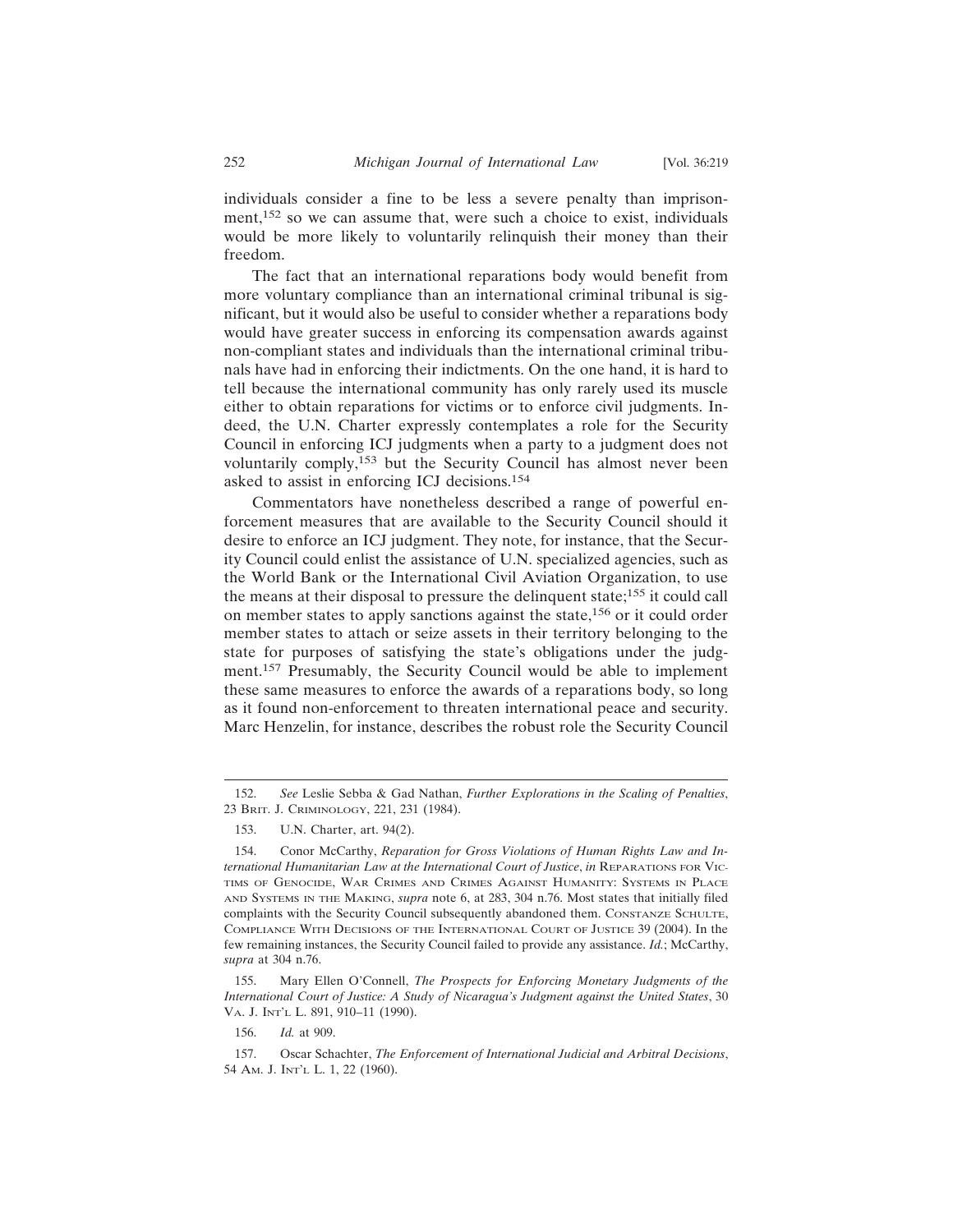individuals consider a fine to be less a severe penalty than imprisonment,[152] so we can assume that, were such a choice to exist, individuals would be more likely to voluntarily relinquish their money than their freedom.

The fact that an international reparations body would benefit from more voluntary compliance than an international criminal tribunal is significant, but it would also be useful to consider whether a reparations body would have greater success in enforcing its compensation awards against non-compliant states and individuals than the international criminal tribunals have had in enforcing their indictments. On the one hand, it is hard to tell because the international community has only rarely used its muscle either to obtain reparations for victims or to enforce civil judgments. Indeed, the U.N. Charter expressly contemplates a role for the Security Council in enforcing ICJ judgments when a party to a judgment does not voluntarily comply,[153] but the Security Council has almost never been asked to assist in enforcing ICJ decisions.[154]

Commentators have nonetheless described a range of powerful enforcement measures that are available to the Security Council should it desire to enforce an ICJ judgment. They note, for instance, that the Security Council could enlist the assistance of U.N. specialized agencies, such as the World Bank or the International Civil Aviation Organization, to use the means at their disposal to pressure the delinquent state;[155] it could call on member states to apply sanctions against the state,[156] or it could order member states to attach or seize assets in their territory belonging to the state for purposes of satisfying the state's obligations under the judgment.[157] Presumably, the Security Council would be able to implement these same measures to enforce the awards of a reparations body, so long as it found non-enforcement to threaten international peace and security. Marc Henzelin, for instance, describes the robust role the Security Council

---

152. *See* Leslie Sebba & Gad Nathan, *Further Explorations in the Scaling of Penalties*, 23 Brit. J. Criminology, 221, 231 (1984).

153. U.N. Charter, art. 94(2).

154. Conor McCarthy, *Reparation for Gross Violations of Human Rights Law and International Humanitarian Law at the International Court of Justice*, *in* Reparations for Victims of Genocide, War Crimes and Crimes Against Humanity: Systems in Place and Systems in the Making, *supra* note 6, at 283, 304 n.76. Most states that initially filed complaints with the Security Council subsequently abandoned them. Constanze Schulte, Compliance With Decisions of the International Court of Justice 39 (2004). In the few remaining instances, the Security Council failed to provide any assistance. *Id.*; McCarthy, *supra* at 304 n.76.

155. Mary Ellen O'Connell, *The Prospects for Enforcing Monetary Judgments of the International Court of Justice: A Study of Nicaragua's Judgment against the United States*, 30 Va. J. Int'l L. 891, 910–11 (1990).

156. *Id.* at 909.

157. Oscar Schachter, *The Enforcement of International Judicial and Arbitral Decisions*, 54 Am. J. Int'l L. 1, 22 (1960).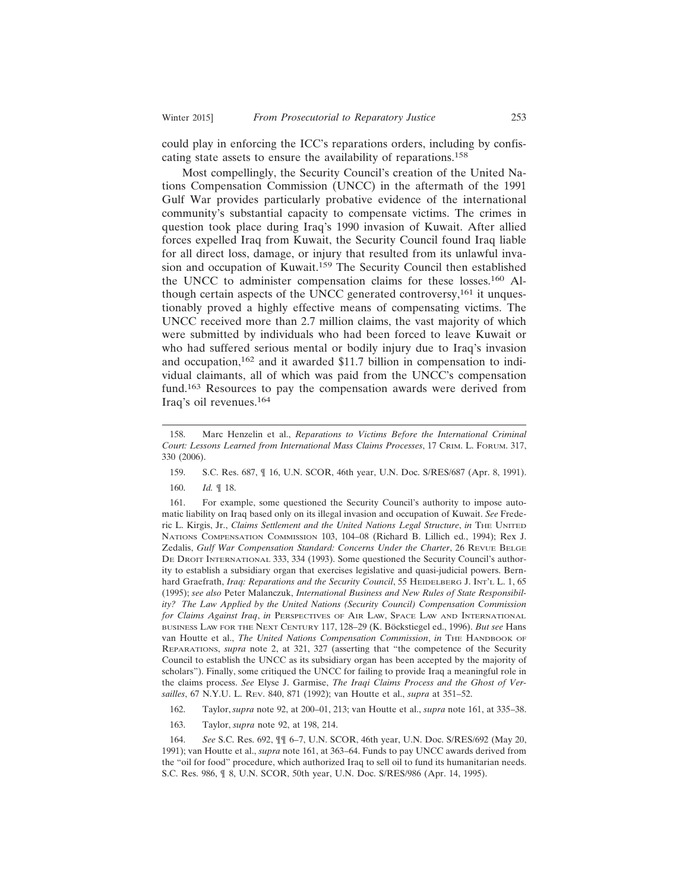could play in enforcing the ICC's reparations orders, including by confiscating state assets to ensure the availability of reparations.[158]

Most compellingly, the Security Council's creation of the United Nations Compensation Commission (UNCC) in the aftermath of the 1991 Gulf War provides particularly probative evidence of the international community's substantial capacity to compensate victims. The crimes in question took place during Iraq's 1990 invasion of Kuwait. After allied forces expelled Iraq from Kuwait, the Security Council found Iraq liable for all direct loss, damage, or injury that resulted from its unlawful invasion and occupation of Kuwait.[159] The Security Council then established the UNCC to administer compensation claims for these losses.[160] Although certain aspects of the UNCC generated controversy,[161] it unquestionably proved a highly effective means of compensating victims. The UNCC received more than 2.7 million claims, the vast majority of which were submitted by individuals who had been forced to leave Kuwait or who had suffered serious mental or bodily injury due to Iraq's invasion and occupation,[162] and it awarded $11.7 billion in compensation to individual claimants, all of which was paid from the UNCC's compensation fund.[163] Resources to pay the compensation awards were derived from Iraq's oil revenues.[164]

---

158. Marc Henzelin et al., *Reparations to Victims Before the International Criminal Court: Lessons Learned from International Mass Claims Processes*, 17 Crim. L. Forum. 317, 330 (2006).

159. S.C. Res. 687, ¶ 16, U.N. SCOR, 46th year, U.N. Doc. S/RES/687 (Apr. 8, 1991).

160. *Id.* ¶ 18.

161. For example, some questioned the Security Council's authority to impose automatic liability on Iraq based only on its illegal invasion and occupation of Kuwait. *See* Frederic L. Kirgis, Jr., *Claims Settlement and the United Nations Legal Structure*, *in* The United Nations Compensation Commission 103, 104–08 (Richard B. Lillich ed., 1994); Rex J. Zedalis, *Gulf War Compensation Standard: Concerns Under the Charter*, 26 Revue Belge De Droit International 333, 334 (1993). Some questioned the Security Council's authority to establish a subsidiary organ that exercises legislative and quasi-judicial powers. Bernhard Graefrath, *Iraq: Reparations and the Security Council*, 55 Heidelberg J. Int'l L. 1, 65 (1995); *see also* Peter Malanczuk, *International Business and New Rules of State Responsibility? The Law Applied by the United Nations (Security Council) Compensation Commission for Claims Against Iraq*, *in* Perspectives of Air Law, Space Law and International business Law for the Next Century 117, 128–29 (K. Böckstiegel ed., 1996). *But see* Hans van Houtte et al., *The United Nations Compensation Commission*, *in* The Handbook of Reparations, *supra* note 2, at 321, 327 (asserting that "the competence of the Security Council to establish the UNCC as its subsidiary organ has been accepted by the majority of scholars"). Finally, some critiqued the UNCC for failing to provide Iraq a meaningful role in the claims process. *See* Elyse J. Garmise, *The Iraqi Claims Process and the Ghost of Versailles*, 67 N.Y.U. L. Rev. 840, 871 (1992); van Houtte et al., *supra* at 351–52.

162. Taylor, *supra* note 92, at 200–01, 213; van Houtte et al., *supra* note 161, at 335–38.

163. Taylor, *supra* note 92, at 198, 214.

164. *See* S.C. Res. 692, ¶¶ 6–7, U.N. SCOR, 46th year, U.N. Doc. S/RES/692 (May 20, 1991); van Houtte et al., *supra* note 161, at 363–64. Funds to pay UNCC awards derived from the "oil for food" procedure, which authorized Iraq to sell oil to fund its humanitarian needs. S.C. Res. 986, ¶ 8, U.N. SCOR, 50th year, U.N. Doc. S/RES/986 (Apr. 14, 1995).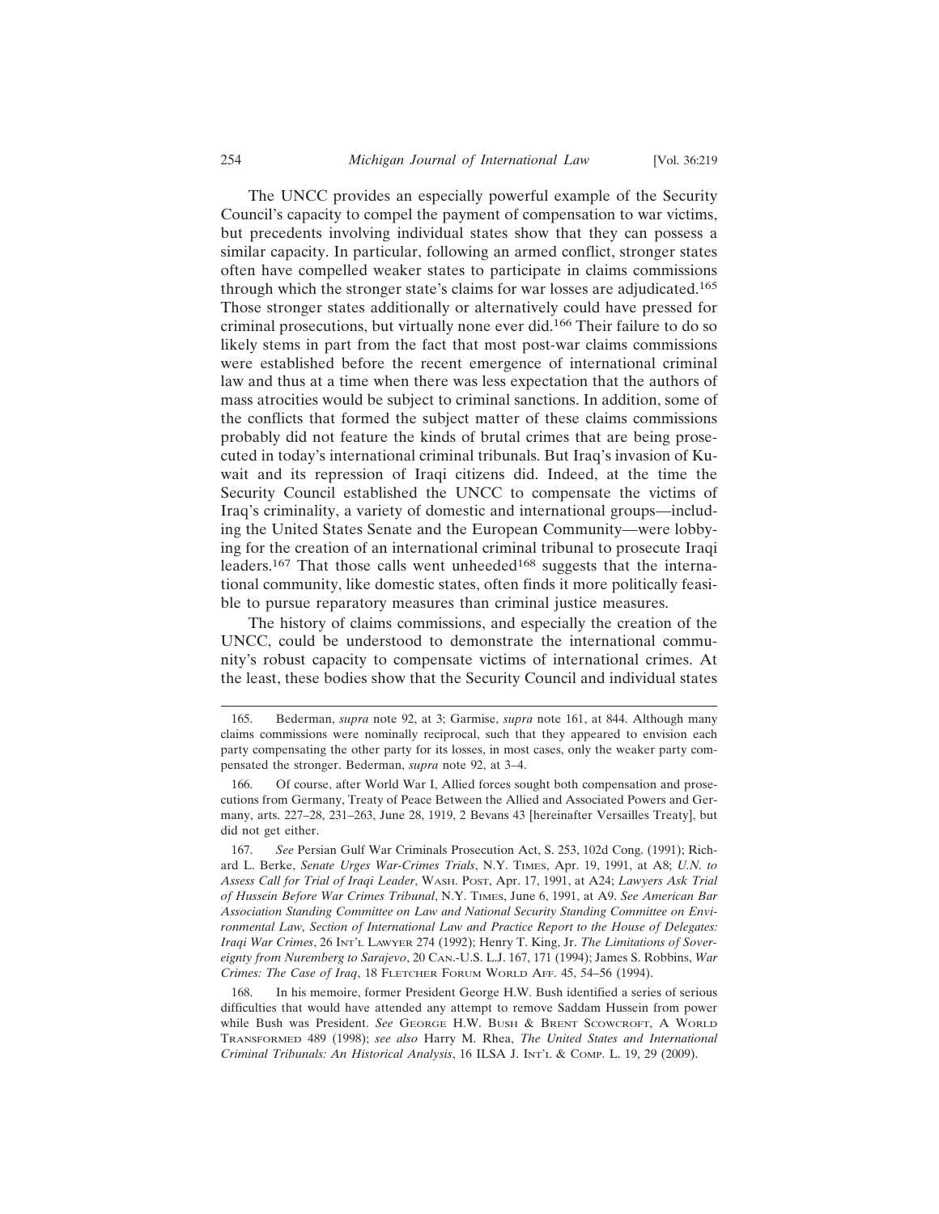The UNCC provides an especially powerful example of the Security Council's capacity to compel the payment of compensation to war victims, but precedents involving individual states show that they can possess a similar capacity. In particular, following an armed conflict, stronger states often have compelled weaker states to participate in claims commissions through which the stronger state's claims for war losses are adjudicated.[165] Those stronger states additionally or alternatively could have pressed for criminal prosecutions, but virtually none ever did.[166] Their failure to do so likely stems in part from the fact that most post-war claims commissions were established before the recent emergence of international criminal law and thus at a time when there was less expectation that the authors of mass atrocities would be subject to criminal sanctions. In addition, some of the conflicts that formed the subject matter of these claims commissions probably did not feature the kinds of brutal crimes that are being prosecuted in today's international criminal tribunals. But Iraq's invasion of Kuwait and its repression of Iraqi citizens did. Indeed, at the time the Security Council established the UNCC to compensate the victims of Iraq's criminality, a variety of domestic and international groups—including the United States Senate and the European Community—were lobbying for the creation of an international criminal tribunal to prosecute Iraqi leaders.[167] That those calls went unheeded[168] suggests that the international community, like domestic states, often finds it more politically feasible to pursue reparatory measures than criminal justice measures.

The history of claims commissions, and especially the creation of the UNCC, could be understood to demonstrate the international community's robust capacity to compensate victims of international crimes. At the least, these bodies show that the Security Council and individual states

---

165. Bederman, *supra* note 92, at 3; Garmise, *supra* note 161, at 844. Although many claims commissions were nominally reciprocal, such that they appeared to envision each party compensating the other party for its losses, in most cases, only the weaker party compensated the stronger. Bederman, *supra* note 92, at 3–4.

166. Of course, after World War I, Allied forces sought both compensation and prosecutions from Germany, Treaty of Peace Between the Allied and Associated Powers and Germany, arts. 227–28, 231–263, June 28, 1919, 2 Bevans 43 [hereinafter Versailles Treaty], but did not get either.

167. *See* Persian Gulf War Criminals Prosecution Act, S. 253, 102d Cong. (1991); Richard L. Berke, *Senate Urges War-Crimes Trials*, N.Y. Times, Apr. 19, 1991, at A8; *U.N. to Assess Call for Trial of Iraqi Leader*, Wash. Post, Apr. 17, 1991, at A24; *Lawyers Ask Trial of Hussein Before War Crimes Tribunal*, N.Y. Times, June 6, 1991, at A9. *See American Bar Association Standing Committee on Law and National Security Standing Committee on Environmental Law, Section of International Law and Practice Report to the House of Delegates: Iraqi War Crimes*, 26 Int'l Lawyer 274 (1992); Henry T. King, Jr. *The Limitations of Sovereignty from Nuremberg to Sarajevo*, 20 Can.-U.S. L.J. 167, 171 (1994); James S. Robbins, *War Crimes: The Case of Iraq*, 18 Fletcher Forum World Aff. 45, 54–56 (1994).

168. In his memoire, former President George H.W. Bush identified a series of serious difficulties that would have attended any attempt to remove Saddam Hussein from power while Bush was President. *See* George H.W. Bush & Brent Scowcroft, A World Transformed 489 (1998); *see also* Harry M. Rhea, *The United States and International Criminal Tribunals: An Historical Analysis*, 16 ILSA J. Int'l & Comp. L. 19, 29 (2009).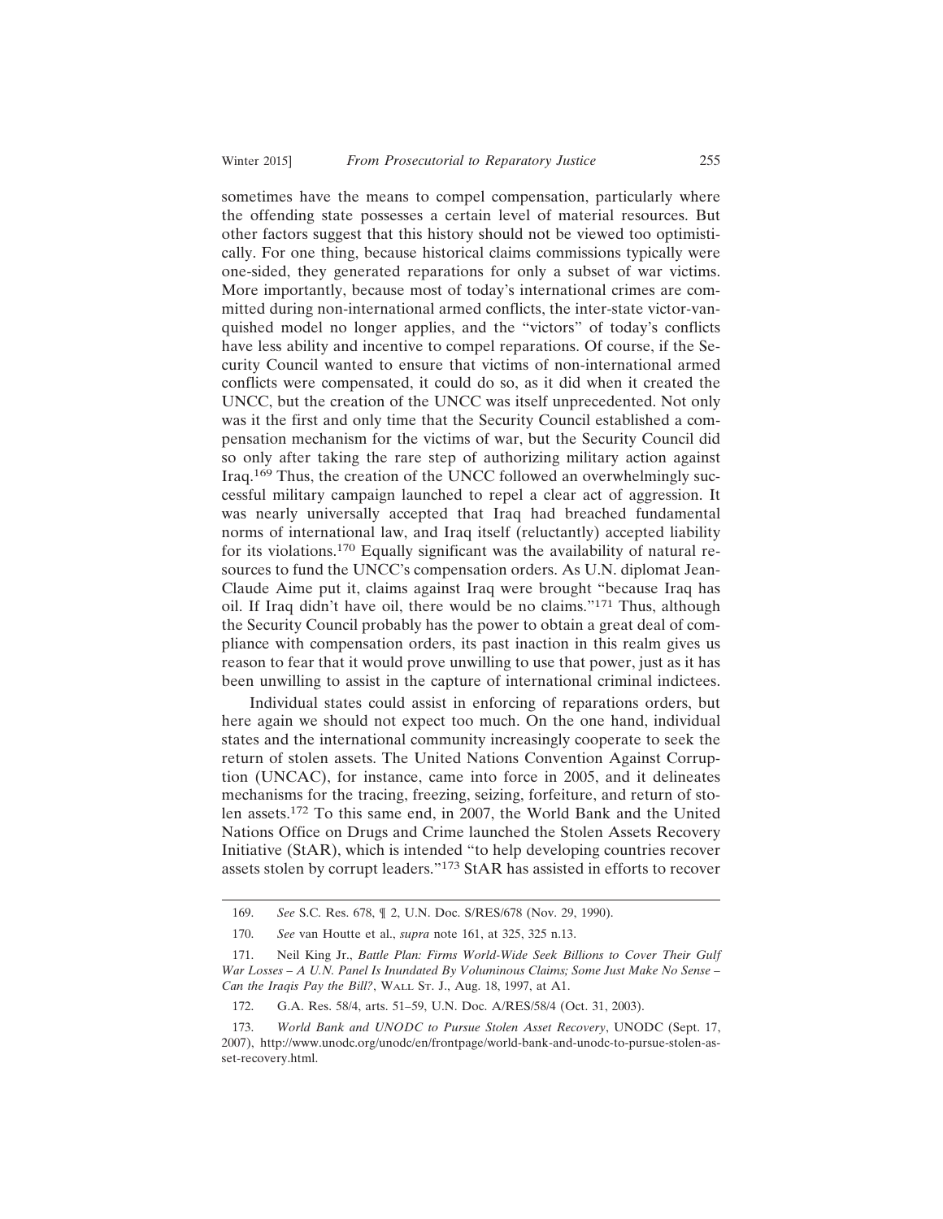sometimes have the means to compel compensation, particularly where the offending state possesses a certain level of material resources. But other factors suggest that this history should not be viewed too optimistically. For one thing, because historical claims commissions typically were one-sided, they generated reparations for only a subset of war victims. More importantly, because most of today's international crimes are committed during non-international armed conflicts, the inter-state victor-vanquished model no longer applies, and the "victors" of today's conflicts have less ability and incentive to compel reparations. Of course, if the Security Council wanted to ensure that victims of non-international armed conflicts were compensated, it could do so, as it did when it created the UNCC, but the creation of the UNCC was itself unprecedented. Not only was it the first and only time that the Security Council established a compensation mechanism for the victims of war, but the Security Council did so only after taking the rare step of authorizing military action against Iraq.[169] Thus, the creation of the UNCC followed an overwhelmingly successful military campaign launched to repel a clear act of aggression. It was nearly universally accepted that Iraq had breached fundamental norms of international law, and Iraq itself (reluctantly) accepted liability for its violations.[170] Equally significant was the availability of natural resources to fund the UNCC's compensation orders. As U.N. diplomat Jean-Claude Aime put it, claims against Iraq were brought "because Iraq has oil. If Iraq didn't have oil, there would be no claims."[171] Thus, although the Security Council probably has the power to obtain a great deal of compliance with compensation orders, its past inaction in this realm gives us reason to fear that it would prove unwilling to use that power, just as it has been unwilling to assist in the capture of international criminal indictees.

Individual states could assist in enforcing of reparations orders, but here again we should not expect too much. On the one hand, individual states and the international community increasingly cooperate to seek the return of stolen assets. The United Nations Convention Against Corruption (UNCAC), for instance, came into force in 2005, and it delineates mechanisms for the tracing, freezing, seizing, forfeiture, and return of stolen assets.[172] To this same end, in 2007, the World Bank and the United Nations Office on Drugs and Crime launched the Stolen Assets Recovery Initiative (StAR), which is intended "to help developing countries recover assets stolen by corrupt leaders."[173] StAR has assisted in efforts to recover

---

169. *See* S.C. Res. 678, ¶ 2, U.N. Doc. S/RES/678 (Nov. 29, 1990).

170. *See* van Houtte et al., *supra* note 161, at 325, 325 n.13.

171. Neil King Jr., *Battle Plan: Firms World-Wide Seek Billions to Cover Their Gulf War Losses – A U.N. Panel Is Inundated By Voluminous Claims; Some Just Make No Sense – Can the Iraqis Pay the Bill?*, WALL ST. J., Aug. 18, 1997, at A1.

172. G.A. Res. 58/4, arts. 51–59, U.N. Doc. A/RES/58/4 (Oct. 31, 2003).

173. *World Bank and UNODC to Pursue Stolen Asset Recovery*, UNODC (Sept. 17, 2007), http://www.unodc.org/unodc/en/frontpage/world-bank-and-unodc-to-pursue-stolen-asset-recovery.html.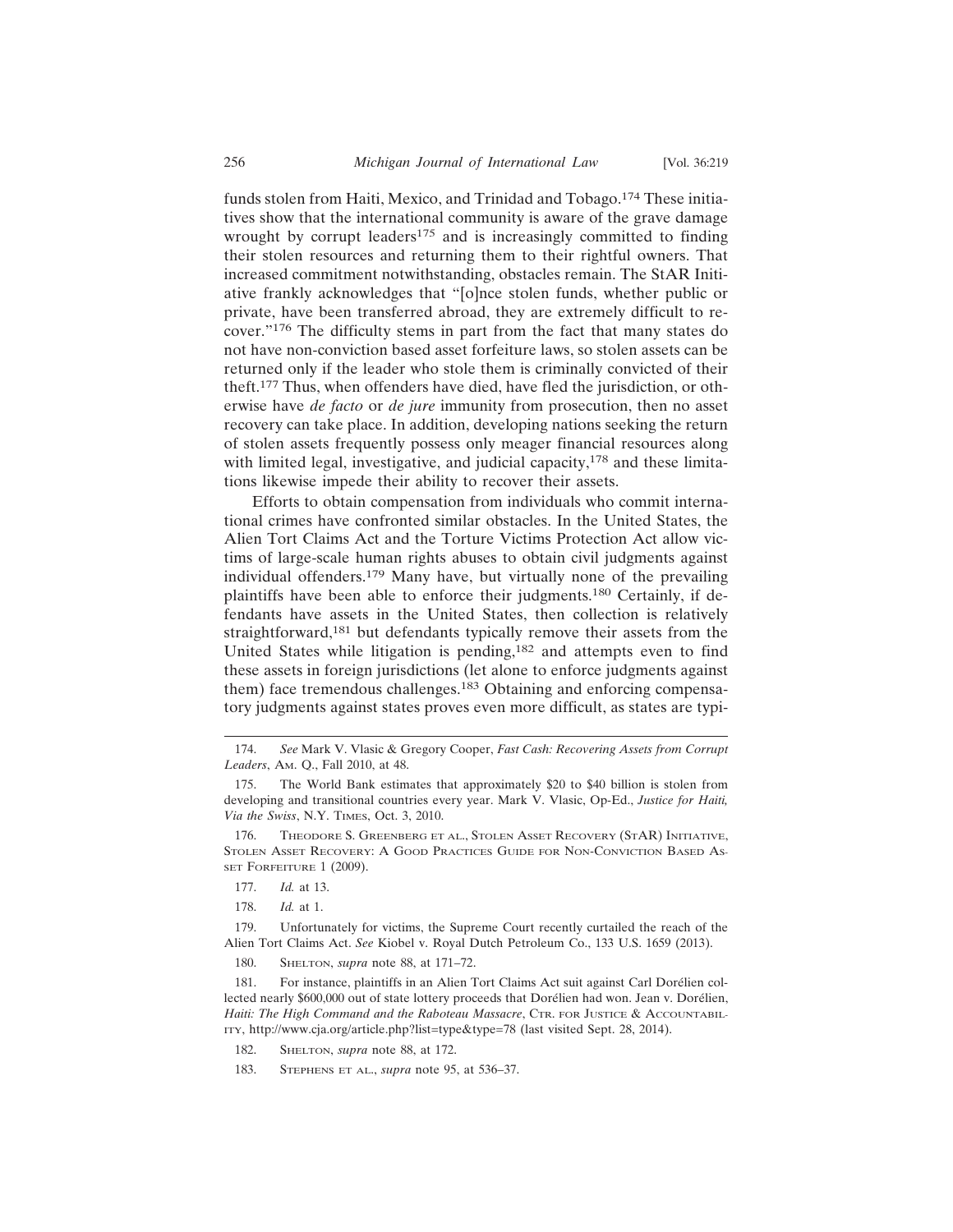funds stolen from Haiti, Mexico, and Trinidad and Tobago.[174] These initiatives show that the international community is aware of the grave damage wrought by corrupt leaders[175] and is increasingly committed to finding their stolen resources and returning them to their rightful owners. That increased commitment notwithstanding, obstacles remain. The StAR Initiative frankly acknowledges that "[o]nce stolen funds, whether public or private, have been transferred abroad, they are extremely difficult to recover."[176] The difficulty stems in part from the fact that many states do not have non-conviction based asset forfeiture laws, so stolen assets can be returned only if the leader who stole them is criminally convicted of their theft.[177] Thus, when offenders have died, have fled the jurisdiction, or otherwise have *de facto* or *de jure* immunity from prosecution, then no asset recovery can take place. In addition, developing nations seeking the return of stolen assets frequently possess only meager financial resources along with limited legal, investigative, and judicial capacity,[178] and these limitations likewise impede their ability to recover their assets.

Efforts to obtain compensation from individuals who commit international crimes have confronted similar obstacles. In the United States, the Alien Tort Claims Act and the Torture Victims Protection Act allow victims of large-scale human rights abuses to obtain civil judgments against individual offenders.[179] Many have, but virtually none of the prevailing plaintiffs have been able to enforce their judgments.[180] Certainly, if defendants have assets in the United States, then collection is relatively straightforward,[181] but defendants typically remove their assets from the United States while litigation is pending,[182] and attempts even to find these assets in foreign jurisdictions (let alone to enforce judgments against them) face tremendous challenges.[183] Obtaining and enforcing compensatory judgments against states proves even more difficult, as states are typi-

---

174. *See* Mark V. Vlasic & Gregory Cooper, *Fast Cash: Recovering Assets from Corrupt Leaders*, Am. Q., Fall 2010, at 48.

175. The World Bank estimates that approximately $20 to $40 billion is stolen from developing and transitional countries every year. Mark V. Vlasic, Op-Ed., *Justice for Haiti, Via the Swiss*, N.Y. Times, Oct. 3, 2010.

176. Theodore S. Greenberg et al., Stolen Asset Recovery (StAR) Initiative, Stolen Asset Recovery: A Good Practices Guide for Non-Conviction Based Asset Forfeiture 1 (2009).

177. *Id.* at 13.

178. *Id.* at 1.

179. Unfortunately for victims, the Supreme Court recently curtailed the reach of the Alien Tort Claims Act. *See* Kiobel v. Royal Dutch Petroleum Co., 133 U.S. 1659 (2013).

180. Shelton, *supra* note 88, at 171–72.

181. For instance, plaintiffs in an Alien Tort Claims Act suit against Carl Dorélien collected nearly $600,000 out of state lottery proceeds that Dorélien had won. Jean v. Dorélien, *Haiti: The High Command and the Raboteau Massacre*, Ctr. for Justice & Accountability, http://www.cja.org/article.php?list=type&type=78 (last visited Sept. 28, 2014).

182. Shelton, *supra* note 88, at 172.

183. Stephens et al., *supra* note 95, at 536–37.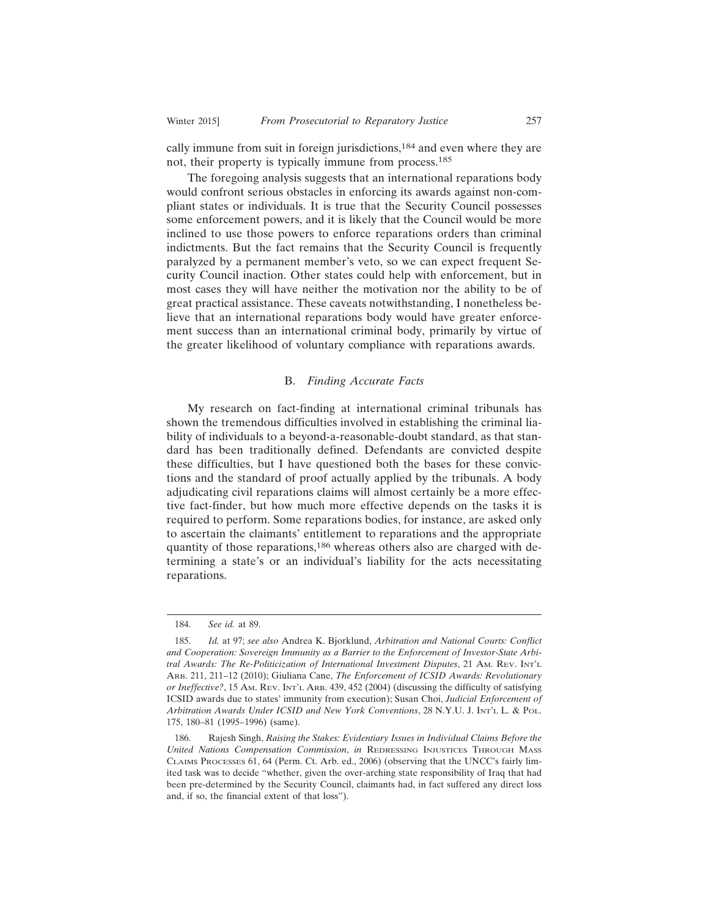cally immune from suit in foreign jurisdictions,[184] and even where they are not, their property is typically immune from process.[185]

The foregoing analysis suggests that an international reparations body would confront serious obstacles in enforcing its awards against non-compliant states or individuals. It is true that the Security Council possesses some enforcement powers, and it is likely that the Council would be more inclined to use those powers to enforce reparations orders than criminal indictments. But the fact remains that the Security Council is frequently paralyzed by a permanent member's veto, so we can expect frequent Security Council inaction. Other states could help with enforcement, but in most cases they will have neither the motivation nor the ability to be of great practical assistance. These caveats notwithstanding, I nonetheless believe that an international reparations body would have greater enforcement success than an international criminal body, primarily by virtue of the greater likelihood of voluntary compliance with reparations awards.

### B. *Finding Accurate Facts*

My research on fact-finding at international criminal tribunals has shown the tremendous difficulties involved in establishing the criminal liability of individuals to a beyond-a-reasonable-doubt standard, as that standard has been traditionally defined. Defendants are convicted despite these difficulties, but I have questioned both the bases for these convictions and the standard of proof actually applied by the tribunals. A body adjudicating civil reparations claims will almost certainly be a more effective fact-finder, but how much more effective depends on the tasks it is required to perform. Some reparations bodies, for instance, are asked only to ascertain the claimants' entitlement to reparations and the appropriate quantity of those reparations,[186] whereas others also are charged with determining a state's or an individual's liability for the acts necessitating reparations.

---

184. *See id.* at 89.

185. *Id.* at 97; *see also* Andrea K. Bjorklund, *Arbitration and National Courts: Conflict and Cooperation: Sovereign Immunity as a Barrier to the Enforcement of Investor-State Arbitral Awards: The Re-Politicization of International Investment Disputes*, 21 AM. REV. INT'L ARB. 211, 211–12 (2010); Giuliana Cane, *The Enforcement of ICSID Awards: Revolutionary or Ineffective?*, 15 AM. REV. INT'L ARB. 439, 452 (2004) (discussing the difficulty of satisfying ICSID awards due to states' immunity from execution); Susan Choi, *Judicial Enforcement of Arbitration Awards Under ICSID and New York Conventions*, 28 N.Y.U. J. INT'L L. & POL. 175, 180–81 (1995–1996) (same).

186. Rajesh Singh, *Raising the Stakes: Evidentiary Issues in Individual Claims Before the United Nations Compensation Commission*, *in* REDRESSING INJUSTICES THROUGH MASS CLAIMS PROCESSES 61, 64 (Perm. Ct. Arb. ed., 2006) (observing that the UNCC's fairly limited task was to decide "whether, given the over-arching state responsibility of Iraq that had been pre-determined by the Security Council, claimants had, in fact suffered any direct loss and, if so, the financial extent of that loss").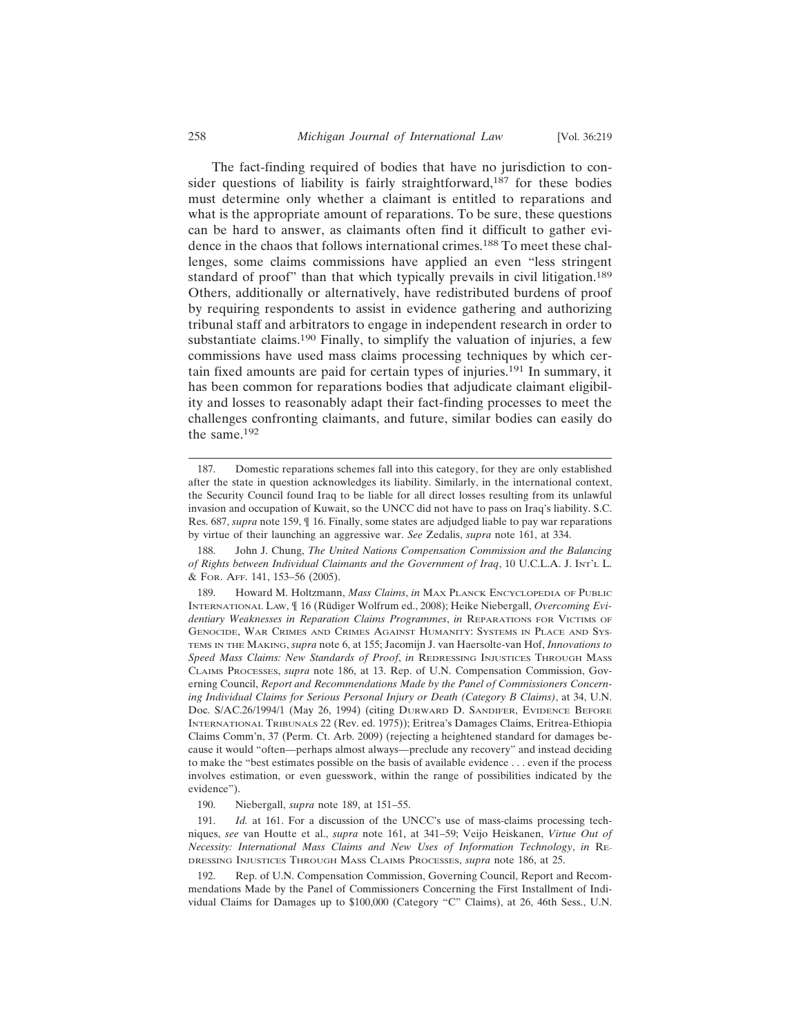The fact-finding required of bodies that have no jurisdiction to consider questions of liability is fairly straightforward,[187] for these bodies must determine only whether a claimant is entitled to reparations and what is the appropriate amount of reparations. To be sure, these questions can be hard to answer, as claimants often find it difficult to gather evidence in the chaos that follows international crimes.[188] To meet these challenges, some claims commissions have applied an even "less stringent standard of proof" than that which typically prevails in civil litigation.[189] Others, additionally or alternatively, have redistributed burdens of proof by requiring respondents to assist in evidence gathering and authorizing tribunal staff and arbitrators to engage in independent research in order to substantiate claims.[190] Finally, to simplify the valuation of injuries, a few commissions have used mass claims processing techniques by which certain fixed amounts are paid for certain types of injuries.[191] In summary, it has been common for reparations bodies that adjudicate claimant eligibility and losses to reasonably adapt their fact-finding processes to meet the challenges confronting claimants, and future, similar bodies can easily do the same.[192]

---

187. Domestic reparations schemes fall into this category, for they are only established after the state in question acknowledges its liability. Similarly, in the international context, the Security Council found Iraq to be liable for all direct losses resulting from its unlawful invasion and occupation of Kuwait, so the UNCC did not have to pass on Iraq's liability. S.C. Res. 687, *supra* note 159, ¶ 16. Finally, some states are adjudged liable to pay war reparations by virtue of their launching an aggressive war. *See* Zedalis, *supra* note 161, at 334.

188. John J. Chung, *The United Nations Compensation Commission and the Balancing of Rights between Individual Claimants and the Government of Iraq*, 10 U.C.L.A. J. INT'L L. & FOR. AFF. 141, 153–56 (2005).

189. Howard M. Holtzmann, *Mass Claims*, *in* MAX PLANCK ENCYCLOPEDIA OF PUBLIC INTERNATIONAL LAW, ¶ 16 (Rüdiger Wolfrum ed., 2008); Heike Niebergall, *Overcoming Evidentiary Weaknesses in Reparation Claims Programmes*, *in* REPARATIONS FOR VICTIMS OF GENOCIDE, WAR CRIMES AND CRIMES AGAINST HUMANITY: SYSTEMS IN PLACE AND SYSTEMS IN THE MAKING, *supra* note 6, at 155; Jacomijn J. van Haersolte-van Hof, *Innovations to Speed Mass Claims: New Standards of Proof*, *in* REDRESSING INJUSTICES THROUGH MASS CLAIMS PROCESSES, *supra* note 186, at 13. Rep. of U.N. Compensation Commission, Governing Council, *Report and Recommendations Made by the Panel of Commissioners Concerning Individual Claims for Serious Personal Injury or Death (Category B Claims)*, at 34, U.N. Doc. S/AC.26/1994/1 (May 26, 1994) (citing DURWARD D. SANDIFER, EVIDENCE BEFORE INTERNATIONAL TRIBUNALS 22 (Rev. ed. 1975)); Eritrea's Damages Claims, Eritrea-Ethiopia Claims Comm'n, 37 (Perm. Ct. Arb. 2009) (rejecting a heightened standard for damages because it would "often—perhaps almost always—preclude any recovery" and instead deciding to make the "best estimates possible on the basis of available evidence . . . even if the process involves estimation, or even guesswork, within the range of possibilities indicated by the evidence").

190. Niebergall, *supra* note 189, at 151–55.

191. *Id.* at 161. For a discussion of the UNCC's use of mass-claims processing techniques, *see* van Houtte et al., *supra* note 161, at 341–59; Veijo Heiskanen, *Virtue Out of Necessity: International Mass Claims and New Uses of Information Technology*, *in* REDRESSING INJUSTICES THROUGH MASS CLAIMS PROCESSES, *supra* note 186, at 25.

192. Rep. of U.N. Compensation Commission, Governing Council, Report and Recommendations Made by the Panel of Commissioners Concerning the First Installment of Individual Claims for Damages up to $100,000 (Category "C" Claims), at 26, 46th Sess., U.N.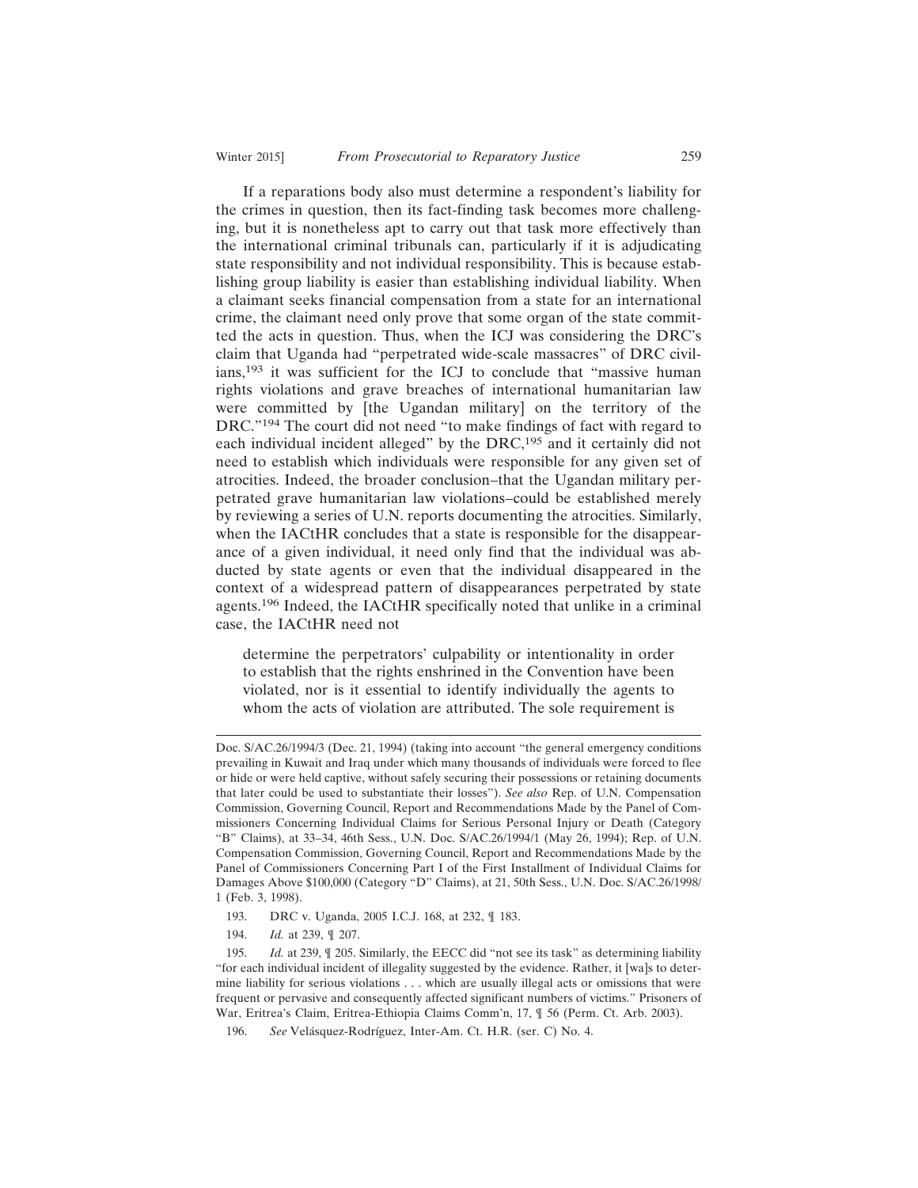If a reparations body also must determine a respondent's liability for the crimes in question, then its fact-finding task becomes more challenging, but it is nonetheless apt to carry out that task more effectively than the international criminal tribunals can, particularly if it is adjudicating state responsibility and not individual responsibility. This is because establishing group liability is easier than establishing individual liability. When a claimant seeks financial compensation from a state for an international crime, the claimant need only prove that some organ of the state committed the acts in question. Thus, when the ICJ was considering the DRC's claim that Uganda had "perpetrated wide-scale massacres" of DRC civilians,[193] it was sufficient for the ICJ to conclude that "massive human rights violations and grave breaches of international humanitarian law were committed by [the Ugandan military] on the territory of the DRC."[194] The court did not need "to make findings of fact with regard to each individual incident alleged" by the DRC,[195] and it certainly did not need to establish which individuals were responsible for any given set of atrocities. Indeed, the broader conclusion–that the Ugandan military perpetrated grave humanitarian law violations–could be established merely by reviewing a series of U.N. reports documenting the atrocities. Similarly, when the IACtHR concludes that a state is responsible for the disappearance of a given individual, it need only find that the individual was abducted by state agents or even that the individual disappeared in the context of a widespread pattern of disappearances perpetrated by state agents.[196] Indeed, the IACtHR specifically noted that unlike in a criminal case, the IACtHR need not

> determine the perpetrators' culpability or intentionality in order to establish that the rights enshrined in the Convention have been violated, nor is it essential to identify individually the agents to whom the acts of violation are attributed. The sole requirement is

---

Doc. S/AC.26/1994/3 (Dec. 21, 1994) (taking into account "the general emergency conditions prevailing in Kuwait and Iraq under which many thousands of individuals were forced to flee or hide or were held captive, without safely securing their possessions or retaining documents that later could be used to substantiate their losses"). *See also* Rep. of U.N. Compensation Commission, Governing Council, Report and Recommendations Made by the Panel of Commissioners Concerning Individual Claims for Serious Personal Injury or Death (Category "B" Claims), at 33–34, 46th Sess., U.N. Doc. S/AC.26/1994/1 (May 26, 1994); Rep. of U.N. Compensation Commission, Governing Council, Report and Recommendations Made by the Panel of Commissioners Concerning Part I of the First Installment of Individual Claims for Damages Above $100,000 (Category "D" Claims), at 21, 50th Sess., U.N. Doc. S/AC.26/1998/1 (Feb. 3, 1998).

193. DRC v. Uganda, 2005 I.C.J. 168, at 232, ¶ 183.

194. *Id.* at 239, ¶ 207.

195. *Id.* at 239, ¶ 205. Similarly, the EECC did "not see its task" as determining liability "for each individual incident of illegality suggested by the evidence. Rather, it [wa]s to determine liability for serious violations . . . which are usually illegal acts or omissions that were frequent or pervasive and consequently affected significant numbers of victims." Prisoners of War, Eritrea's Claim, Eritrea-Ethiopia Claims Comm'n, 17, ¶ 56 (Perm. Ct. Arb. 2003).

196. *See* Velásquez-Rodríguez, Inter-Am. Ct. H.R. (ser. C) No. 4.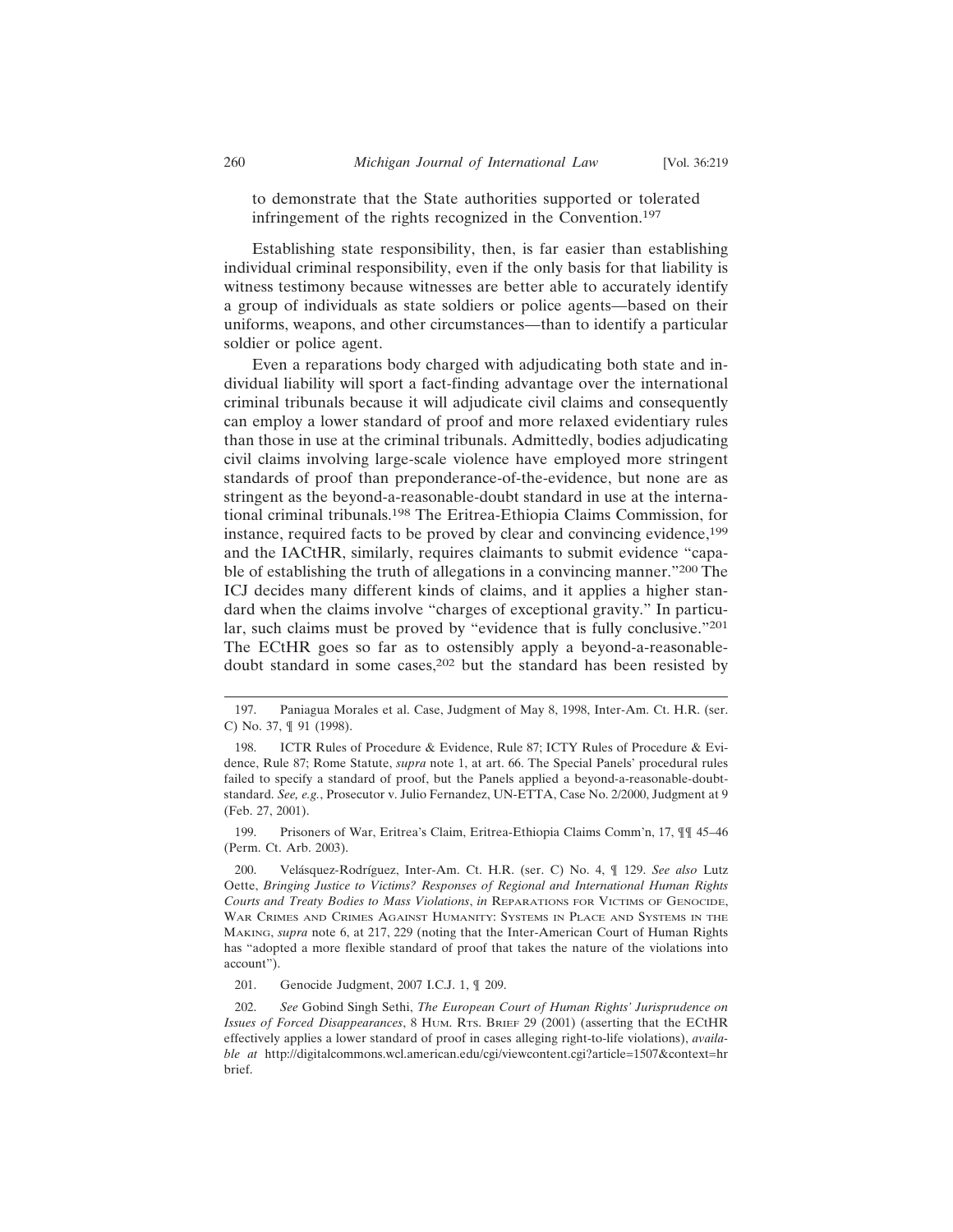to demonstrate that the State authorities supported or tolerated infringement of the rights recognized in the Convention.[197]

Establishing state responsibility, then, is far easier than establishing individual criminal responsibility, even if the only basis for that liability is witness testimony because witnesses are better able to accurately identify a group of individuals as state soldiers or police agents—based on their uniforms, weapons, and other circumstances—than to identify a particular soldier or police agent.

Even a reparations body charged with adjudicating both state and individual liability will sport a fact-finding advantage over the international criminal tribunals because it will adjudicate civil claims and consequently can employ a lower standard of proof and more relaxed evidentiary rules than those in use at the criminal tribunals. Admittedly, bodies adjudicating civil claims involving large-scale violence have employed more stringent standards of proof than preponderance-of-the-evidence, but none are as stringent as the beyond-a-reasonable-doubt standard in use at the international criminal tribunals.[198] The Eritrea-Ethiopia Claims Commission, for instance, required facts to be proved by clear and convincing evidence,[199] and the IACtHR, similarly, requires claimants to submit evidence "capable of establishing the truth of allegations in a convincing manner."[200] The ICJ decides many different kinds of claims, and it applies a higher standard when the claims involve "charges of exceptional gravity." In particular, such claims must be proved by "evidence that is fully conclusive."[201] The ECtHR goes so far as to ostensibly apply a beyond-a-reasonable-doubt standard in some cases,[202] but the standard has been resisted by

---

197. Paniagua Morales et al. Case, Judgment of May 8, 1998, Inter-Am. Ct. H.R. (ser. C) No. 37, ¶ 91 (1998).

198. ICTR Rules of Procedure & Evidence, Rule 87; ICTY Rules of Procedure & Evidence, Rule 87; Rome Statute, *supra* note 1, at art. 66. The Special Panels' procedural rules failed to specify a standard of proof, but the Panels applied a beyond-a-reasonable-doubt-standard. *See, e.g.*, Prosecutor v. Julio Fernandez, UN-ETTA, Case No. 2/2000, Judgment at 9 (Feb. 27, 2001).

199. Prisoners of War, Eritrea's Claim, Eritrea-Ethiopia Claims Comm'n, 17, ¶¶ 45–46 (Perm. Ct. Arb. 2003).

200. Velásquez-Rodríguez, Inter-Am. Ct. H.R. (ser. C) No. 4, ¶ 129. *See also* Lutz Oette, *Bringing Justice to Victims? Responses of Regional and International Human Rights Courts and Treaty Bodies to Mass Violations*, *in* REPARATIONS FOR VICTIMS OF GENOCIDE, WAR CRIMES AND CRIMES AGAINST HUMANITY: SYSTEMS IN PLACE AND SYSTEMS IN THE MAKING, *supra* note 6, at 217, 229 (noting that the Inter-American Court of Human Rights has "adopted a more flexible standard of proof that takes the nature of the violations into account").

201. Genocide Judgment, 2007 I.C.J. 1, ¶ 209.

202. *See* Gobind Singh Sethi, *The European Court of Human Rights' Jurisprudence on Issues of Forced Disappearances*, 8 HUM. RTS. BRIEF 29 (2001) (asserting that the ECtHR effectively applies a lower standard of proof in cases alleging right-to-life violations), *available at* http://digitalcommons.wcl.american.edu/cgi/viewcontent.cgi?article=1507&context=hrbrief.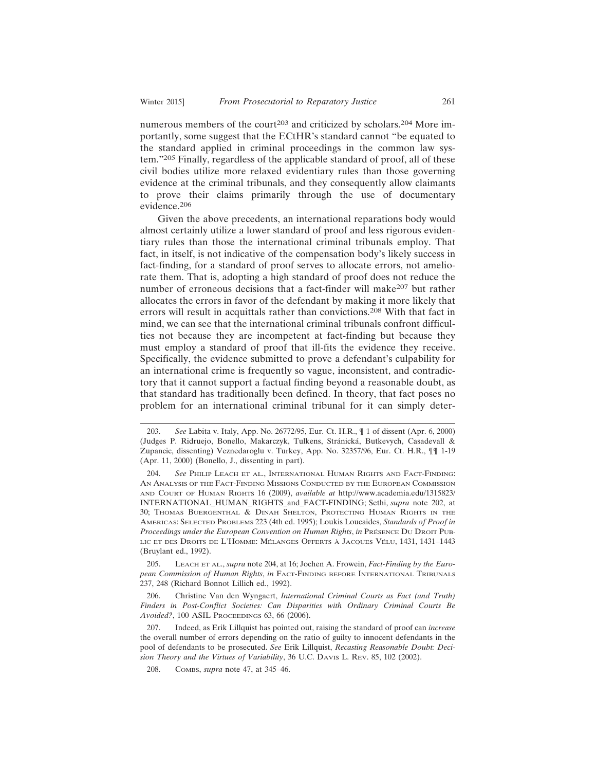numerous members of the court[203] and criticized by scholars.[204] More importantly, some suggest that the ECtHR's standard cannot "be equated to the standard applied in criminal proceedings in the common law system."[205] Finally, regardless of the applicable standard of proof, all of these civil bodies utilize more relaxed evidentiary rules than those governing evidence at the criminal tribunals, and they consequently allow claimants to prove their claims primarily through the use of documentary evidence.[206]

Given the above precedents, an international reparations body would almost certainly utilize a lower standard of proof and less rigorous evidentiary rules than those the international criminal tribunals employ. That fact, in itself, is not indicative of the compensation body's likely success in fact-finding, for a standard of proof serves to allocate errors, not ameliorate them. That is, adopting a high standard of proof does not reduce the number of erroneous decisions that a fact-finder will make[207] but rather allocates the errors in favor of the defendant by making it more likely that errors will result in acquittals rather than convictions.[208] With that fact in mind, we can see that the international criminal tribunals confront difficulties not because they are incompetent at fact-finding but because they must employ a standard of proof that ill-fits the evidence they receive. Specifically, the evidence submitted to prove a defendant's culpability for an international crime is frequently so vague, inconsistent, and contradictory that it cannot support a factual finding beyond a reasonable doubt, as that standard has traditionally been defined. In theory, that fact poses no problem for an international criminal tribunal for it can simply deter-

---

203. *See* Labita v. Italy, App. No. 26772/95, Eur. Ct. H.R., ¶ 1 of dissent (Apr. 6, 2000) (Judges P. Ridruejo, Bonello, Makarczyk, Tulkens, Stránická, Butkevych, Casadevall & Zupancic, dissenting) Veznedaroglu v. Turkey, App. No. 32357/96, Eur. Ct. H.R., ¶¶ 1-19 (Apr. 11, 2000) (Bonello, J., dissenting in part).

204. *See* Philip Leach et al., International Human Rights and Fact-Finding: An Analysis of the Fact-Finding Missions Conducted by the European Commission and Court of Human Rights 16 (2009), *available at* http://www.academia.edu/1315823/INTERNATIONAL_HUMAN_RIGHTS_and_FACT-FINDING; Sethi, *supra* note 202, at 30; Thomas Buergenthal & Dinah Shelton, Protecting Human Rights in the Americas: Selected Problems 223 (4th ed. 1995); Loukis Loucaides, *Standards of Proof in Proceedings under the European Convention on Human Rights*, *in* Présence Du Droit Public et des Droits de L'Homme: Mélanges Offerts à Jacques Vélu, 1431, 1431–1443 (Bruylant ed., 1992).

205. Leach et al., *supra* note 204, at 16; Jochen A. Frowein, *Fact-Finding by the European Commission of Human Rights*, *in* Fact-Finding before International Tribunals 237, 248 (Richard Bonnot Lillich ed., 1992).

206. Christine Van den Wyngaert, *International Criminal Courts as Fact (and Truth) Finders in Post-Conflict Societies: Can Disparities with Ordinary Criminal Courts Be Avoided?*, 100 ASIL Proceedings 63, 66 (2006).

207. Indeed, as Erik Lillquist has pointed out, raising the standard of proof can *increase* the overall number of errors depending on the ratio of guilty to innocent defendants in the pool of defendants to be prosecuted. *See* Erik Lillquist, *Recasting Reasonable Doubt: Decision Theory and the Virtues of Variability*, 36 U.C. Davis L. Rev. 85, 102 (2002).

208. Combs, *supra* note 47, at 345–46.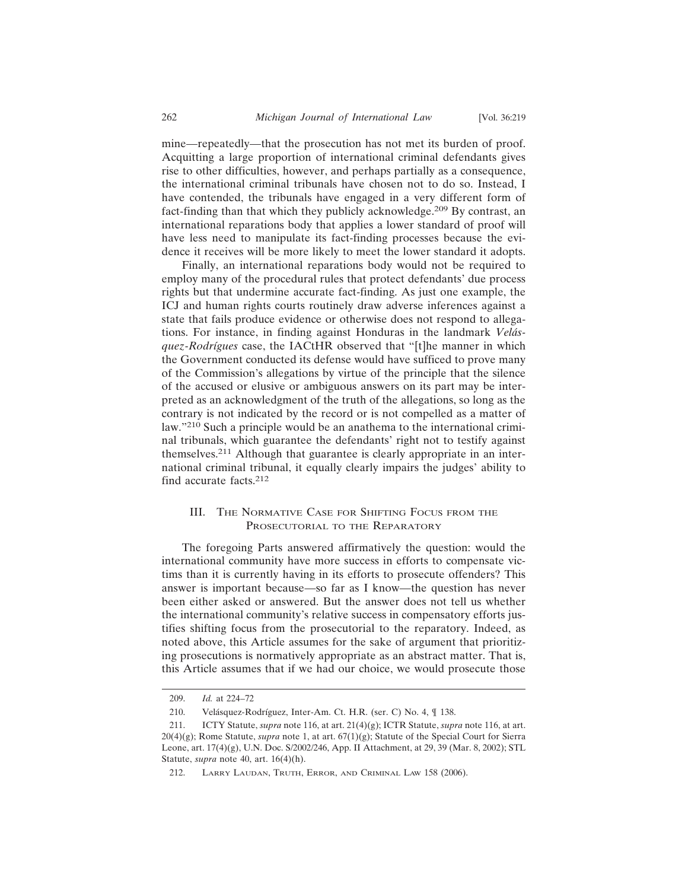mine—repeatedly—that the prosecution has not met its burden of proof. Acquitting a large proportion of international criminal defendants gives rise to other difficulties, however, and perhaps partially as a consequence, the international criminal tribunals have chosen not to do so. Instead, I have contended, the tribunals have engaged in a very different form of fact-finding than that which they publicly acknowledge.[209] By contrast, an international reparations body that applies a lower standard of proof will have less need to manipulate its fact-finding processes because the evidence it receives will be more likely to meet the lower standard it adopts.

Finally, an international reparations body would not be required to employ many of the procedural rules that protect defendants' due process rights but that undermine accurate fact-finding. As just one example, the ICJ and human rights courts routinely draw adverse inferences against a state that fails produce evidence or otherwise does not respond to allegations. For instance, in finding against Honduras in the landmark *Velásquez-Rodrígues* case, the IACtHR observed that "[t]he manner in which the Government conducted its defense would have sufficed to prove many of the Commission's allegations by virtue of the principle that the silence of the accused or elusive or ambiguous answers on its part may be interpreted as an acknowledgment of the truth of the allegations, so long as the contrary is not indicated by the record or is not compelled as a matter of law."[210] Such a principle would be an anathema to the international criminal tribunals, which guarantee the defendants' right not to testify against themselves.[211] Although that guarantee is clearly appropriate in an international criminal tribunal, it equally clearly impairs the judges' ability to find accurate facts.[212]

## III. The Normative Case for Shifting Focus from the Prosecutorial to the Reparatory

The foregoing Parts answered affirmatively the question: would the international community have more success in efforts to compensate victims than it is currently having in its efforts to prosecute offenders? This answer is important because—so far as I know—the question has never been either asked or answered. But the answer does not tell us whether the international community's relative success in compensatory efforts justifies shifting focus from the prosecutorial to the reparatory. Indeed, as noted above, this Article assumes for the sake of argument that prioritizing prosecutions is normatively appropriate as an abstract matter. That is, this Article assumes that if we had our choice, we would prosecute those

---

209. *Id.* at 224–72

210. Velásquez-Rodríguez, Inter-Am. Ct. H.R. (ser. C) No. 4, ¶ 138.

211. ICTY Statute, *supra* note 116, at art. 21(4)(g); ICTR Statute, *supra* note 116, at art. 20(4)(g); Rome Statute, *supra* note 1, at art. 67(1)(g); Statute of the Special Court for Sierra Leone, art. 17(4)(g), U.N. Doc. S/2002/246, App. II Attachment, at 29, 39 (Mar. 8, 2002); STL Statute, *supra* note 40, art. 16(4)(h).

212. Larry Laudan, Truth, Error, and Criminal Law 158 (2006).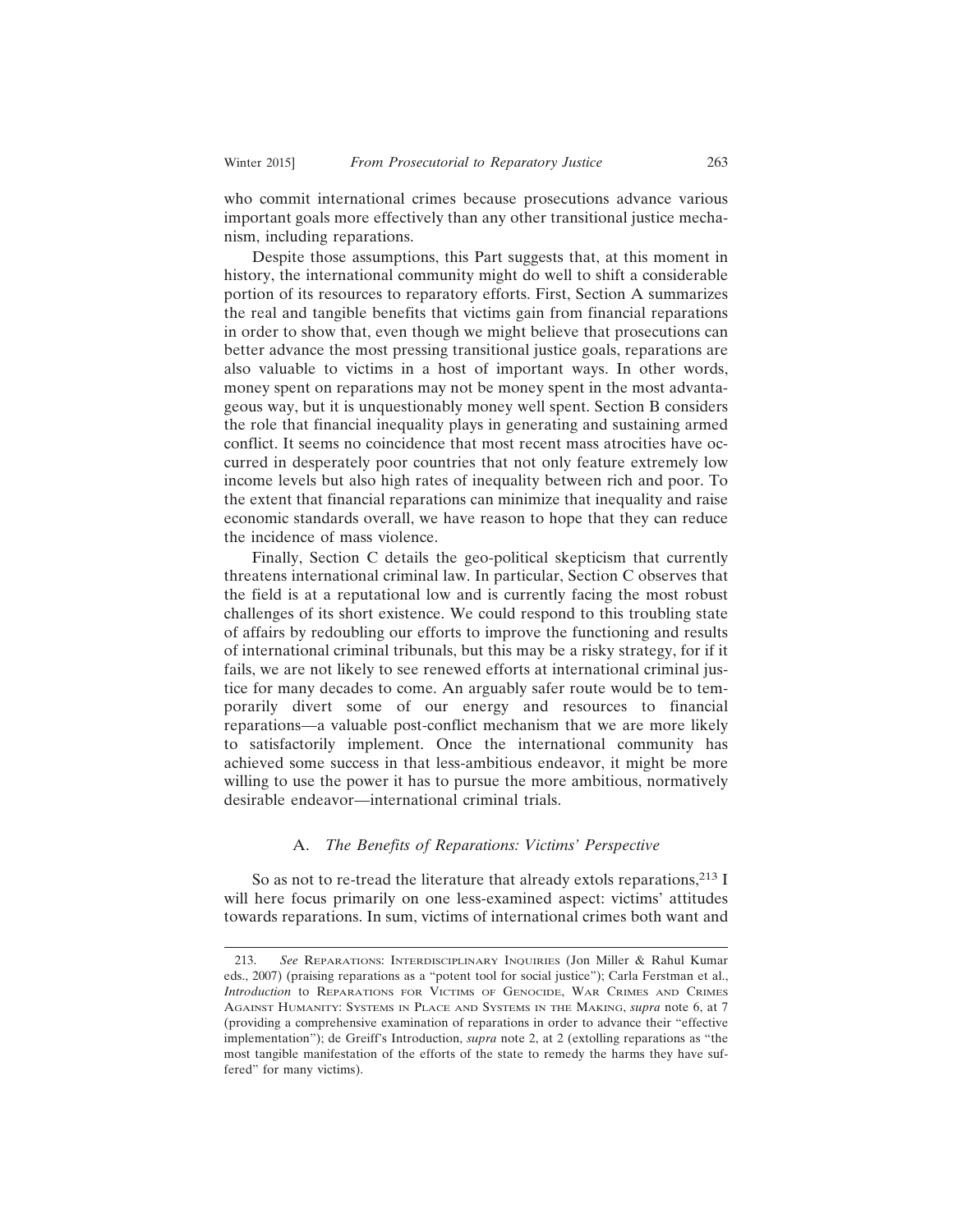who commit international crimes because prosecutions advance various important goals more effectively than any other transitional justice mechanism, including reparations.

Despite those assumptions, this Part suggests that, at this moment in history, the international community might do well to shift a considerable portion of its resources to reparatory efforts. First, Section A summarizes the real and tangible benefits that victims gain from financial reparations in order to show that, even though we might believe that prosecutions can better advance the most pressing transitional justice goals, reparations are also valuable to victims in a host of important ways. In other words, money spent on reparations may not be money spent in the most advantageous way, but it is unquestionably money well spent. Section B considers the role that financial inequality plays in generating and sustaining armed conflict. It seems no coincidence that most recent mass atrocities have occurred in desperately poor countries that not only feature extremely low income levels but also high rates of inequality between rich and poor. To the extent that financial reparations can minimize that inequality and raise economic standards overall, we have reason to hope that they can reduce the incidence of mass violence.

Finally, Section C details the geo-political skepticism that currently threatens international criminal law. In particular, Section C observes that the field is at a reputational low and is currently facing the most robust challenges of its short existence. We could respond to this troubling state of affairs by redoubling our efforts to improve the functioning and results of international criminal tribunals, but this may be a risky strategy, for if it fails, we are not likely to see renewed efforts at international criminal justice for many decades to come. An arguably safer route would be to temporarily divert some of our energy and resources to financial reparations—a valuable post-conflict mechanism that we are more likely to satisfactorily implement. Once the international community has achieved some success in that less-ambitious endeavor, it might be more willing to use the power it has to pursue the more ambitious, normatively desirable endeavor—international criminal trials.

### A. *The Benefits of Reparations: Victims' Perspective*

So as not to re-tread the literature that already extols reparations,[213] I will here focus primarily on one less-examined aspect: victims' attitudes towards reparations. In sum, victims of international crimes both want and

---

213. *See* Reparations: Interdisciplinary Inquiries (Jon Miller & Rahul Kumar eds., 2007) (praising reparations as a "potent tool for social justice"); Carla Ferstman et al., *Introduction* to Reparations for Victims of Genocide, War Crimes and Crimes Against Humanity: Systems in Place and Systems in the Making, *supra* note 6, at 7 (providing a comprehensive examination of reparations in order to advance their "effective implementation"); de Greiff's Introduction, *supra* note 2, at 2 (extolling reparations as "the most tangible manifestation of the efforts of the state to remedy the harms they have suffered" for many victims).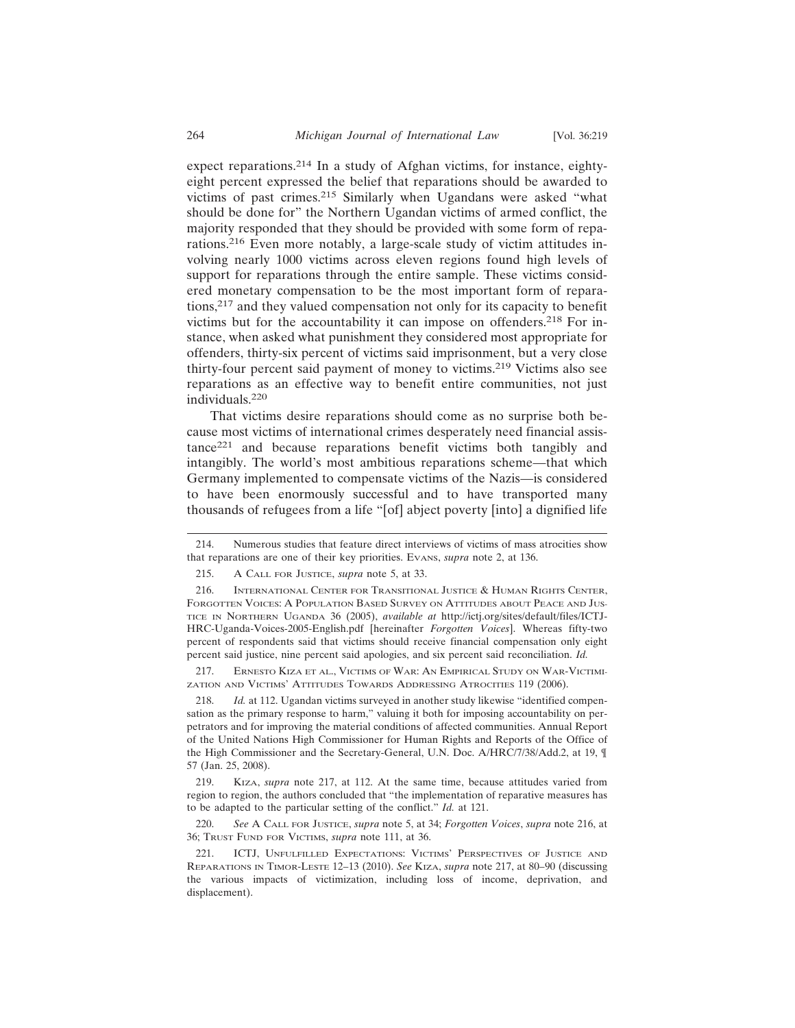expect reparations.[214] In a study of Afghan victims, for instance, eighty-eight percent expressed the belief that reparations should be awarded to victims of past crimes.[215] Similarly when Ugandans were asked "what should be done for" the Northern Ugandan victims of armed conflict, the majority responded that they should be provided with some form of reparations.[216] Even more notably, a large-scale study of victim attitudes involving nearly 1000 victims across eleven regions found high levels of support for reparations through the entire sample. These victims considered monetary compensation to be the most important form of reparations,[217] and they valued compensation not only for its capacity to benefit victims but for the accountability it can impose on offenders.[218] For instance, when asked what punishment they considered most appropriate for offenders, thirty-six percent of victims said imprisonment, but a very close thirty-four percent said payment of money to victims.[219] Victims also see reparations as an effective way to benefit entire communities, not just individuals.[220]

That victims desire reparations should come as no surprise both because most victims of international crimes desperately need financial assistance[221] and because reparations benefit victims both tangibly and intangibly. The world's most ambitious reparations scheme—that which Germany implemented to compensate victims of the Nazis—is considered to have been enormously successful and to have transported many thousands of refugees from a life "[of] abject poverty [into] a dignified life

---

214. Numerous studies that feature direct interviews of victims of mass atrocities show that reparations are one of their key priorities. EVANS, *supra* note 2, at 136.

215. A CALL FOR JUSTICE, *supra* note 5, at 33.

216. INTERNATIONAL CENTER FOR TRANSITIONAL JUSTICE & HUMAN RIGHTS CENTER, FORGOTTEN VOICES: A POPULATION BASED SURVEY ON ATTITUDES ABOUT PEACE AND JUSTICE IN NORTHERN UGANDA 36 (2005), *available at* http://ictj.org/sites/default/files/ICTJ-HRC-Uganda-Voices-2005-English.pdf [hereinafter *Forgotten Voices*]. Whereas fifty-two percent of respondents said that victims should receive financial compensation only eight percent said justice, nine percent said apologies, and six percent said reconciliation. *Id.*

217. ERNESTO KIZA ET AL., VICTIMS OF WAR: AN EMPIRICAL STUDY ON WAR-VICTIMIZATION AND VICTIMS' ATTITUDES TOWARDS ADDRESSING ATROCITIES 119 (2006).

218. *Id.* at 112. Ugandan victims surveyed in another study likewise "identified compensation as the primary response to harm," valuing it both for imposing accountability on perpetrators and for improving the material conditions of affected communities. Annual Report of the United Nations High Commissioner for Human Rights and Reports of the Office of the High Commissioner and the Secretary-General, U.N. Doc. A/HRC/7/38/Add.2, at 19, ¶ 57 (Jan. 25, 2008).

219. KIZA, *supra* note 217, at 112. At the same time, because attitudes varied from region to region, the authors concluded that "the implementation of reparative measures has to be adapted to the particular setting of the conflict." *Id.* at 121.

220. *See* A CALL FOR JUSTICE, *supra* note 5, at 34; *Forgotten Voices*, *supra* note 216, at 36; TRUST FUND FOR VICTIMS, *supra* note 111, at 36.

221. ICTJ, UNFULFILLED EXPECTATIONS: VICTIMS' PERSPECTIVES OF JUSTICE AND REPARATIONS IN TIMOR-LESTE 12–13 (2010). *See* KIZA, *supra* note 217, at 80–90 (discussing the various impacts of victimization, including loss of income, deprivation, and displacement).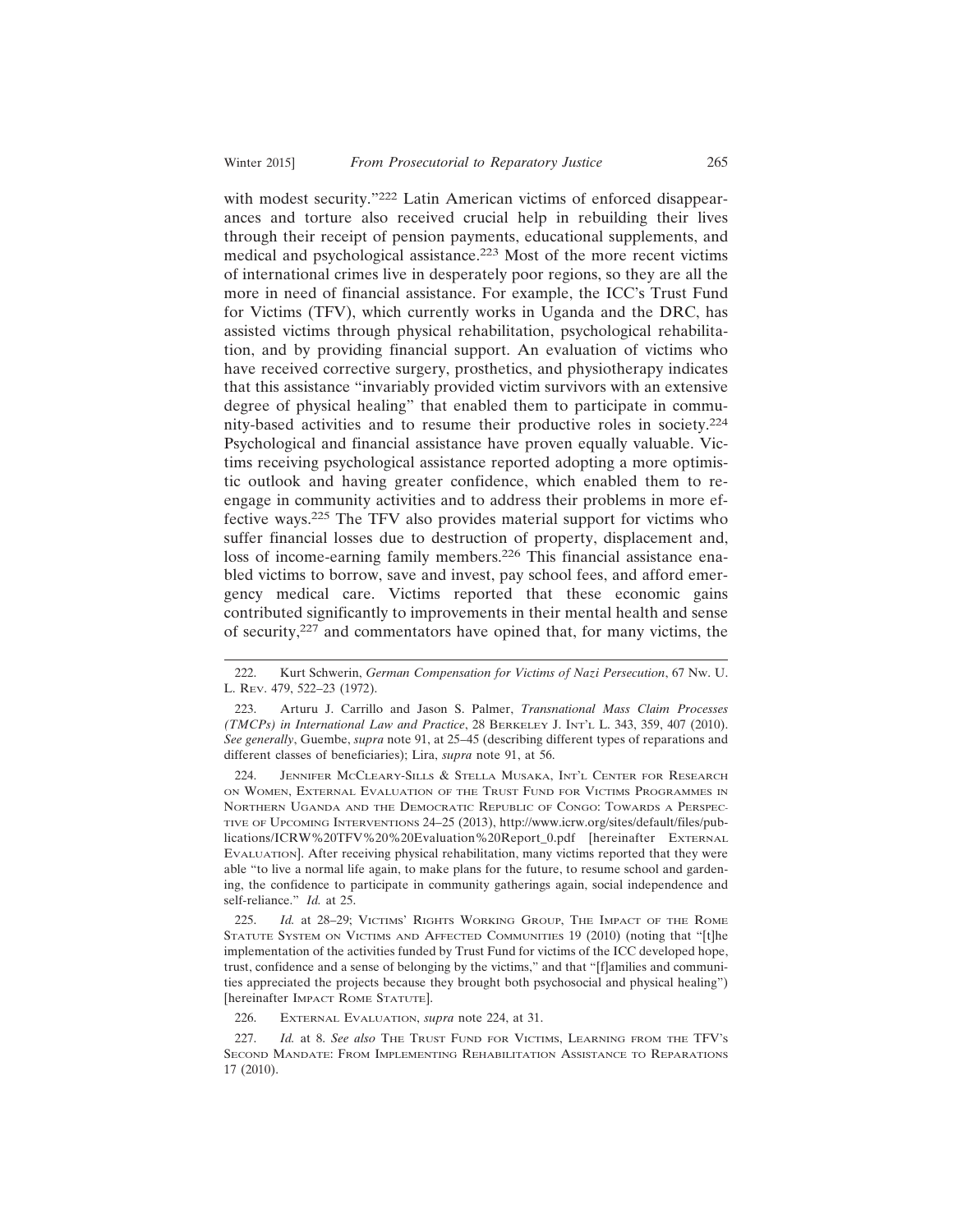with modest security."[222] Latin American victims of enforced disappearances and torture also received crucial help in rebuilding their lives through their receipt of pension payments, educational supplements, and medical and psychological assistance.[223] Most of the more recent victims of international crimes live in desperately poor regions, so they are all the more in need of financial assistance. For example, the ICC's Trust Fund for Victims (TFV), which currently works in Uganda and the DRC, has assisted victims through physical rehabilitation, psychological rehabilitation, and by providing financial support. An evaluation of victims who have received corrective surgery, prosthetics, and physiotherapy indicates that this assistance "invariably provided victim survivors with an extensive degree of physical healing" that enabled them to participate in community-based activities and to resume their productive roles in society.[224] Psychological and financial assistance have proven equally valuable. Victims receiving psychological assistance reported adopting a more optimistic outlook and having greater confidence, which enabled them to reengage in community activities and to address their problems in more effective ways.[225] The TFV also provides material support for victims who suffer financial losses due to destruction of property, displacement and, loss of income-earning family members.[226] This financial assistance enabled victims to borrow, save and invest, pay school fees, and afford emergency medical care. Victims reported that these economic gains contributed significantly to improvements in their mental health and sense of security,[227] and commentators have opined that, for many victims, the

---

222. Kurt Schwerin, *German Compensation for Victims of Nazi Persecution*, 67 Nw. U. L. Rev. 479, 522–23 (1972).

223. Arturu J. Carrillo and Jason S. Palmer, *Transnational Mass Claim Processes (TMCPs) in International Law and Practice*, 28 Berkeley J. Int'l L. 343, 359, 407 (2010). *See generally*, Guembe, *supra* note 91, at 25–45 (describing different types of reparations and different classes of beneficiaries); Lira, *supra* note 91, at 56.

224. Jennifer McCleary-Sills & Stella Musaka, Int'l Center for Research on Women, External Evaluation of the Trust Fund for Victims Programmes in Northern Uganda and the Democratic Republic of Congo: Towards a Perspective of Upcoming Interventions 24–25 (2013), http://www.icrw.org/sites/default/files/publications/ICRW%20TFV%20%20Evaluation%20Report_0.pdf [hereinafter External Evaluation]. After receiving physical rehabilitation, many victims reported that they were able "to live a normal life again, to make plans for the future, to resume school and gardening, the confidence to participate in community gatherings again, social independence and self-reliance." *Id.* at 25.

225. *Id.* at 28–29; Victims' Rights Working Group, The Impact of the Rome Statute System on Victims and Affected Communities 19 (2010) (noting that "[t]he implementation of the activities funded by Trust Fund for victims of the ICC developed hope, trust, confidence and a sense of belonging by the victims," and that "[f]amilies and communities appreciated the projects because they brought both psychosocial and physical healing") [hereinafter Impact Rome Statute].

226. External Evaluation, *supra* note 224, at 31.

227. *Id.* at 8. *See also* The Trust Fund for Victims, Learning from the TFV's Second Mandate: From Implementing Rehabilitation Assistance to Reparations 17 (2010).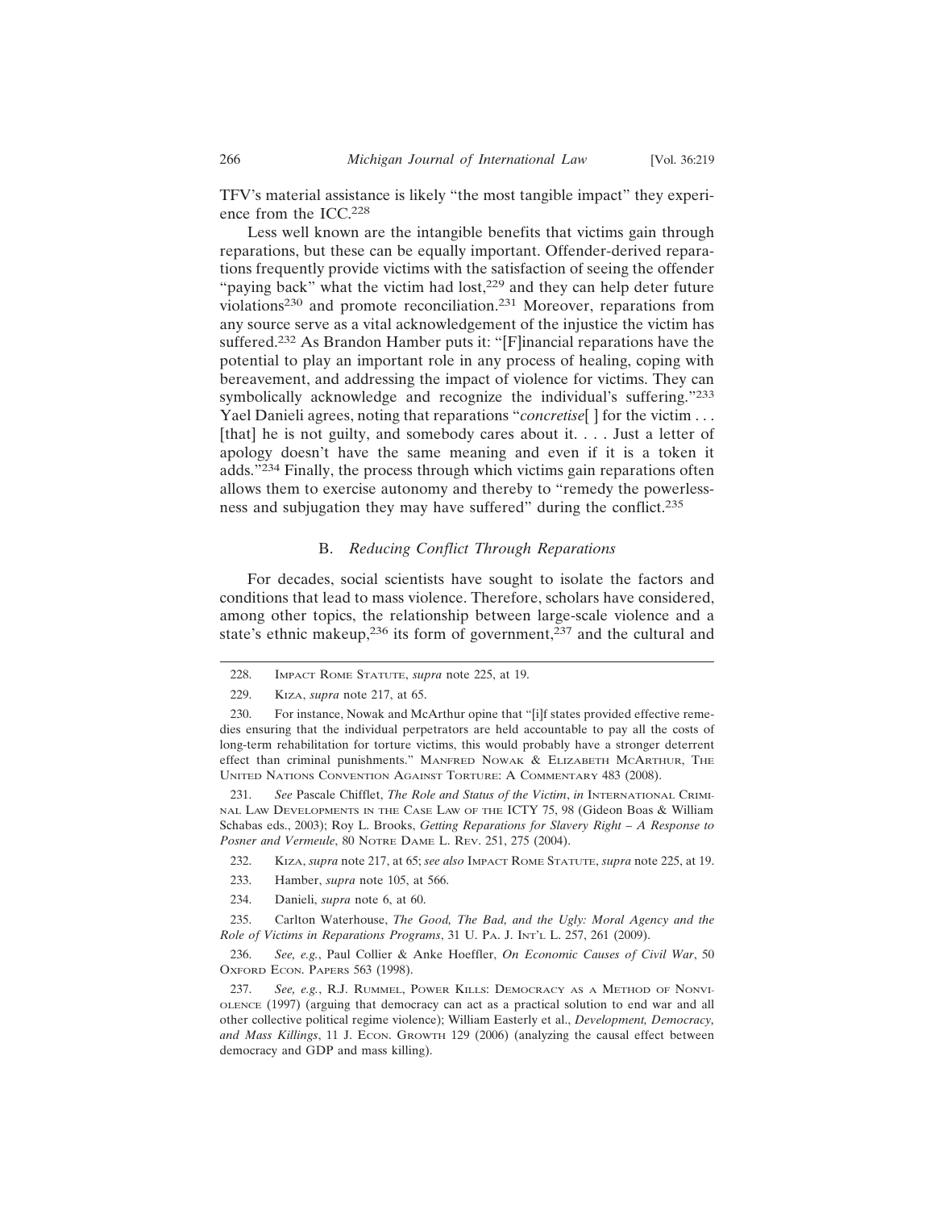TFV's material assistance is likely "the most tangible impact" they experience from the ICC.[228]

Less well known are the intangible benefits that victims gain through reparations, but these can be equally important. Offender-derived reparations frequently provide victims with the satisfaction of seeing the offender "paying back" what the victim had lost,[229] and they can help deter future violations[230] and promote reconciliation.[231] Moreover, reparations from any source serve as a vital acknowledgement of the injustice the victim has suffered.[232] As Brandon Hamber puts it: "[F]inancial reparations have the potential to play an important role in any process of healing, coping with bereavement, and addressing the impact of violence for victims. They can symbolically acknowledge and recognize the individual's suffering."[233] Yael Danieli agrees, noting that reparations "*concretise*[ ] for the victim . . . [that] he is not guilty, and somebody cares about it. . . . Just a letter of apology doesn't have the same meaning and even if it is a token it adds."[234] Finally, the process through which victims gain reparations often allows them to exercise autonomy and thereby to "remedy the powerlessness and subjugation they may have suffered" during the conflict.[235]

### B. *Reducing Conflict Through Reparations*

For decades, social scientists have sought to isolate the factors and conditions that lead to mass violence. Therefore, scholars have considered, among other topics, the relationship between large-scale violence and a state's ethnic makeup,[236] its form of government,[237] and the cultural and

---

228. IMPACT ROME STATUTE, *supra* note 225, at 19.

229. KIZA, *supra* note 217, at 65.

230. For instance, Nowak and McArthur opine that "[i]f states provided effective remedies ensuring that the individual perpetrators are held accountable to pay all the costs of long-term rehabilitation for torture victims, this would probably have a stronger deterrent effect than criminal punishments." MANFRED NOWAK & ELIZABETH MCARTHUR, THE UNITED NATIONS CONVENTION AGAINST TORTURE: A COMMENTARY 483 (2008).

231. *See* Pascale Chifflet, *The Role and Status of the Victim*, *in* INTERNATIONAL CRIMINAL LAW DEVELOPMENTS IN THE CASE LAW OF THE ICTY 75, 98 (Gideon Boas & William Schabas eds., 2003); Roy L. Brooks, *Getting Reparations for Slavery Right – A Response to Posner and Vermeule*, 80 NOTRE DAME L. REV. 251, 275 (2004).

232. KIZA, *supra* note 217, at 65; *see also* IMPACT ROME STATUTE, *supra* note 225, at 19.

233. Hamber, *supra* note 105, at 566.

234. Danieli, *supra* note 6, at 60.

235. Carlton Waterhouse, *The Good, The Bad, and the Ugly: Moral Agency and the Role of Victims in Reparations Programs*, 31 U. PA. J. INT'L L. 257, 261 (2009).

236. *See, e.g.*, Paul Collier & Anke Hoeffler, *On Economic Causes of Civil War*, 50 OXFORD ECON. PAPERS 563 (1998).

237. *See, e.g.*, R.J. RUMMEL, POWER KILLS: DEMOCRACY AS A METHOD OF NONVIOLENCE (1997) (arguing that democracy can act as a practical solution to end war and all other collective political regime violence); William Easterly et al., *Development, Democracy, and Mass Killings*, 11 J. ECON. GROWTH 129 (2006) (analyzing the causal effect between democracy and GDP and mass killing).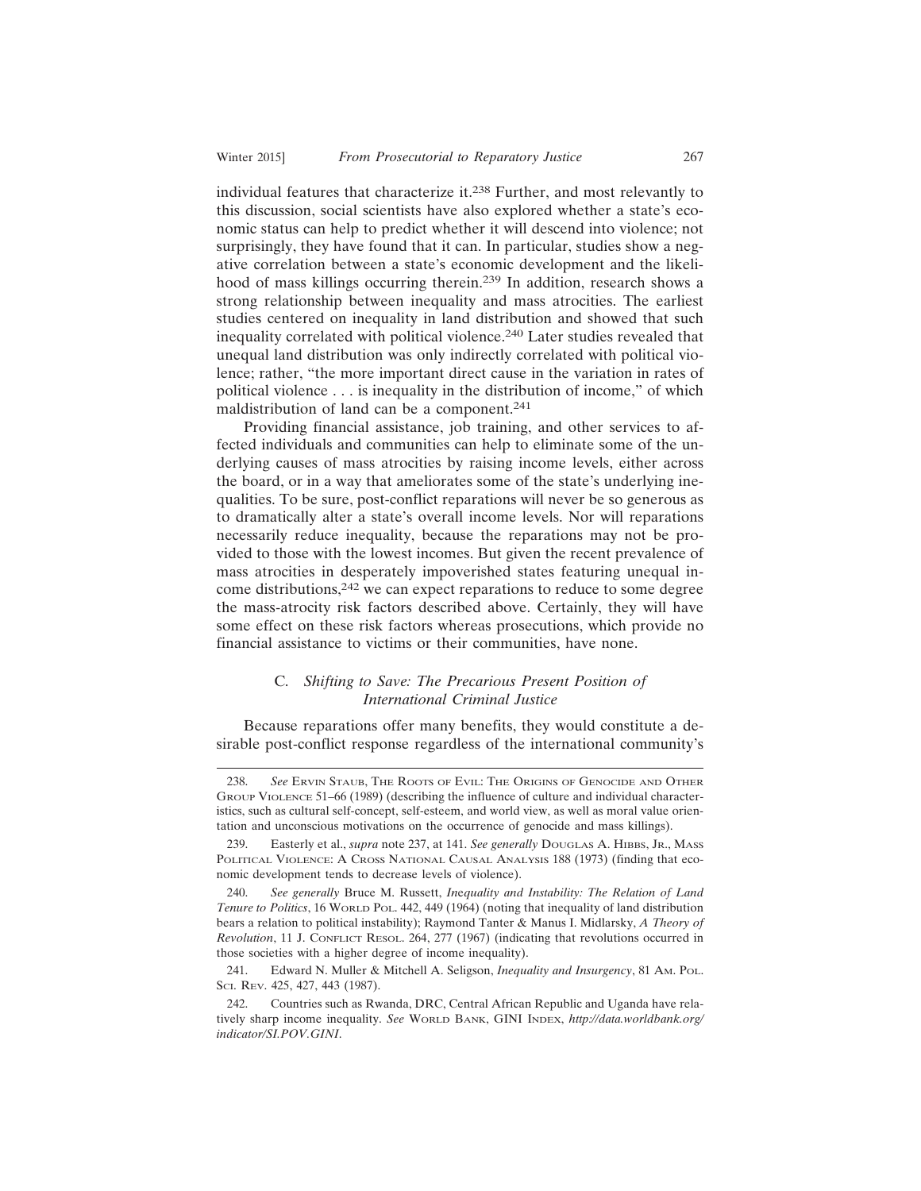individual features that characterize it.[238] Further, and most relevantly to this discussion, social scientists have also explored whether a state's economic status can help to predict whether it will descend into violence; not surprisingly, they have found that it can. In particular, studies show a negative correlation between a state's economic development and the likelihood of mass killings occurring therein.[239] In addition, research shows a strong relationship between inequality and mass atrocities. The earliest studies centered on inequality in land distribution and showed that such inequality correlated with political violence.[240] Later studies revealed that unequal land distribution was only indirectly correlated with political violence; rather, "the more important direct cause in the variation in rates of political violence . . . is inequality in the distribution of income," of which maldistribution of land can be a component.[241]

Providing financial assistance, job training, and other services to affected individuals and communities can help to eliminate some of the underlying causes of mass atrocities by raising income levels, either across the board, or in a way that ameliorates some of the state's underlying inequalities. To be sure, post-conflict reparations will never be so generous as to dramatically alter a state's overall income levels. Nor will reparations necessarily reduce inequality, because the reparations may not be provided to those with the lowest incomes. But given the recent prevalence of mass atrocities in desperately impoverished states featuring unequal income distributions,[242] we can expect reparations to reduce to some degree the mass-atrocity risk factors described above. Certainly, they will have some effect on these risk factors whereas prosecutions, which provide no financial assistance to victims or their communities, have none.

### C. *Shifting to Save: The Precarious Present Position of International Criminal Justice*

Because reparations offer many benefits, they would constitute a desirable post-conflict response regardless of the international community's

---

238. *See* Ervin Staub, The Roots of Evil: The Origins of Genocide and Other Group Violence 51–66 (1989) (describing the influence of culture and individual characteristics, such as cultural self-concept, self-esteem, and world view, as well as moral value orientation and unconscious motivations on the occurrence of genocide and mass killings).

239. Easterly et al., *supra* note 237, at 141. *See generally* Douglas A. Hibbs, Jr., Mass Political Violence: A Cross National Causal Analysis 188 (1973) (finding that economic development tends to decrease levels of violence).

240. *See generally* Bruce M. Russett, *Inequality and Instability: The Relation of Land Tenure to Politics*, 16 World Pol. 442, 449 (1964) (noting that inequality of land distribution bears a relation to political instability); Raymond Tanter & Manus I. Midlarsky, *A Theory of Revolution*, 11 J. Conflict Resol. 264, 277 (1967) (indicating that revolutions occurred in those societies with a higher degree of income inequality).

241. Edward N. Muller & Mitchell A. Seligson, *Inequality and Insurgency*, 81 Am. Pol. Sci. Rev. 425, 427, 443 (1987).

242. Countries such as Rwanda, DRC, Central African Republic and Uganda have relatively sharp income inequality. *See* World Bank, GINI Index, *http://data.worldbank.org/indicator/SI.POV.GINI*.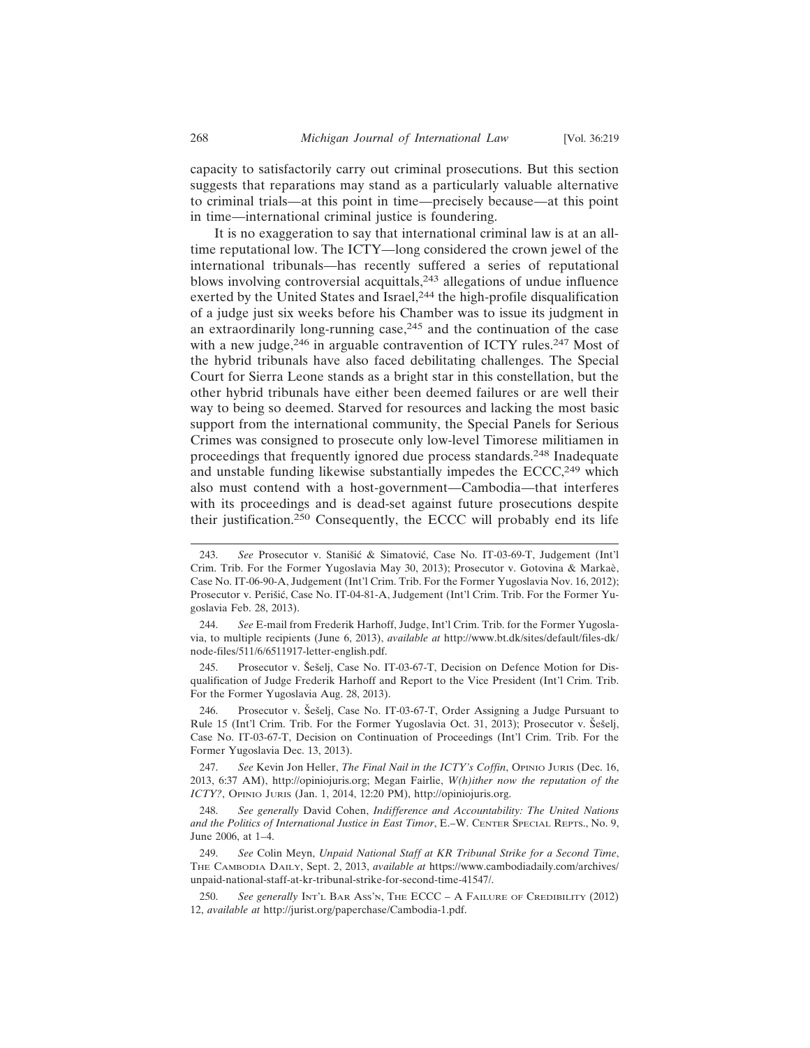capacity to satisfactorily carry out criminal prosecutions. But this section suggests that reparations may stand as a particularly valuable alternative to criminal trials—at this point in time—precisely because—at this point in time—international criminal justice is foundering.

It is no exaggeration to say that international criminal law is at an all-time reputational low. The ICTY—long considered the crown jewel of the international tribunals—has recently suffered a series of reputational blows involving controversial acquittals,[243] allegations of undue influence exerted by the United States and Israel,[244] the high-profile disqualification of a judge just six weeks before his Chamber was to issue its judgment in an extraordinarily long-running case,[245] and the continuation of the case with a new judge,[246] in arguable contravention of ICTY rules.[247] Most of the hybrid tribunals have also faced debilitating challenges. The Special Court for Sierra Leone stands as a bright star in this constellation, but the other hybrid tribunals have either been deemed failures or are well their way to being so deemed. Starved for resources and lacking the most basic support from the international community, the Special Panels for Serious Crimes was consigned to prosecute only low-level Timorese militiamen in proceedings that frequently ignored due process standards.[248] Inadequate and unstable funding likewise substantially impedes the ECCC,[249] which also must contend with a host-government—Cambodia—that interferes with its proceedings and is dead-set against future prosecutions despite their justification.[250] Consequently, the ECCC will probably end its life

---

243. *See* Prosecutor v. Stanišić & Simatović, Case No. IT-03-69-T, Judgement (Int'l Crim. Trib. For the Former Yugoslavia May 30, 2013); Prosecutor v. Gotovina & Markaè, Case No. IT-06-90-A, Judgement (Int'l Crim. Trib. For the Former Yugoslavia Nov. 16, 2012); Prosecutor v. Perišić, Case No. IT-04-81-A, Judgement (Int'l Crim. Trib. For the Former Yugoslavia Feb. 28, 2013).

244. *See* E-mail from Frederik Harhoff, Judge, Int'l Crim. Trib. for the Former Yugoslavia, to multiple recipients (June 6, 2013), *available at* http://www.bt.dk/sites/default/files-dk/node-files/511/6/6511917-letter-english.pdf.

245. Prosecutor v. Šešelj, Case No. IT-03-67-T, Decision on Defence Motion for Disqualification of Judge Frederik Harhoff and Report to the Vice President (Int'l Crim. Trib. For the Former Yugoslavia Aug. 28, 2013).

246. Prosecutor v. Šešelj, Case No. IT-03-67-T, Order Assigning a Judge Pursuant to Rule 15 (Int'l Crim. Trib. For the Former Yugoslavia Oct. 31, 2013); Prosecutor v. Šešelj, Case No. IT-03-67-T, Decision on Continuation of Proceedings (Int'l Crim. Trib. For the Former Yugoslavia Dec. 13, 2013).

247. *See* Kevin Jon Heller, *The Final Nail in the ICTY's Coffin*, Opinio Juris (Dec. 16, 2013, 6:37 AM), http://opiniojuris.org; Megan Fairlie, *W(h)ither now the reputation of the ICTY?*, Opinio Juris (Jan. 1, 2014, 12:20 PM), http://opiniojuris.org.

248. *See generally* David Cohen, *Indifference and Accountability: The United Nations and the Politics of International Justice in East Timor*, E.–W. Center Special Repts., No. 9, June 2006, at 1–4.

249. *See* Colin Meyn, *Unpaid National Staff at KR Tribunal Strike for a Second Time*, The Cambodia Daily, Sept. 2, 2013, *available at* https://www.cambodiadaily.com/archives/unpaid-national-staff-at-kr-tribunal-strike-for-second-time-41547/.

250. *See generally* Int'l Bar Ass'n, The ECCC – A Failure of Credibility (2012) 12, *available at* http://jurist.org/paperchase/Cambodia-1.pdf.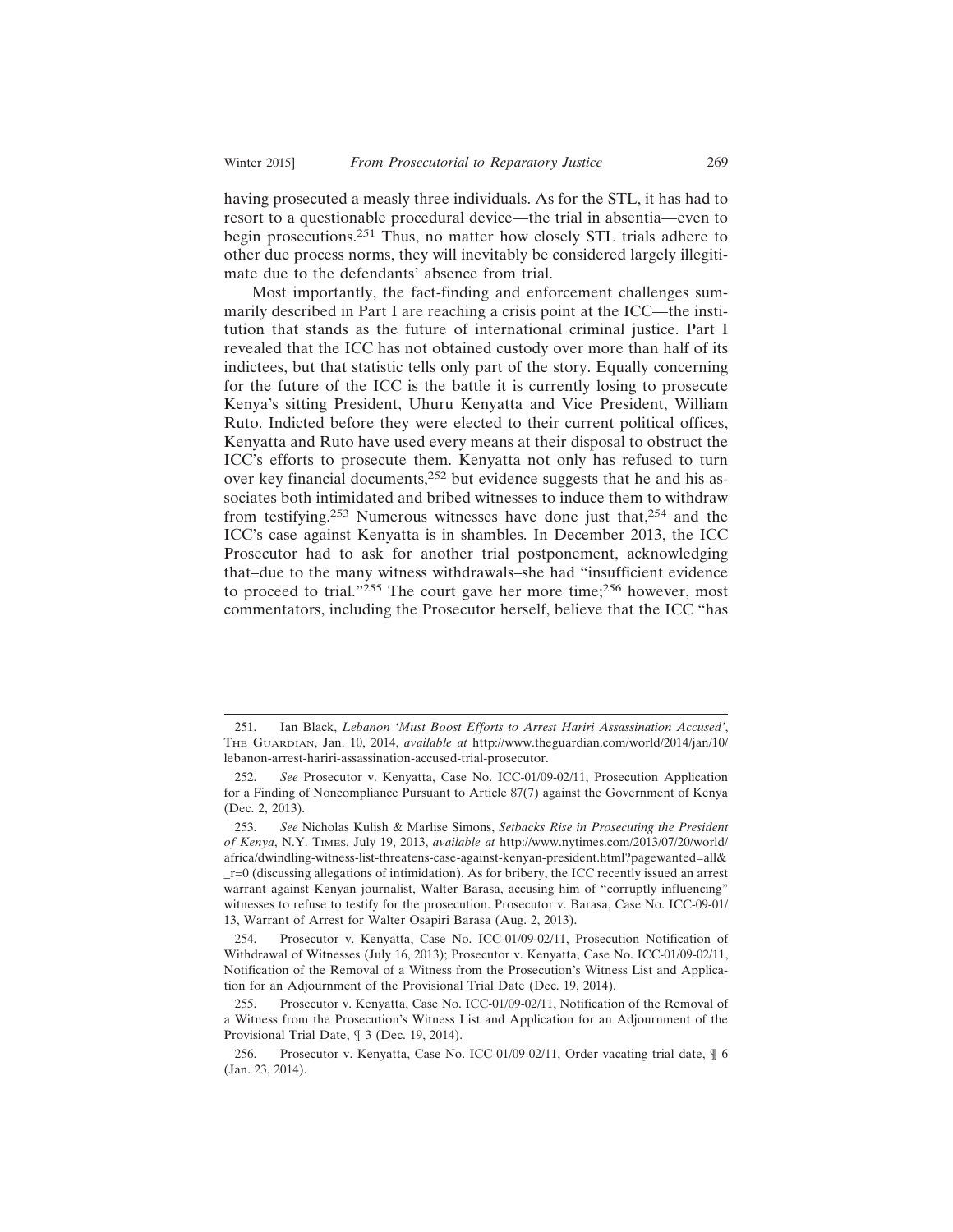having prosecuted a measly three individuals. As for the STL, it has had to resort to a questionable procedural device—the trial in absentia—even to begin prosecutions.[251] Thus, no matter how closely STL trials adhere to other due process norms, they will inevitably be considered largely illegitimate due to the defendants' absence from trial.

Most importantly, the fact-finding and enforcement challenges summarily described in Part I are reaching a crisis point at the ICC—the institution that stands as the future of international criminal justice. Part I revealed that the ICC has not obtained custody over more than half of its indictees, but that statistic tells only part of the story. Equally concerning for the future of the ICC is the battle it is currently losing to prosecute Kenya's sitting President, Uhuru Kenyatta and Vice President, William Ruto. Indicted before they were elected to their current political offices, Kenyatta and Ruto have used every means at their disposal to obstruct the ICC's efforts to prosecute them. Kenyatta not only has refused to turn over key financial documents,[252] but evidence suggests that he and his associates both intimidated and bribed witnesses to induce them to withdraw from testifying.[253] Numerous witnesses have done just that,[254] and the ICC's case against Kenyatta is in shambles. In December 2013, the ICC Prosecutor had to ask for another trial postponement, acknowledging that–due to the many witness withdrawals–she had "insufficient evidence to proceed to trial."[255] The court gave her more time;[256] however, most commentators, including the Prosecutor herself, believe that the ICC "has

---

251. Ian Black, *Lebanon 'Must Boost Efforts to Arrest Hariri Assassination Accused'*, The Guardian, Jan. 10, 2014, *available at* http://www.theguardian.com/world/2014/jan/10/lebanon-arrest-hariri-assassination-accused-trial-prosecutor.

252. *See* Prosecutor v. Kenyatta, Case No. ICC-01/09-02/11, Prosecution Application for a Finding of Noncompliance Pursuant to Article 87(7) against the Government of Kenya (Dec. 2, 2013).

253. *See* Nicholas Kulish & Marlise Simons, *Setbacks Rise in Prosecuting the President of Kenya*, N.Y. Times, July 19, 2013, *available at* http://www.nytimes.com/2013/07/20/world/africa/dwindling-witness-list-threatens-case-against-kenyan-president.html?pagewanted=all&_r=0 (discussing allegations of intimidation). As for bribery, the ICC recently issued an arrest warrant against Kenyan journalist, Walter Barasa, accusing him of "corruptly influencing" witnesses to refuse to testify for the prosecution. Prosecutor v. Barasa, Case No. ICC-09-01/13, Warrant of Arrest for Walter Osapiri Barasa (Aug. 2, 2013).

254. Prosecutor v. Kenyatta, Case No. ICC-01/09-02/11, Prosecution Notification of Withdrawal of Witnesses (July 16, 2013); Prosecutor v. Kenyatta, Case No. ICC-01/09-02/11, Notification of the Removal of a Witness from the Prosecution's Witness List and Application for an Adjournment of the Provisional Trial Date (Dec. 19, 2014).

255. Prosecutor v. Kenyatta, Case No. ICC-01/09-02/11, Notification of the Removal of a Witness from the Prosecution's Witness List and Application for an Adjournment of the Provisional Trial Date, ¶ 3 (Dec. 19, 2014).

256. Prosecutor v. Kenyatta, Case No. ICC-01/09-02/11, Order vacating trial date, ¶ 6 (Jan. 23, 2014).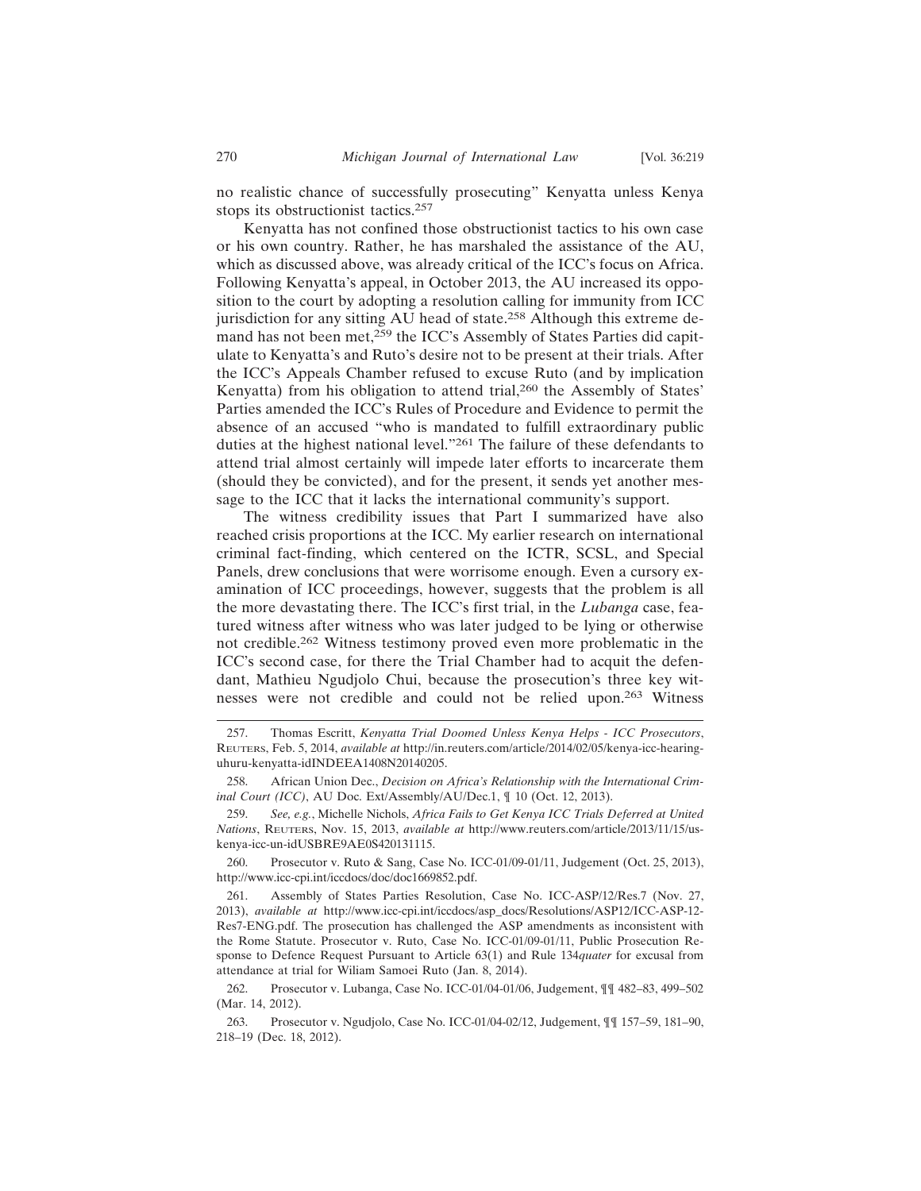no realistic chance of successfully prosecuting" Kenyatta unless Kenya stops its obstructionist tactics.[257]

Kenyatta has not confined those obstructionist tactics to his own case or his own country. Rather, he has marshaled the assistance of the AU, which as discussed above, was already critical of the ICC's focus on Africa. Following Kenyatta's appeal, in October 2013, the AU increased its opposition to the court by adopting a resolution calling for immunity from ICC jurisdiction for any sitting AU head of state.[258] Although this extreme demand has not been met,[259] the ICC's Assembly of States Parties did capitulate to Kenyatta's and Ruto's desire not to be present at their trials. After the ICC's Appeals Chamber refused to excuse Ruto (and by implication Kenyatta) from his obligation to attend trial,[260] the Assembly of States' Parties amended the ICC's Rules of Procedure and Evidence to permit the absence of an accused "who is mandated to fulfill extraordinary public duties at the highest national level."[261] The failure of these defendants to attend trial almost certainly will impede later efforts to incarcerate them (should they be convicted), and for the present, it sends yet another message to the ICC that it lacks the international community's support.

The witness credibility issues that Part I summarized have also reached crisis proportions at the ICC. My earlier research on international criminal fact-finding, which centered on the ICTR, SCSL, and Special Panels, drew conclusions that were worrisome enough. Even a cursory examination of ICC proceedings, however, suggests that the problem is all the more devastating there. The ICC's first trial, in the *Lubanga* case, featured witness after witness who was later judged to be lying or otherwise not credible.[262] Witness testimony proved even more problematic in the ICC's second case, for there the Trial Chamber had to acquit the defendant, Mathieu Ngudjolo Chui, because the prosecution's three key witnesses were not credible and could not be relied upon.[263] Witness

---

257. Thomas Escritt, *Kenyatta Trial Doomed Unless Kenya Helps - ICC Prosecutors*, Reuters, Feb. 5, 2014, *available at* http://in.reuters.com/article/2014/02/05/kenya-icc-hearing-uhuru-kenyatta-idINDEEA1408N20140205.

258. African Union Dec., *Decision on Africa's Relationship with the International Criminal Court (ICC)*, AU Doc. Ext/Assembly/AU/Dec.1, ¶ 10 (Oct. 12, 2013).

259. *See, e.g.*, Michelle Nichols, *Africa Fails to Get Kenya ICC Trials Deferred at United Nations*, Reuters, Nov. 15, 2013, *available at* http://www.reuters.com/article/2013/11/15/us-kenya-icc-un-idUSBRE9AE0S420131115.

260. Prosecutor v. Ruto & Sang, Case No. ICC-01/09-01/11, Judgement (Oct. 25, 2013), http://www.icc-cpi.int/iccdocs/doc/doc1669852.pdf.

261. Assembly of States Parties Resolution, Case No. ICC-ASP/12/Res.7 (Nov. 27, 2013), *available at* http://www.icc-cpi.int/iccdocs/asp_docs/Resolutions/ASP12/ICC-ASP-12-Res7-ENG.pdf. The prosecution has challenged the ASP amendments as inconsistent with the Rome Statute. Prosecutor v. Ruto, Case No. ICC-01/09-01/11, Public Prosecution Response to Defence Request Pursuant to Article 63(1) and Rule 134*quater* for excusal from attendance at trial for Wiliam Samoei Ruto (Jan. 8, 2014).

262. Prosecutor v. Lubanga, Case No. ICC-01/04-01/06, Judgement, ¶¶ 482–83, 499–502 (Mar. 14, 2012).

263. Prosecutor v. Ngudjolo, Case No. ICC-01/04-02/12, Judgement, ¶¶ 157–59, 181–90, 218–19 (Dec. 18, 2012).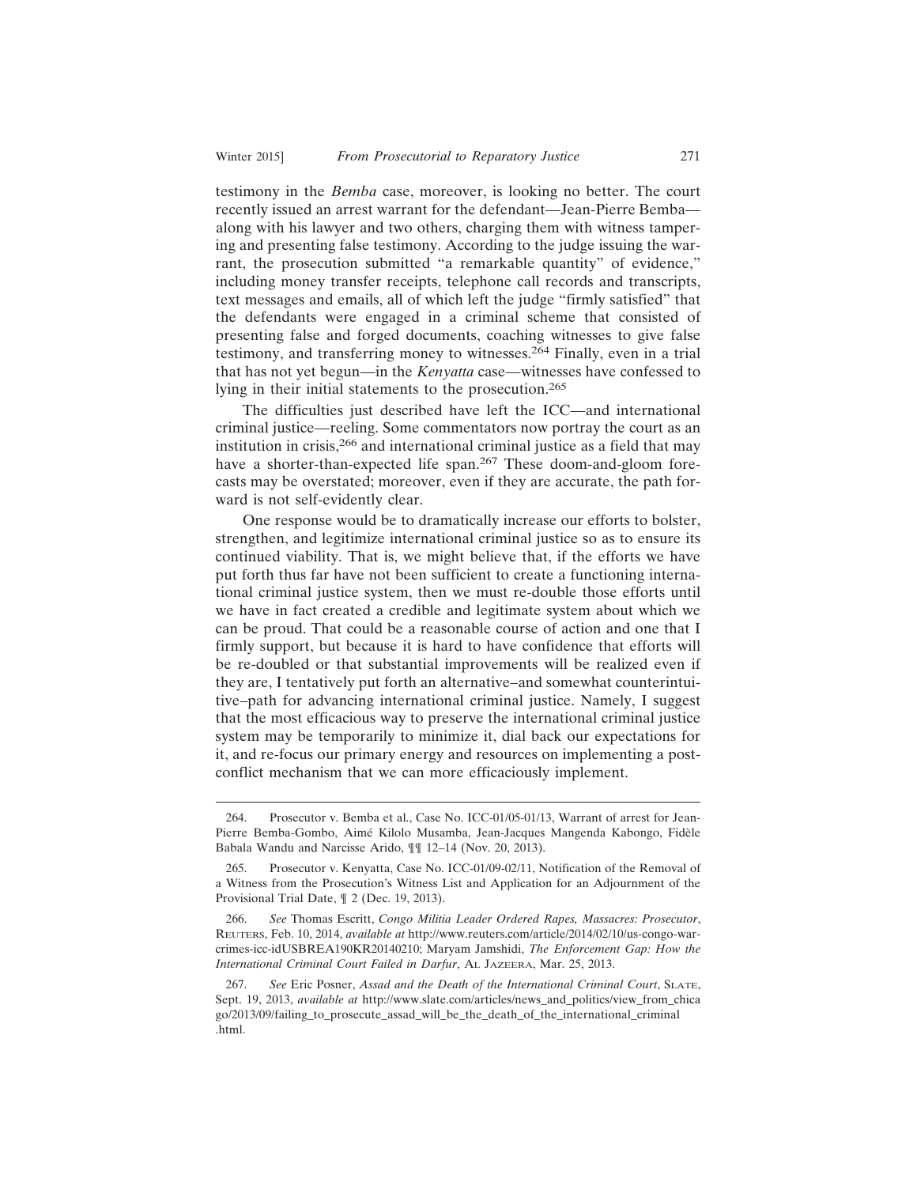testimony in the *Bemba* case, moreover, is looking no better. The court recently issued an arrest warrant for the defendant—Jean-Pierre Bemba—along with his lawyer and two others, charging them with witness tampering and presenting false testimony. According to the judge issuing the warrant, the prosecution submitted "a remarkable quantity" of evidence," including money transfer receipts, telephone call records and transcripts, text messages and emails, all of which left the judge "firmly satisfied" that the defendants were engaged in a criminal scheme that consisted of presenting false and forged documents, coaching witnesses to give false testimony, and transferring money to witnesses.[264] Finally, even in a trial that has not yet begun—in the *Kenyatta* case—witnesses have confessed to lying in their initial statements to the prosecution.[265]

The difficulties just described have left the ICC—and international criminal justice—reeling. Some commentators now portray the court as an institution in crisis,[266] and international criminal justice as a field that may have a shorter-than-expected life span.[267] These doom-and-gloom forecasts may be overstated; moreover, even if they are accurate, the path forward is not self-evidently clear.

One response would be to dramatically increase our efforts to bolster, strengthen, and legitimize international criminal justice so as to ensure its continued viability. That is, we might believe that, if the efforts we have put forth thus far have not been sufficient to create a functioning international criminal justice system, then we must re-double those efforts until we have in fact created a credible and legitimate system about which we can be proud. That could be a reasonable course of action and one that I firmly support, but because it is hard to have confidence that efforts will be re-doubled or that substantial improvements will be realized even if they are, I tentatively put forth an alternative–and somewhat counterintuitive–path for advancing international criminal justice. Namely, I suggest that the most efficacious way to preserve the international criminal justice system may be temporarily to minimize it, dial back our expectations for it, and re-focus our primary energy and resources on implementing a post-conflict mechanism that we can more efficaciously implement.

---

264. Prosecutor v. Bemba et al., Case No. ICC-01/05-01/13, Warrant of arrest for Jean-Pierre Bemba-Gombo, Aimé Kilolo Musamba, Jean-Jacques Mangenda Kabongo, Fidèle Babala Wandu and Narcisse Arido, ¶¶ 12–14 (Nov. 20, 2013).

265. Prosecutor v. Kenyatta, Case No. ICC-01/09-02/11, Notification of the Removal of a Witness from the Prosecution's Witness List and Application for an Adjournment of the Provisional Trial Date, ¶ 2 (Dec. 19, 2013).

266. *See* Thomas Escritt, *Congo Militia Leader Ordered Rapes, Massacres: Prosecutor*, Reuters, Feb. 10, 2014, *available at* http://www.reuters.com/article/2014/02/10/us-congo-war-crimes-icc-idUSBREA190KR20140210; Maryam Jamshidi, *The Enforcement Gap: How the International Criminal Court Failed in Darfur*, Al Jazeera, Mar. 25, 2013.

267. *See* Eric Posner, *Assad and the Death of the International Criminal Court*, Slate, Sept. 19, 2013, *available at* http://www.slate.com/articles/news_and_politics/view_from_chicago/2013/09/failing_to_prosecute_assad_will_be_the_death_of_the_international_criminal.html.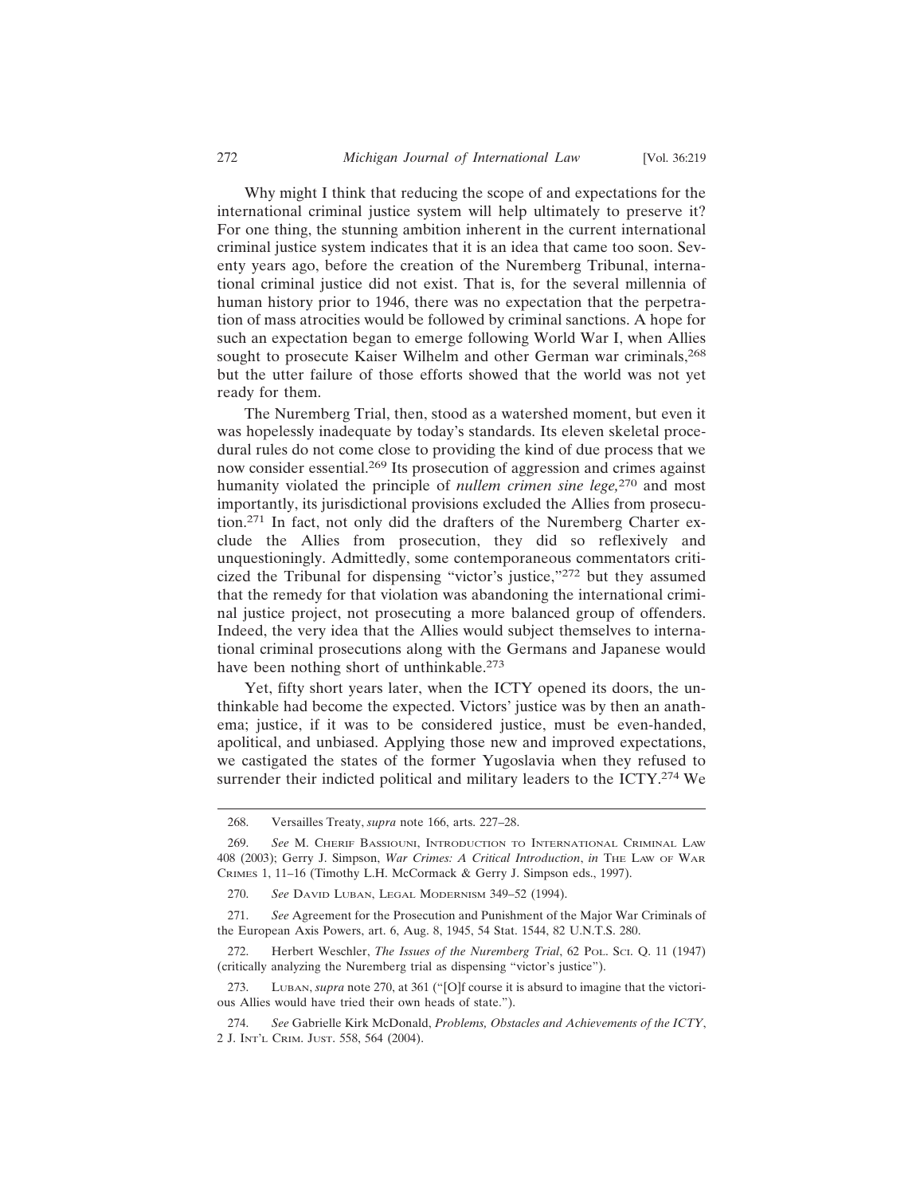Why might I think that reducing the scope of and expectations for the international criminal justice system will help ultimately to preserve it? For one thing, the stunning ambition inherent in the current international criminal justice system indicates that it is an idea that came too soon. Seventy years ago, before the creation of the Nuremberg Tribunal, international criminal justice did not exist. That is, for the several millennia of human history prior to 1946, there was no expectation that the perpetration of mass atrocities would be followed by criminal sanctions. A hope for such an expectation began to emerge following World War I, when Allies sought to prosecute Kaiser Wilhelm and other German war criminals,[268] but the utter failure of those efforts showed that the world was not yet ready for them.

The Nuremberg Trial, then, stood as a watershed moment, but even it was hopelessly inadequate by today's standards. Its eleven skeletal procedural rules do not come close to providing the kind of due process that we now consider essential.[269] Its prosecution of aggression and crimes against humanity violated the principle of *nullem crimen sine lege,*[270] and most importantly, its jurisdictional provisions excluded the Allies from prosecution.[271] In fact, not only did the drafters of the Nuremberg Charter exclude the Allies from prosecution, they did so reflexively and unquestioningly. Admittedly, some contemporaneous commentators criticized the Tribunal for dispensing "victor's justice,"[272] but they assumed that the remedy for that violation was abandoning the international criminal justice project, not prosecuting a more balanced group of offenders. Indeed, the very idea that the Allies would subject themselves to international criminal prosecutions along with the Germans and Japanese would have been nothing short of unthinkable.[273]

Yet, fifty short years later, when the ICTY opened its doors, the unthinkable had become the expected. Victors' justice was by then an anathema; justice, if it was to be considered justice, must be even-handed, apolitical, and unbiased. Applying those new and improved expectations, we castigated the states of the former Yugoslavia when they refused to surrender their indicted political and military leaders to the ICTY.[274] We

---

268. Versailles Treaty, *supra* note 166, arts. 227–28.

269. *See* M. Cherif Bassiouni, Introduction to International Criminal Law 408 (2003); Gerry J. Simpson, *War Crimes: A Critical Introduction*, *in* The Law of War Crimes 1, 11–16 (Timothy L.H. McCormack & Gerry J. Simpson eds., 1997).

270. *See* David Luban, Legal Modernism 349–52 (1994).

271. *See* Agreement for the Prosecution and Punishment of the Major War Criminals of the European Axis Powers, art. 6, Aug. 8, 1945, 54 Stat. 1544, 82 U.N.T.S. 280.

272. Herbert Weschler, *The Issues of the Nuremberg Trial*, 62 Pol. Sci. Q. 11 (1947) (critically analyzing the Nuremberg trial as dispensing "victor's justice").

273. Luban, *supra* note 270, at 361 ("[O]f course it is absurd to imagine that the victorious Allies would have tried their own heads of state.").

274. *See* Gabrielle Kirk McDonald, *Problems, Obstacles and Achievements of the ICTY*, 2 J. Int'l Crim. Just. 558, 564 (2004).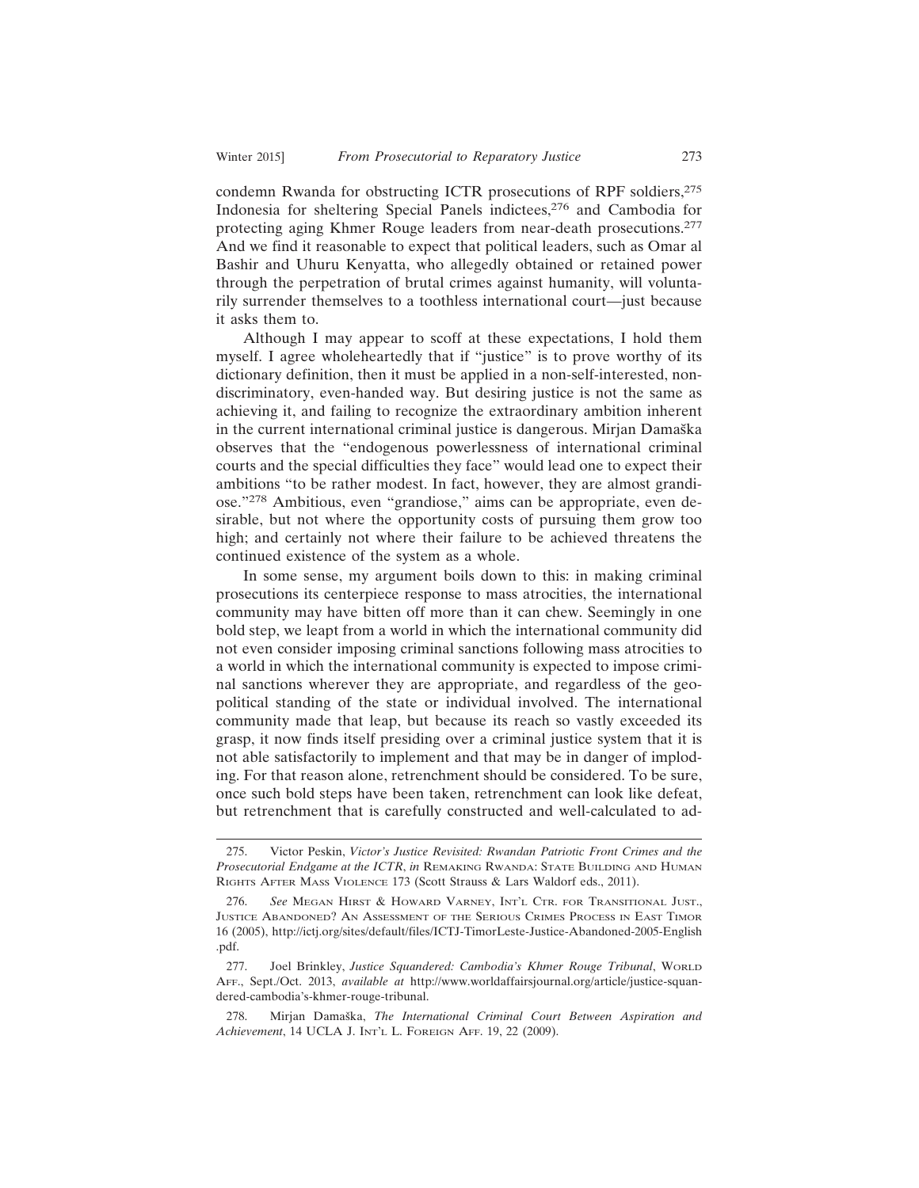condemn Rwanda for obstructing ICTR prosecutions of RPF soldiers,[275] Indonesia for sheltering Special Panels indictees,[276] and Cambodia for protecting aging Khmer Rouge leaders from near-death prosecutions.[277] And we find it reasonable to expect that political leaders, such as Omar al Bashir and Uhuru Kenyatta, who allegedly obtained or retained power through the perpetration of brutal crimes against humanity, will voluntarily surrender themselves to a toothless international court—just because it asks them to.

Although I may appear to scoff at these expectations, I hold them myself. I agree wholeheartedly that if "justice" is to prove worthy of its dictionary definition, then it must be applied in a non-self-interested, non-discriminatory, even-handed way. But desiring justice is not the same as achieving it, and failing to recognize the extraordinary ambition inherent in the current international criminal justice is dangerous. Mirjan Damaška observes that the "endogenous powerlessness of international criminal courts and the special difficulties they face" would lead one to expect their ambitions "to be rather modest. In fact, however, they are almost grandiose."[278] Ambitious, even "grandiose," aims can be appropriate, even desirable, but not where the opportunity costs of pursuing them grow too high; and certainly not where their failure to be achieved threatens the continued existence of the system as a whole.

In some sense, my argument boils down to this: in making criminal prosecutions its centerpiece response to mass atrocities, the international community may have bitten off more than it can chew. Seemingly in one bold step, we leapt from a world in which the international community did not even consider imposing criminal sanctions following mass atrocities to a world in which the international community is expected to impose criminal sanctions wherever they are appropriate, and regardless of the geopolitical standing of the state or individual involved. The international community made that leap, but because its reach so vastly exceeded its grasp, it now finds itself presiding over a criminal justice system that it is not able satisfactorily to implement and that may be in danger of imploding. For that reason alone, retrenchment should be considered. To be sure, once such bold steps have been taken, retrenchment can look like defeat, but retrenchment that is carefully constructed and well-calculated to ad-

---

275. Victor Peskin, *Victor's Justice Revisited: Rwandan Patriotic Front Crimes and the Prosecutorial Endgame at the ICTR*, *in* REMAKING RWANDA: STATE BUILDING AND HUMAN RIGHTS AFTER MASS VIOLENCE 173 (Scott Strauss & Lars Waldorf eds., 2011).

276. *See* MEGAN HIRST & HOWARD VARNEY, INT'L CTR. FOR TRANSITIONAL JUST., JUSTICE ABANDONED? AN ASSESSMENT OF THE SERIOUS CRIMES PROCESS IN EAST TIMOR 16 (2005), http://ictj.org/sites/default/files/ICTJ-TimorLeste-Justice-Abandoned-2005-English.pdf.

277. Joel Brinkley, *Justice Squandered: Cambodia's Khmer Rouge Tribunal*, WORLD AFF., Sept./Oct. 2013, *available at* http://www.worldaffairsjournal.org/article/justice-squandered-cambodia's-khmer-rouge-tribunal.

278. Mirjan Damaška, *The International Criminal Court Between Aspiration and Achievement*, 14 UCLA J. INT'L L. FOREIGN AFF. 19, 22 (2009).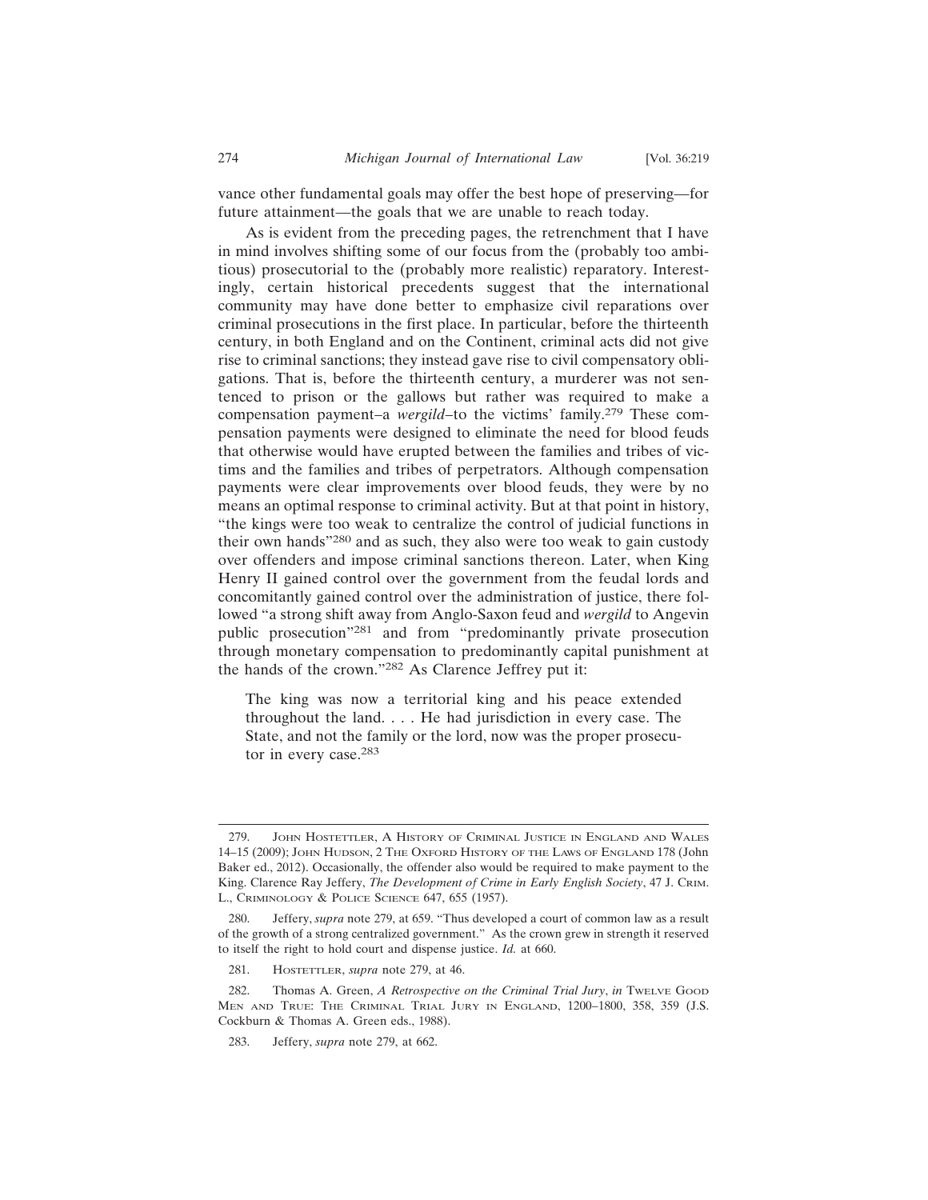vance other fundamental goals may offer the best hope of preserving—for future attainment—the goals that we are unable to reach today.

As is evident from the preceding pages, the retrenchment that I have in mind involves shifting some of our focus from the (probably too ambitious) prosecutorial to the (probably more realistic) reparatory. Interestingly, certain historical precedents suggest that the international community may have done better to emphasize civil reparations over criminal prosecutions in the first place. In particular, before the thirteenth century, in both England and on the Continent, criminal acts did not give rise to criminal sanctions; they instead gave rise to civil compensatory obligations. That is, before the thirteenth century, a murderer was not sentenced to prison or the gallows but rather was required to make a compensation payment–a *wergild*–to the victims' family.[279] These compensation payments were designed to eliminate the need for blood feuds that otherwise would have erupted between the families and tribes of victims and the families and tribes of perpetrators. Although compensation payments were clear improvements over blood feuds, they were by no means an optimal response to criminal activity. But at that point in history, "the kings were too weak to centralize the control of judicial functions in their own hands"[280] and as such, they also were too weak to gain custody over offenders and impose criminal sanctions thereon. Later, when King Henry II gained control over the government from the feudal lords and concomitantly gained control over the administration of justice, there followed "a strong shift away from Anglo-Saxon feud and *wergild* to Angevin public prosecution"[281] and from "predominantly private prosecution through monetary compensation to predominantly capital punishment at the hands of the crown."[282] As Clarence Jeffrey put it:

> The king was now a territorial king and his peace extended throughout the land. . . . He had jurisdiction in every case. The State, and not the family or the lord, now was the proper prosecutor in every case.[283]

---

279. John Hostettler, A History of Criminal Justice in England and Wales 14–15 (2009); John Hudson, 2 The Oxford History of the Laws of England 178 (John Baker ed., 2012). Occasionally, the offender also would be required to make payment to the King. Clarence Ray Jeffery, *The Development of Crime in Early English Society*, 47 J. Crim. L., Criminology & Police Science 647, 655 (1957).

280. Jeffery, *supra* note 279, at 659. "Thus developed a court of common law as a result of the growth of a strong centralized government." As the crown grew in strength it reserved to itself the right to hold court and dispense justice. *Id.* at 660.

281. Hostettler, *supra* note 279, at 46.

282. Thomas A. Green, *A Retrospective on the Criminal Trial Jury*, *in* Twelve Good Men and True: The Criminal Trial Jury in England, 1200–1800, 358, 359 (J.S. Cockburn & Thomas A. Green eds., 1988).

283. Jeffery, *supra* note 279, at 662.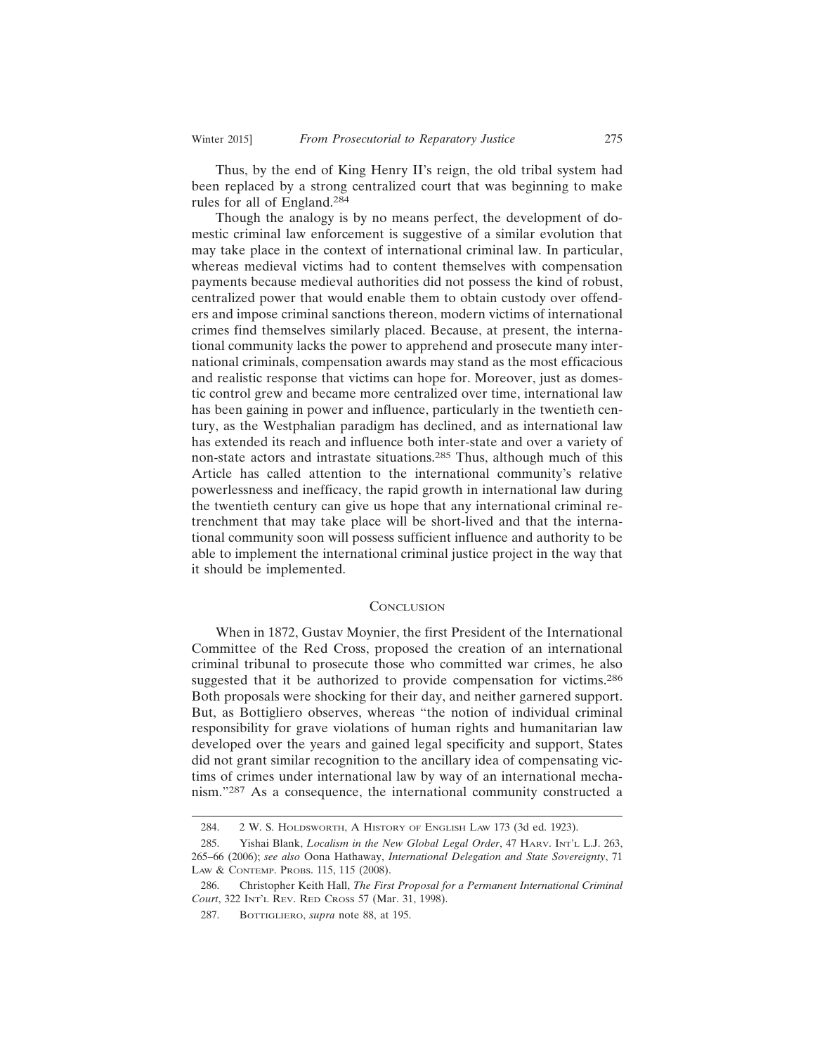Thus, by the end of King Henry II's reign, the old tribal system had been replaced by a strong centralized court that was beginning to make rules for all of England.[284]

Though the analogy is by no means perfect, the development of domestic criminal law enforcement is suggestive of a similar evolution that may take place in the context of international criminal law. In particular, whereas medieval victims had to content themselves with compensation payments because medieval authorities did not possess the kind of robust, centralized power that would enable them to obtain custody over offenders and impose criminal sanctions thereon, modern victims of international crimes find themselves similarly placed. Because, at present, the international community lacks the power to apprehend and prosecute many international criminals, compensation awards may stand as the most efficacious and realistic response that victims can hope for. Moreover, just as domestic control grew and became more centralized over time, international law has been gaining in power and influence, particularly in the twentieth century, as the Westphalian paradigm has declined, and as international law has extended its reach and influence both inter-state and over a variety of non-state actors and intrastate situations.[285] Thus, although much of this Article has called attention to the international community's relative powerlessness and inefficacy, the rapid growth in international law during the twentieth century can give us hope that any international criminal retrenchment that may take place will be short-lived and that the international community soon will possess sufficient influence and authority to be able to implement the international criminal justice project in the way that it should be implemented.

## Conclusion

When in 1872, Gustav Moynier, the first President of the International Committee of the Red Cross, proposed the creation of an international criminal tribunal to prosecute those who committed war crimes, he also suggested that it be authorized to provide compensation for victims.[286] Both proposals were shocking for their day, and neither garnered support. But, as Bottigliero observes, whereas "the notion of individual criminal responsibility for grave violations of human rights and humanitarian law developed over the years and gained legal specificity and support, States did not grant similar recognition to the ancillary idea of compensating victims of crimes under international law by way of an international mechanism."[287] As a consequence, the international community constructed a

---

284. 2 W. S. Holdsworth, A History of English Law 173 (3d ed. 1923).

285. Yishai Blank, *Localism in the New Global Legal Order*, 47 Harv. Int'l L.J. 263, 265–66 (2006); *see also* Oona Hathaway, *International Delegation and State Sovereignty*, 71 Law & Contemp. Probs. 115, 115 (2008).

286. Christopher Keith Hall, *The First Proposal for a Permanent International Criminal Court*, 322 Int'l Rev. Red Cross 57 (Mar. 31, 1998).

287. Bottigliero, *supra* note 88, at 195.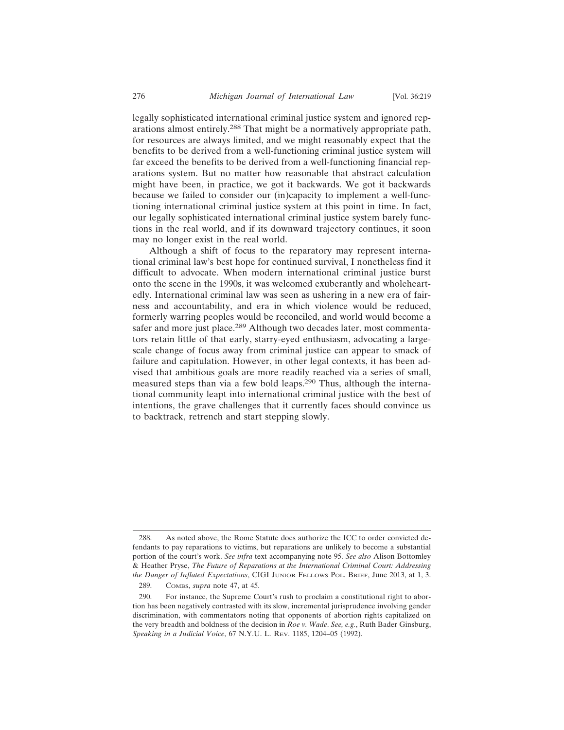legally sophisticated international criminal justice system and ignored reparations almost entirely.[288] That might be a normatively appropriate path, for resources are always limited, and we might reasonably expect that the benefits to be derived from a well-functioning criminal justice system will far exceed the benefits to be derived from a well-functioning financial reparations system. But no matter how reasonable that abstract calculation might have been, in practice, we got it backwards. We got it backwards because we failed to consider our (in)capacity to implement a well-functioning international criminal justice system at this point in time. In fact, our legally sophisticated international criminal justice system barely functions in the real world, and if its downward trajectory continues, it soon may no longer exist in the real world.

Although a shift of focus to the reparatory may represent international criminal law's best hope for continued survival, I nonetheless find it difficult to advocate. When modern international criminal justice burst onto the scene in the 1990s, it was welcomed exuberantly and wholeheartedly. International criminal law was seen as ushering in a new era of fairness and accountability, and era in which violence would be reduced, formerly warring peoples would be reconciled, and world would become a safer and more just place.[289] Although two decades later, most commentators retain little of that early, starry-eyed enthusiasm, advocating a large-scale change of focus away from criminal justice can appear to smack of failure and capitulation. However, in other legal contexts, it has been advised that ambitious goals are more readily reached via a series of small, measured steps than via a few bold leaps.[290] Thus, although the international community leapt into international criminal justice with the best of intentions, the grave challenges that it currently faces should convince us to backtrack, retrench and start stepping slowly.

---

288. As noted above, the Rome Statute does authorize the ICC to order convicted defendants to pay reparations to victims, but reparations are unlikely to become a substantial portion of the court's work. *See infra* text accompanying note 95. *See also* Alison Bottomley & Heather Pryse, *The Future of Reparations at the International Criminal Court: Addressing the Danger of Inflated Expectations*, CIGI Junior Fellows Pol. Brief, June 2013, at 1, 3.

289. Combs, *supra* note 47, at 45.

290. For instance, the Supreme Court's rush to proclaim a constitutional right to abortion has been negatively contrasted with its slow, incremental jurisprudence involving gender discrimination, with commentators noting that opponents of abortion rights capitalized on the very breadth and boldness of the decision in *Roe v. Wade*. *See, e.g.*, Ruth Bader Ginsburg, *Speaking in a Judicial Voice*, 67 N.Y.U. L. Rev. 1185, 1204–05 (1992).